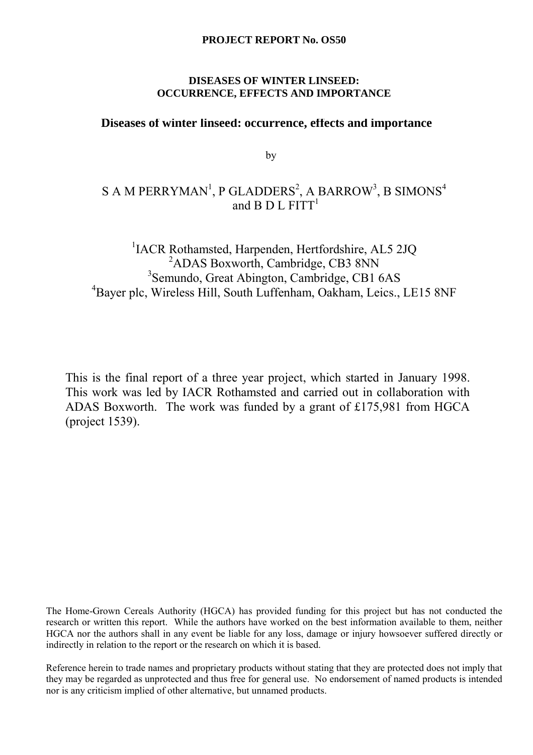**PROJECT REPORT No. OS50**

# DISEASES OF WINTER LINSEED: OCCURRENCE, EFFECTS AND IMPORTANCE

## Diseases of winter linseed: occurrence, effects and importance

by

S A M PERRYMAN[1], P GLADDERS[2], A BARROW[3], B SIMONS[4] and B D L FITT[1]

[1]IACR Rothamsted, Harpenden, Hertfordshire, AL5 2JQ
[2]ADAS Boxworth, Cambridge, CB3 8NN
[3]Semundo, Great Abington, Cambridge, CB1 6AS
[4]Bayer plc, Wireless Hill, South Luffenham, Oakham, Leics., LE15 8NF

This is the final report of a three year project, which started in January 1998. This work was led by IACR Rothamsted and carried out in collaboration with ADAS Boxworth. The work was funded by a grant of £175,981 from HGCA (project 1539).

The Home-Grown Cereals Authority (HGCA) has provided funding for this project but has not conducted the research or written this report. While the authors have worked on the best information available to them, neither HGCA nor the authors shall in any event be liable for any loss, damage or injury howsoever suffered directly or indirectly in relation to the report or the research on which it is based.

Reference herein to trade names and proprietary products without stating that they are protected does not imply that they may be regarded as unprotected and thus free for general use. No endorsement of named products is intended nor is any criticism implied of other alternative, but unnamed products.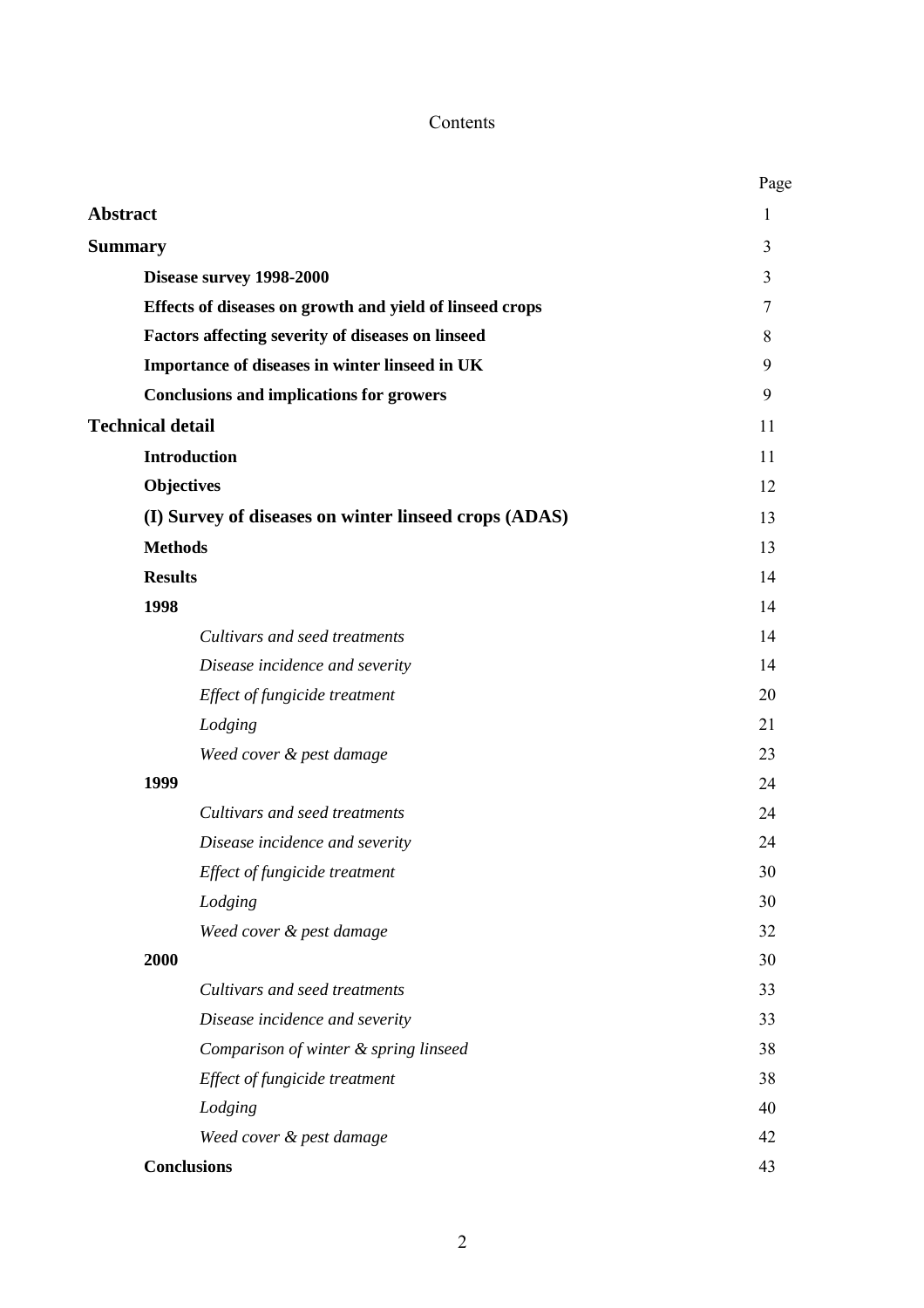# Contents

| | Page |
|---|---|
| **Abstract** | 1 |
| **Summary** | 3 |
| **Disease survey 1998-2000** | 3 |
| **Effects of diseases on growth and yield of linseed crops** | 7 |
| **Factors affecting severity of diseases on linseed** | 8 |
| **Importance of diseases in winter linseed in UK** | 9 |
| **Conclusions and implications for growers** | 9 |
| **Technical detail** | 11 |
| **Introduction** | 11 |
| **Objectives** | 12 |
| **(I) Survey of diseases on winter linseed crops (ADAS)** | 13 |
| **Methods** | 13 |
| **Results** | 14 |
| **1998** | 14 |
| *Cultivars and seed treatments* | 14 |
| *Disease incidence and severity* | 14 |
| *Effect of fungicide treatment* | 20 |
| *Lodging* | 21 |
| *Weed cover & pest damage* | 23 |
| **1999** | 24 |
| *Cultivars and seed treatments* | 24 |
| *Disease incidence and severity* | 24 |
| *Effect of fungicide treatment* | 30 |
| *Lodging* | 30 |
| *Weed cover & pest damage* | 32 |
| **2000** | 30 |
| *Cultivars and seed treatments* | 33 |
| *Disease incidence and severity* | 33 |
| *Comparison of winter & spring linseed* | 38 |
| *Effect of fungicide treatment* | 38 |
| *Lodging* | 40 |
| *Weed cover & pest damage* | 42 |
| **Conclusions** | 43 |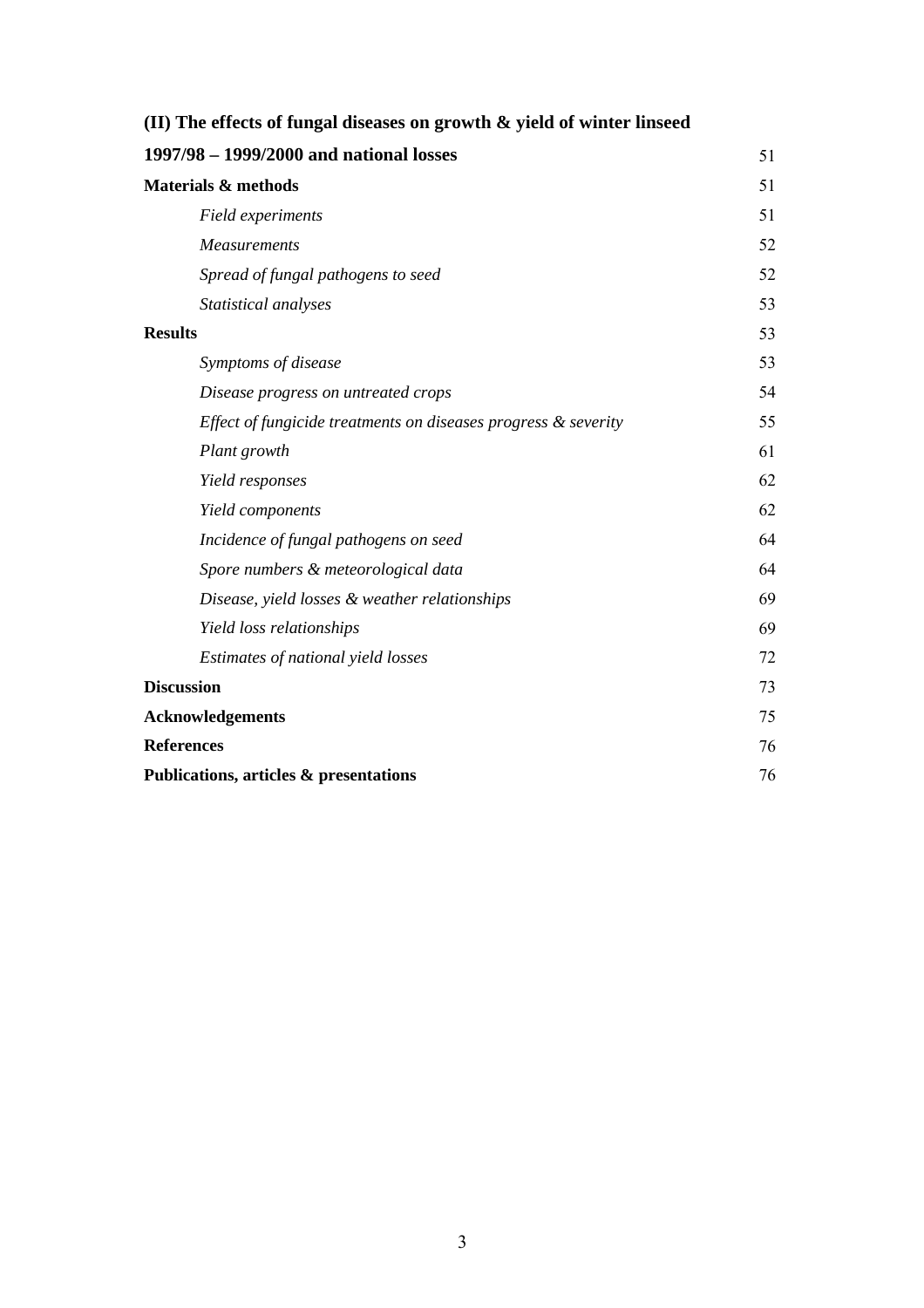**(II) The effects of fungal diseases on growth & yield of winter linseed 1997/98 – 1999/2000 and national losses** 51

**Materials & methods** 51

*Field experiments* 51

*Measurements* 52

*Spread of fungal pathogens to seed* 52

*Statistical analyses* 53

**Results** 53

*Symptoms of disease* 53

*Disease progress on untreated crops* 54

*Effect of fungicide treatments on diseases progress & severity* 55

*Plant growth* 61

*Yield responses* 62

*Yield components* 62

*Incidence of fungal pathogens on seed* 64

*Spore numbers & meteorological data* 64

*Disease, yield losses & weather relationships* 69

*Yield loss relationships* 69

*Estimates of national yield losses* 72

**Discussion** 73

**Acknowledgements** 75

**References** 76

**Publications, articles & presentations** 76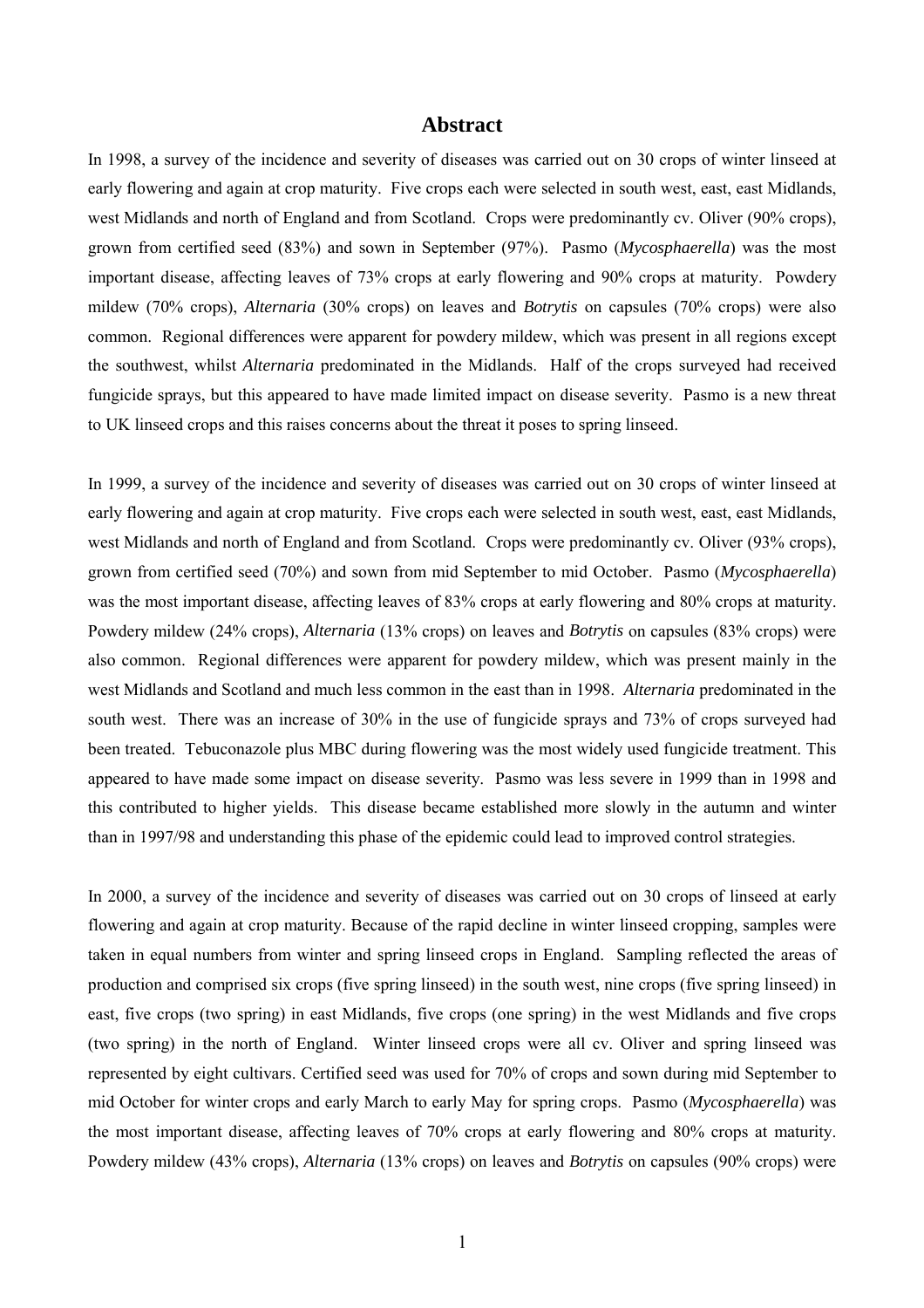# Abstract

In 1998, a survey of the incidence and severity of diseases was carried out on 30 crops of winter linseed at early flowering and again at crop maturity. Five crops each were selected in south west, east, east Midlands, west Midlands and north of England and from Scotland. Crops were predominantly cv. Oliver (90% crops), grown from certified seed (83%) and sown in September (97%). Pasmo (*Mycosphaerella*) was the most important disease, affecting leaves of 73% crops at early flowering and 90% crops at maturity. Powdery mildew (70% crops), *Alternaria* (30% crops) on leaves and *Botrytis* on capsules (70% crops) were also common. Regional differences were apparent for powdery mildew, which was present in all regions except the southwest, whilst *Alternaria* predominated in the Midlands. Half of the crops surveyed had received fungicide sprays, but this appeared to have made limited impact on disease severity. Pasmo is a new threat to UK linseed crops and this raises concerns about the threat it poses to spring linseed.

In 1999, a survey of the incidence and severity of diseases was carried out on 30 crops of winter linseed at early flowering and again at crop maturity. Five crops each were selected in south west, east, east Midlands, west Midlands and north of England and from Scotland. Crops were predominantly cv. Oliver (93% crops), grown from certified seed (70%) and sown from mid September to mid October. Pasmo (*Mycosphaerella*) was the most important disease, affecting leaves of 83% crops at early flowering and 80% crops at maturity. Powdery mildew (24% crops), *Alternaria* (13% crops) on leaves and *Botrytis* on capsules (83% crops) were also common. Regional differences were apparent for powdery mildew, which was present mainly in the west Midlands and Scotland and much less common in the east than in 1998. *Alternaria* predominated in the south west. There was an increase of 30% in the use of fungicide sprays and 73% of crops surveyed had been treated. Tebuconazole plus MBC during flowering was the most widely used fungicide treatment. This appeared to have made some impact on disease severity. Pasmo was less severe in 1999 than in 1998 and this contributed to higher yields. This disease became established more slowly in the autumn and winter than in 1997/98 and understanding this phase of the epidemic could lead to improved control strategies.

In 2000, a survey of the incidence and severity of diseases was carried out on 30 crops of linseed at early flowering and again at crop maturity. Because of the rapid decline in winter linseed cropping, samples were taken in equal numbers from winter and spring linseed crops in England. Sampling reflected the areas of production and comprised six crops (five spring linseed) in the south west, nine crops (five spring linseed) in east, five crops (two spring) in east Midlands, five crops (one spring) in the west Midlands and five crops (two spring) in the north of England. Winter linseed crops were all cv. Oliver and spring linseed was represented by eight cultivars. Certified seed was used for 70% of crops and sown during mid September to mid October for winter crops and early March to early May for spring crops. Pasmo (*Mycosphaerella*) was the most important disease, affecting leaves of 70% crops at early flowering and 80% crops at maturity. Powdery mildew (43% crops), *Alternaria* (13% crops) on leaves and *Botrytis* on capsules (90% crops) were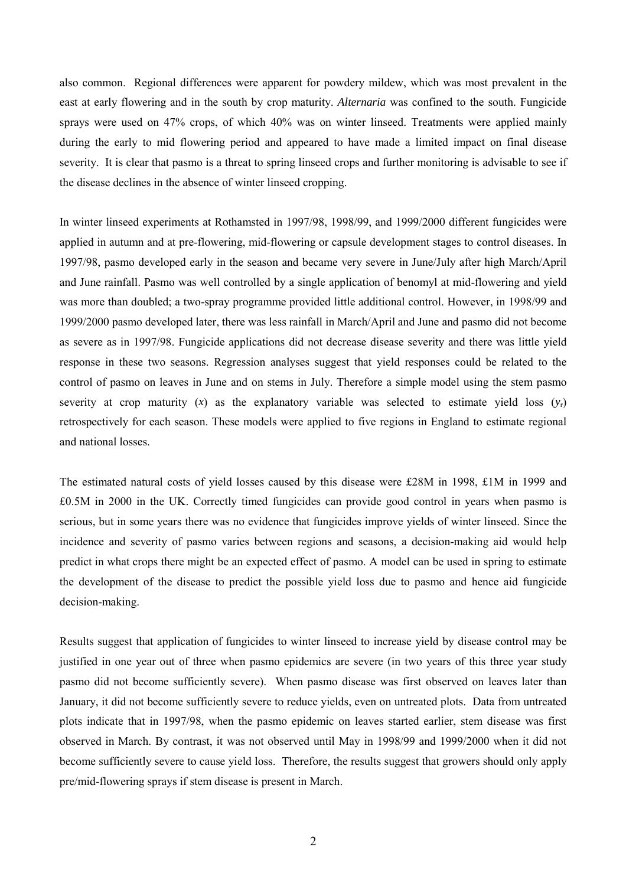also common. Regional differences were apparent for powdery mildew, which was most prevalent in the east at early flowering and in the south by crop maturity. *Alternaria* was confined to the south. Fungicide sprays were used on 47% crops, of which 40% was on winter linseed. Treatments were applied mainly during the early to mid flowering period and appeared to have made a limited impact on final disease severity. It is clear that pasmo is a threat to spring linseed crops and further monitoring is advisable to see if the disease declines in the absence of winter linseed cropping.

In winter linseed experiments at Rothamsted in 1997/98, 1998/99, and 1999/2000 different fungicides were applied in autumn and at pre-flowering, mid-flowering or capsule development stages to control diseases. In 1997/98, pasmo developed early in the season and became very severe in June/July after high March/April and June rainfall. Pasmo was well controlled by a single application of benomyl at mid-flowering and yield was more than doubled; a two-spray programme provided little additional control. However, in 1998/99 and 1999/2000 pasmo developed later, there was less rainfall in March/April and June and pasmo did not become as severe as in 1997/98. Fungicide applications did not decrease disease severity and there was little yield response in these two seasons. Regression analyses suggest that yield responses could be related to the control of pasmo on leaves in June and on stems in July. Therefore a simple model using the stem pasmo severity at crop maturity ($x$) as the explanatory variable was selected to estimate yield loss ($y_r$) retrospectively for each season. These models were applied to five regions in England to estimate regional and national losses.

The estimated natural costs of yield losses caused by this disease were £28M in 1998, £1M in 1999 and £0.5M in 2000 in the UK. Correctly timed fungicides can provide good control in years when pasmo is serious, but in some years there was no evidence that fungicides improve yields of winter linseed. Since the incidence and severity of pasmo varies between regions and seasons, a decision-making aid would help predict in what crops there might be an expected effect of pasmo. A model can be used in spring to estimate the development of the disease to predict the possible yield loss due to pasmo and hence aid fungicide decision-making.

Results suggest that application of fungicides to winter linseed to increase yield by disease control may be justified in one year out of three when pasmo epidemics are severe (in two years of this three year study pasmo did not become sufficiently severe). When pasmo disease was first observed on leaves later than January, it did not become sufficiently severe to reduce yields, even on untreated plots. Data from untreated plots indicate that in 1997/98, when the pasmo epidemic on leaves started earlier, stem disease was first observed in March. By contrast, it was not observed until May in 1998/99 and 1999/2000 when it did not become sufficiently severe to cause yield loss. Therefore, the results suggest that growers should only apply pre/mid-flowering sprays if stem disease is present in March.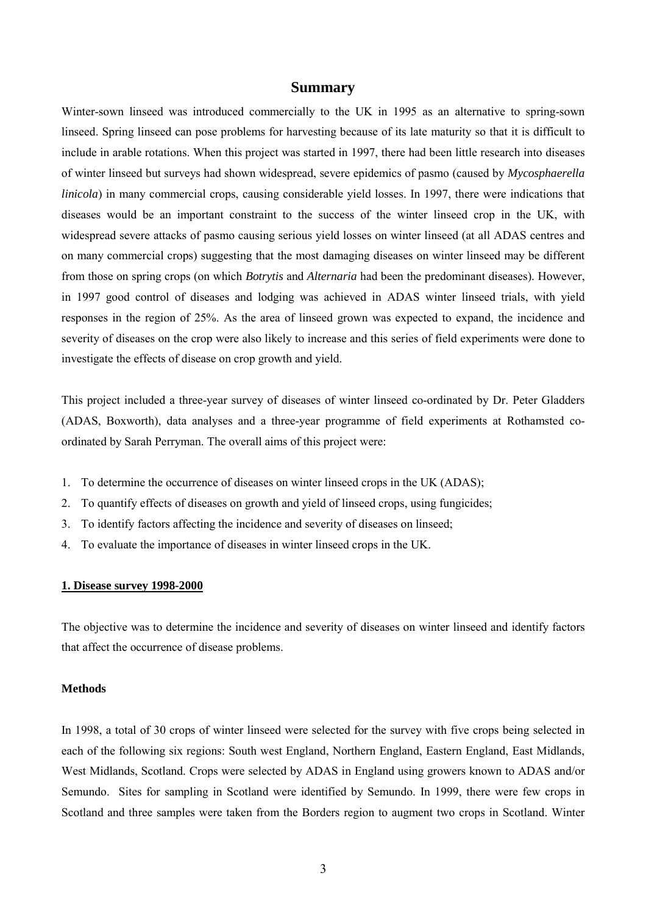## Summary

Winter-sown linseed was introduced commercially to the UK in 1995 as an alternative to spring-sown linseed. Spring linseed can pose problems for harvesting because of its late maturity so that it is difficult to include in arable rotations. When this project was started in 1997, there had been little research into diseases of winter linseed but surveys had shown widespread, severe epidemics of pasmo (caused by *Mycosphaerella linicola*) in many commercial crops, causing considerable yield losses. In 1997, there were indications that diseases would be an important constraint to the success of the winter linseed crop in the UK, with widespread severe attacks of pasmo causing serious yield losses on winter linseed (at all ADAS centres and on many commercial crops) suggesting that the most damaging diseases on winter linseed may be different from those on spring crops (on which *Botrytis* and *Alternaria* had been the predominant diseases). However, in 1997 good control of diseases and lodging was achieved in ADAS winter linseed trials, with yield responses in the region of 25%. As the area of linseed grown was expected to expand, the incidence and severity of diseases on the crop were also likely to increase and this series of field experiments were done to investigate the effects of disease on crop growth and yield.

This project included a three-year survey of diseases of winter linseed co-ordinated by Dr. Peter Gladders (ADAS, Boxworth), data analyses and a three-year programme of field experiments at Rothamsted co-ordinated by Sarah Perryman. The overall aims of this project were:

1. To determine the occurrence of diseases on winter linseed crops in the UK (ADAS);
2. To quantify effects of diseases on growth and yield of linseed crops, using fungicides;
3. To identify factors affecting the incidence and severity of diseases on linseed;
4. To evaluate the importance of diseases in winter linseed crops in the UK.

### 1. Disease survey 1998-2000

The objective was to determine the incidence and severity of diseases on winter linseed and identify factors that affect the occurrence of disease problems.

#### Methods

In 1998, a total of 30 crops of winter linseed were selected for the survey with five crops being selected in each of the following six regions: South west England, Northern England, Eastern England, East Midlands, West Midlands, Scotland. Crops were selected by ADAS in England using growers known to ADAS and/or Semundo. Sites for sampling in Scotland were identified by Semundo. In 1999, there were few crops in Scotland and three samples were taken from the Borders region to augment two crops in Scotland. Winter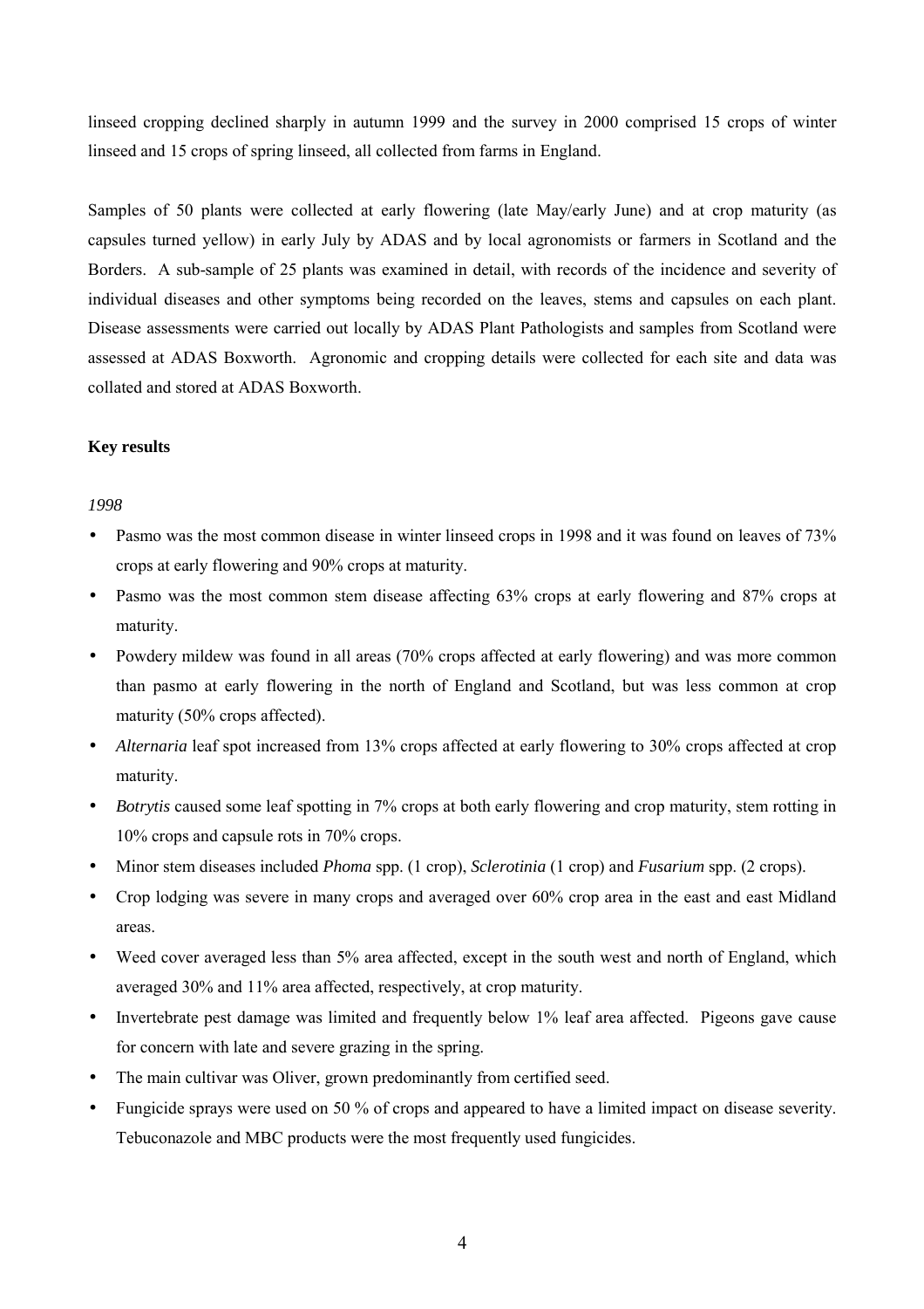linseed cropping declined sharply in autumn 1999 and the survey in 2000 comprised 15 crops of winter linseed and 15 crops of spring linseed, all collected from farms in England.

Samples of 50 plants were collected at early flowering (late May/early June) and at crop maturity (as capsules turned yellow) in early July by ADAS and by local agronomists or farmers in Scotland and the Borders. A sub-sample of 25 plants was examined in detail, with records of the incidence and severity of individual diseases and other symptoms being recorded on the leaves, stems and capsules on each plant. Disease assessments were carried out locally by ADAS Plant Pathologists and samples from Scotland were assessed at ADAS Boxworth. Agronomic and cropping details were collected for each site and data was collated and stored at ADAS Boxworth.

**Key results**

*1998*

- Pasmo was the most common disease in winter linseed crops in 1998 and it was found on leaves of 73% crops at early flowering and 90% crops at maturity.
- Pasmo was the most common stem disease affecting 63% crops at early flowering and 87% crops at maturity.
- Powdery mildew was found in all areas (70% crops affected at early flowering) and was more common than pasmo at early flowering in the north of England and Scotland, but was less common at crop maturity (50% crops affected).
- *Alternaria* leaf spot increased from 13% crops affected at early flowering to 30% crops affected at crop maturity.
- *Botrytis* caused some leaf spotting in 7% crops at both early flowering and crop maturity, stem rotting in 10% crops and capsule rots in 70% crops.
- Minor stem diseases included *Phoma* spp. (1 crop), *Sclerotinia* (1 crop) and *Fusarium* spp. (2 crops).
- Crop lodging was severe in many crops and averaged over 60% crop area in the east and east Midland areas.
- Weed cover averaged less than 5% area affected, except in the south west and north of England, which averaged 30% and 11% area affected, respectively, at crop maturity.
- Invertebrate pest damage was limited and frequently below 1% leaf area affected. Pigeons gave cause for concern with late and severe grazing in the spring.
- The main cultivar was Oliver, grown predominantly from certified seed.
- Fungicide sprays were used on 50 % of crops and appeared to have a limited impact on disease severity. Tebuconazole and MBC products were the most frequently used fungicides.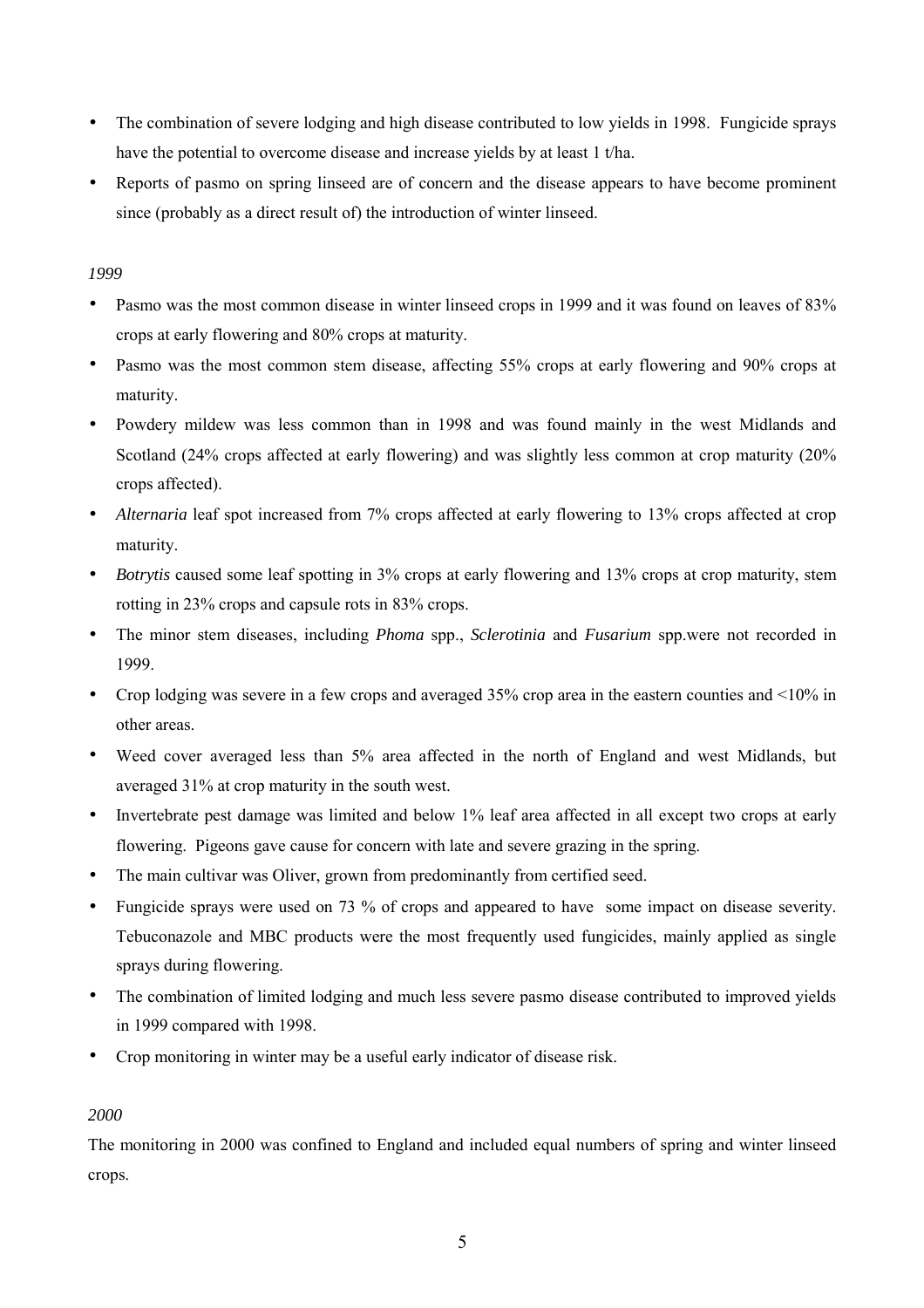- The combination of severe lodging and high disease contributed to low yields in 1998. Fungicide sprays have the potential to overcome disease and increase yields by at least 1 t/ha.
- Reports of pasmo on spring linseed are of concern and the disease appears to have become prominent since (probably as a direct result of) the introduction of winter linseed.

*1999*

- Pasmo was the most common disease in winter linseed crops in 1999 and it was found on leaves of 83% crops at early flowering and 80% crops at maturity.
- Pasmo was the most common stem disease, affecting 55% crops at early flowering and 90% crops at maturity.
- Powdery mildew was less common than in 1998 and was found mainly in the west Midlands and Scotland (24% crops affected at early flowering) and was slightly less common at crop maturity (20% crops affected).
- *Alternaria* leaf spot increased from 7% crops affected at early flowering to 13% crops affected at crop maturity.
- *Botrytis* caused some leaf spotting in 3% crops at early flowering and 13% crops at crop maturity, stem rotting in 23% crops and capsule rots in 83% crops.
- The minor stem diseases, including *Phoma* spp., *Sclerotinia* and *Fusarium* spp.were not recorded in 1999.
- Crop lodging was severe in a few crops and averaged 35% crop area in the eastern counties and <10% in other areas.
- Weed cover averaged less than 5% area affected in the north of England and west Midlands, but averaged 31% at crop maturity in the south west.
- Invertebrate pest damage was limited and below 1% leaf area affected in all except two crops at early flowering. Pigeons gave cause for concern with late and severe grazing in the spring.
- The main cultivar was Oliver, grown from predominantly from certified seed.
- Fungicide sprays were used on 73 % of crops and appeared to have some impact on disease severity. Tebuconazole and MBC products were the most frequently used fungicides, mainly applied as single sprays during flowering.
- The combination of limited lodging and much less severe pasmo disease contributed to improved yields in 1999 compared with 1998.
- Crop monitoring in winter may be a useful early indicator of disease risk.

*2000*

The monitoring in 2000 was confined to England and included equal numbers of spring and winter linseed crops.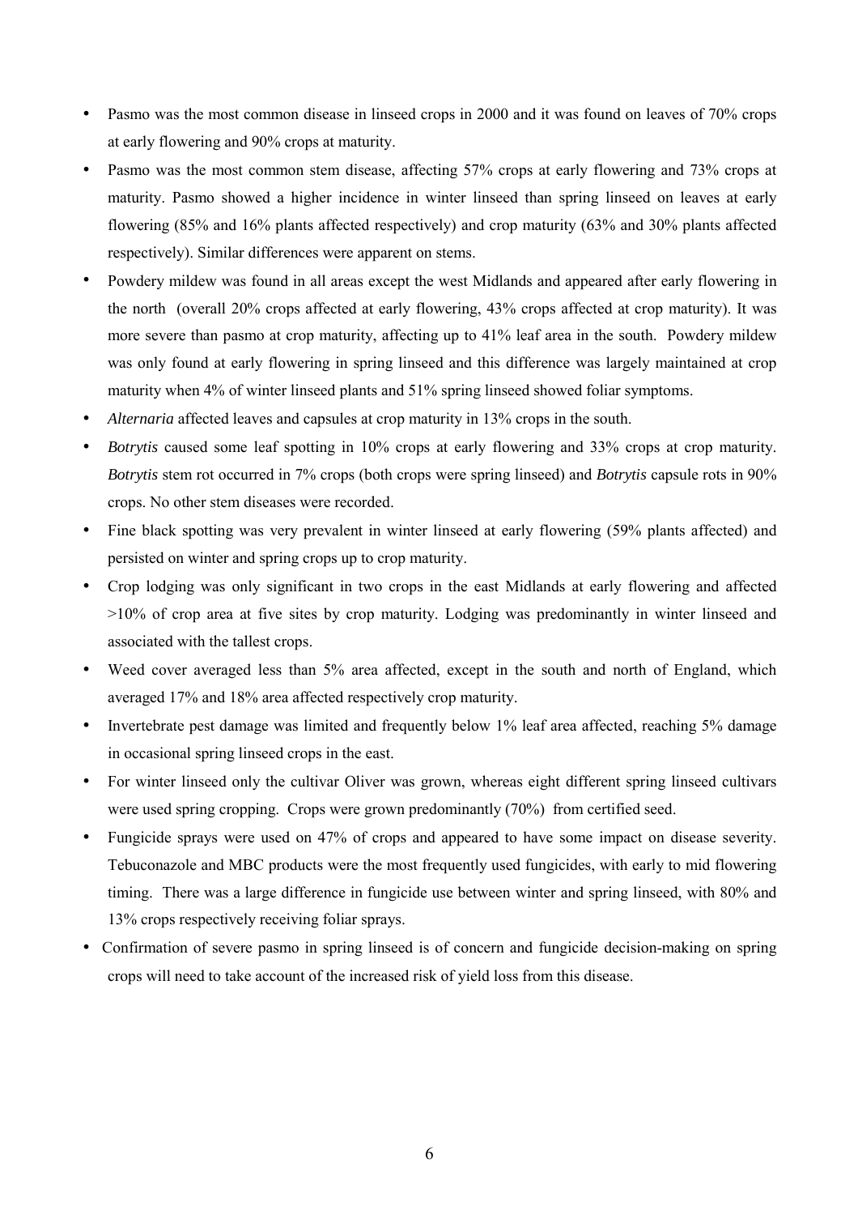- Pasmo was the most common disease in linseed crops in 2000 and it was found on leaves of 70% crops at early flowering and 90% crops at maturity.
- Pasmo was the most common stem disease, affecting 57% crops at early flowering and 73% crops at maturity. Pasmo showed a higher incidence in winter linseed than spring linseed on leaves at early flowering (85% and 16% plants affected respectively) and crop maturity (63% and 30% plants affected respectively). Similar differences were apparent on stems.
- Powdery mildew was found in all areas except the west Midlands and appeared after early flowering in the north (overall 20% crops affected at early flowering, 43% crops affected at crop maturity). It was more severe than pasmo at crop maturity, affecting up to 41% leaf area in the south. Powdery mildew was only found at early flowering in spring linseed and this difference was largely maintained at crop maturity when 4% of winter linseed plants and 51% spring linseed showed foliar symptoms.
- *Alternaria* affected leaves and capsules at crop maturity in 13% crops in the south.
- *Botrytis* caused some leaf spotting in 10% crops at early flowering and 33% crops at crop maturity. *Botrytis* stem rot occurred in 7% crops (both crops were spring linseed) and *Botrytis* capsule rots in 90% crops. No other stem diseases were recorded.
- Fine black spotting was very prevalent in winter linseed at early flowering (59% plants affected) and persisted on winter and spring crops up to crop maturity.
- Crop lodging was only significant in two crops in the east Midlands at early flowering and affected >10% of crop area at five sites by crop maturity. Lodging was predominantly in winter linseed and associated with the tallest crops.
- Weed cover averaged less than 5% area affected, except in the south and north of England, which averaged 17% and 18% area affected respectively crop maturity.
- Invertebrate pest damage was limited and frequently below 1% leaf area affected, reaching 5% damage in occasional spring linseed crops in the east.
- For winter linseed only the cultivar Oliver was grown, whereas eight different spring linseed cultivars were used spring cropping. Crops were grown predominantly (70%) from certified seed.
- Fungicide sprays were used on 47% of crops and appeared to have some impact on disease severity. Tebuconazole and MBC products were the most frequently used fungicides, with early to mid flowering timing. There was a large difference in fungicide use between winter and spring linseed, with 80% and 13% crops respectively receiving foliar sprays.
- Confirmation of severe pasmo in spring linseed is of concern and fungicide decision-making on spring crops will need to take account of the increased risk of yield loss from this disease.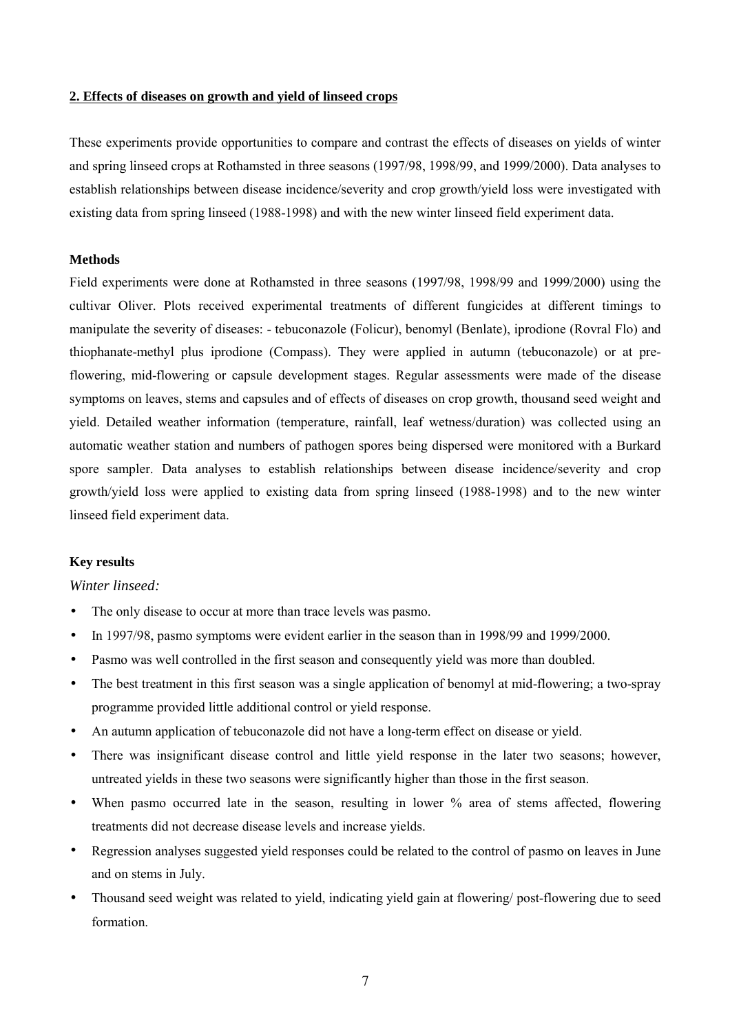## 2. Effects of diseases on growth and yield of linseed crops

These experiments provide opportunities to compare and contrast the effects of diseases on yields of winter and spring linseed crops at Rothamsted in three seasons (1997/98, 1998/99, and 1999/2000). Data analyses to establish relationships between disease incidence/severity and crop growth/yield loss were investigated with existing data from spring linseed (1988-1998) and with the new winter linseed field experiment data.

### Methods

Field experiments were done at Rothamsted in three seasons (1997/98, 1998/99 and 1999/2000) using the cultivar Oliver. Plots received experimental treatments of different fungicides at different timings to manipulate the severity of diseases: - tebuconazole (Folicur), benomyl (Benlate), iprodione (Rovral Flo) and thiophanate-methyl plus iprodione (Compass). They were applied in autumn (tebuconazole) or at pre-flowering, mid-flowering or capsule development stages. Regular assessments were made of the disease symptoms on leaves, stems and capsules and of effects of diseases on crop growth, thousand seed weight and yield. Detailed weather information (temperature, rainfall, leaf wetness/duration) was collected using an automatic weather station and numbers of pathogen spores being dispersed were monitored with a Burkard spore sampler. Data analyses to establish relationships between disease incidence/severity and crop growth/yield loss were applied to existing data from spring linseed (1988-1998) and to the new winter linseed field experiment data.

### Key results

*Winter linseed:*

- The only disease to occur at more than trace levels was pasmo.
- In 1997/98, pasmo symptoms were evident earlier in the season than in 1998/99 and 1999/2000.
- Pasmo was well controlled in the first season and consequently yield was more than doubled.
- The best treatment in this first season was a single application of benomyl at mid-flowering; a two-spray programme provided little additional control or yield response.
- An autumn application of tebuconazole did not have a long-term effect on disease or yield.
- There was insignificant disease control and little yield response in the later two seasons; however, untreated yields in these two seasons were significantly higher than those in the first season.
- When pasmo occurred late in the season, resulting in lower % area of stems affected, flowering treatments did not decrease disease levels and increase yields.
- Regression analyses suggested yield responses could be related to the control of pasmo on leaves in June and on stems in July.
- Thousand seed weight was related to yield, indicating yield gain at flowering/ post-flowering due to seed formation.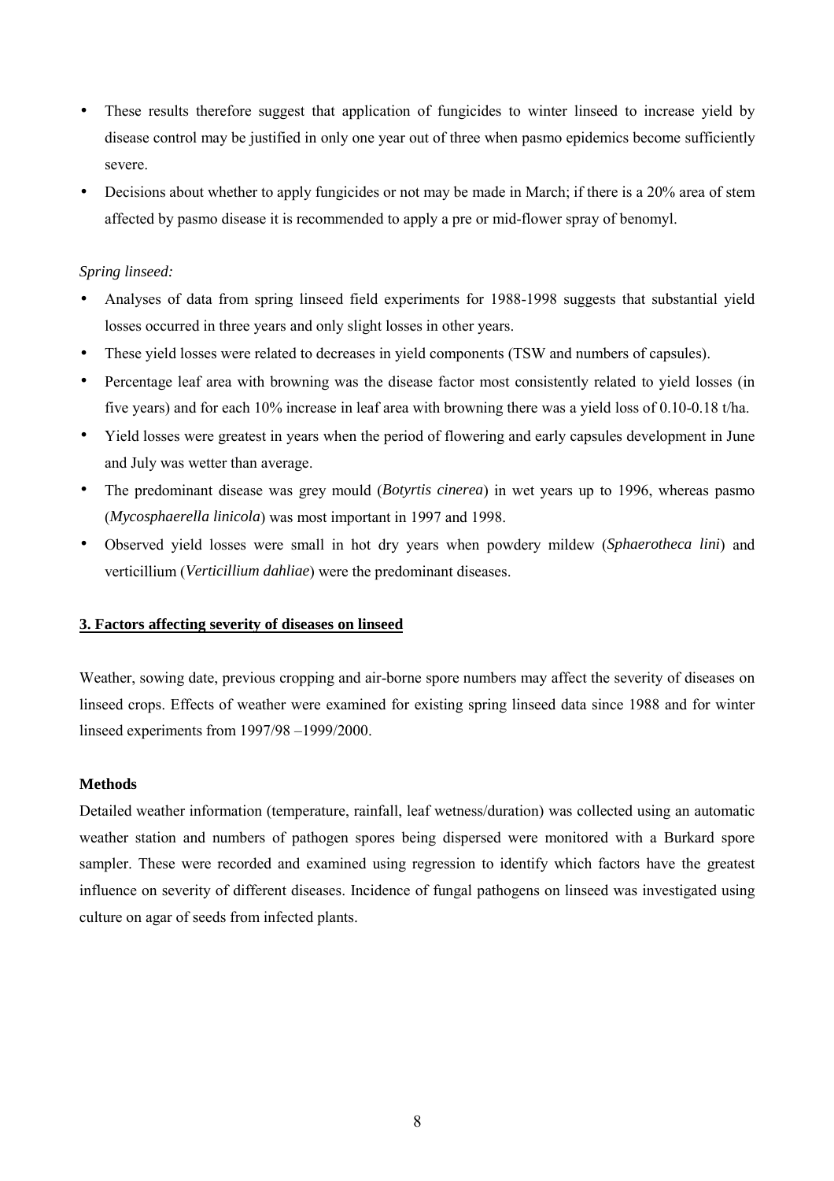- These results therefore suggest that application of fungicides to winter linseed to increase yield by disease control may be justified in only one year out of three when pasmo epidemics become sufficiently severe.
- Decisions about whether to apply fungicides or not may be made in March; if there is a 20% area of stem affected by pasmo disease it is recommended to apply a pre or mid-flower spray of benomyl.

*Spring linseed:*

- Analyses of data from spring linseed field experiments for 1988-1998 suggests that substantial yield losses occurred in three years and only slight losses in other years.
- These yield losses were related to decreases in yield components (TSW and numbers of capsules).
- Percentage leaf area with browning was the disease factor most consistently related to yield losses (in five years) and for each 10% increase in leaf area with browning there was a yield loss of 0.10-0.18 t/ha.
- Yield losses were greatest in years when the period of flowering and early capsules development in June and July was wetter than average.
- The predominant disease was grey mould (*Botyrtis cinerea*) in wet years up to 1996, whereas pasmo (*Mycosphaerella linicola*) was most important in 1997 and 1998.
- Observed yield losses were small in hot dry years when powdery mildew (*Sphaerotheca lini*) and verticillium (*Verticillium dahliae*) were the predominant diseases.

## 3. Factors affecting severity of diseases on linseed

Weather, sowing date, previous cropping and air-borne spore numbers may affect the severity of diseases on linseed crops. Effects of weather were examined for existing spring linseed data since 1988 and for winter linseed experiments from 1997/98 –1999/2000.

### Methods

Detailed weather information (temperature, rainfall, leaf wetness/duration) was collected using an automatic weather station and numbers of pathogen spores being dispersed were monitored with a Burkard spore sampler. These were recorded and examined using regression to identify which factors have the greatest influence on severity of different diseases. Incidence of fungal pathogens on linseed was investigated using culture on agar of seeds from infected plants.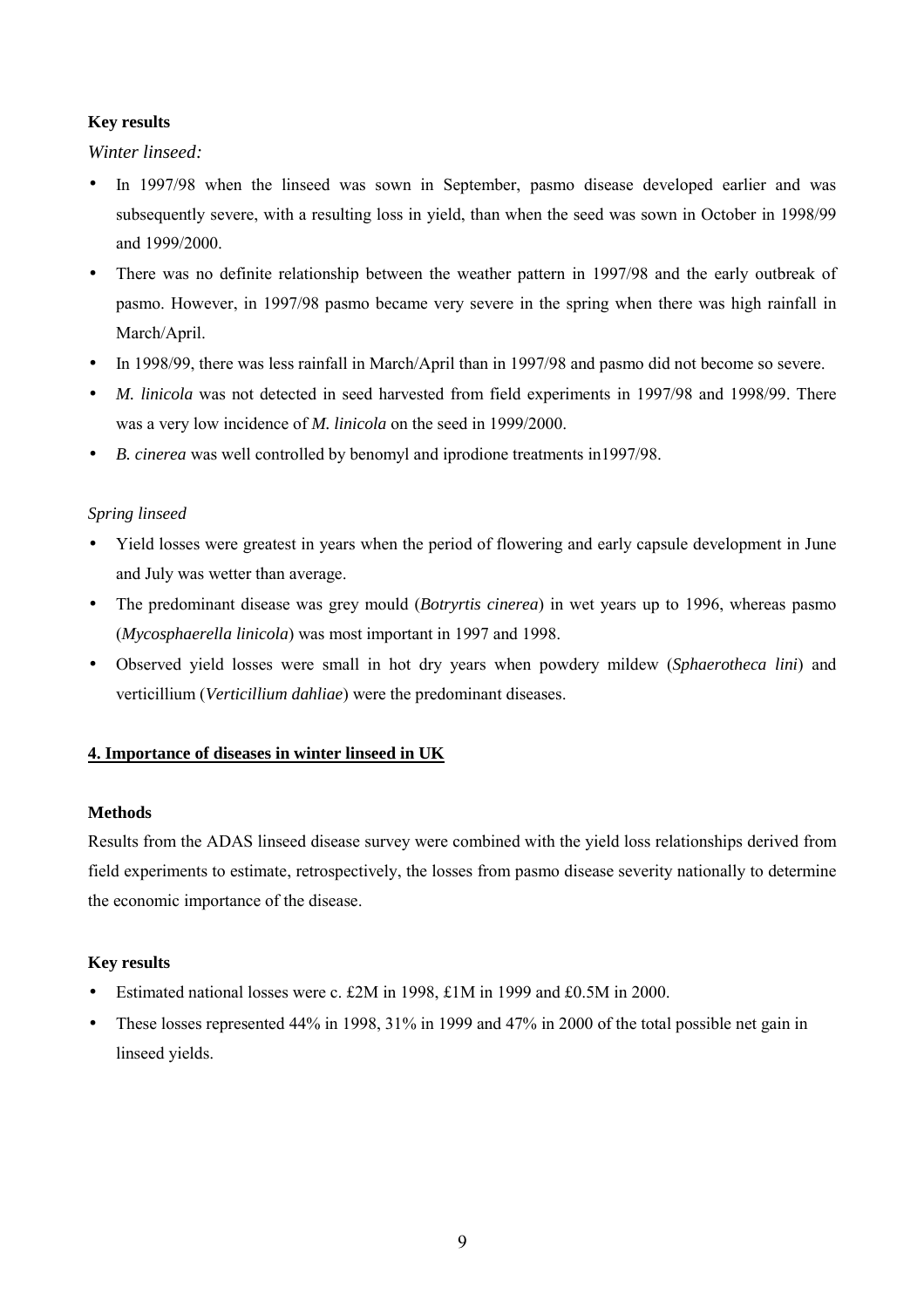**Key results**

*Winter linseed:*

- In 1997/98 when the linseed was sown in September, pasmo disease developed earlier and was subsequently severe, with a resulting loss in yield, than when the seed was sown in October in 1998/99 and 1999/2000.
- There was no definite relationship between the weather pattern in 1997/98 and the early outbreak of pasmo. However, in 1997/98 pasmo became very severe in the spring when there was high rainfall in March/April.
- In 1998/99, there was less rainfall in March/April than in 1997/98 and pasmo did not become so severe.
- *M. linicola* was not detected in seed harvested from field experiments in 1997/98 and 1998/99. There was a very low incidence of *M. linicola* on the seed in 1999/2000.
- *B. cinerea* was well controlled by benomyl and iprodione treatments in1997/98.

*Spring linseed*

- Yield losses were greatest in years when the period of flowering and early capsule development in June and July was wetter than average.
- The predominant disease was grey mould (*Botryrtis cinerea*) in wet years up to 1996, whereas pasmo (*Mycosphaerella linicola*) was most important in 1997 and 1998.
- Observed yield losses were small in hot dry years when powdery mildew (*Sphaerotheca lini*) and verticillium (*Verticillium dahliae*) were the predominant diseases.

## 4. Importance of diseases in winter linseed in UK

**Methods**

Results from the ADAS linseed disease survey were combined with the yield loss relationships derived from field experiments to estimate, retrospectively, the losses from pasmo disease severity nationally to determine the economic importance of the disease.

**Key results**

- Estimated national losses were c. £2M in 1998, £1M in 1999 and £0.5M in 2000.
- These losses represented 44% in 1998, 31% in 1999 and 47% in 2000 of the total possible net gain in linseed yields.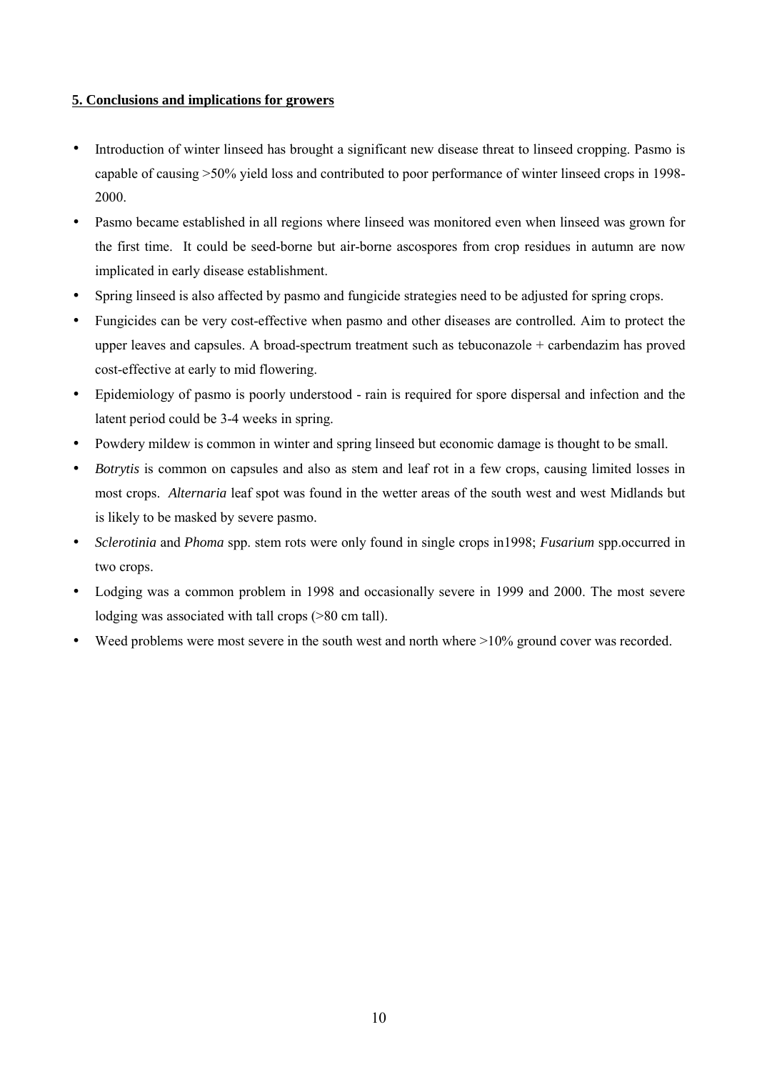## **5. Conclusions and implications for growers**

- Introduction of winter linseed has brought a significant new disease threat to linseed cropping. Pasmo is capable of causing >50% yield loss and contributed to poor performance of winter linseed crops in 1998-2000.
- Pasmo became established in all regions where linseed was monitored even when linseed was grown for the first time. It could be seed-borne but air-borne ascospores from crop residues in autumn are now implicated in early disease establishment.
- Spring linseed is also affected by pasmo and fungicide strategies need to be adjusted for spring crops.
- Fungicides can be very cost-effective when pasmo and other diseases are controlled. Aim to protect the upper leaves and capsules. A broad-spectrum treatment such as tebuconazole + carbendazim has proved cost-effective at early to mid flowering.
- Epidemiology of pasmo is poorly understood - rain is required for spore dispersal and infection and the latent period could be 3-4 weeks in spring.
- Powdery mildew is common in winter and spring linseed but economic damage is thought to be small.
- *Botrytis* is common on capsules and also as stem and leaf rot in a few crops, causing limited losses in most crops. *Alternaria* leaf spot was found in the wetter areas of the south west and west Midlands but is likely to be masked by severe pasmo.
- *Sclerotinia* and *Phoma* spp. stem rots were only found in single crops in1998; *Fusarium* spp.occurred in two crops.
- Lodging was a common problem in 1998 and occasionally severe in 1999 and 2000. The most severe lodging was associated with tall crops (>80 cm tall).
- Weed problems were most severe in the south west and north where >10% ground cover was recorded.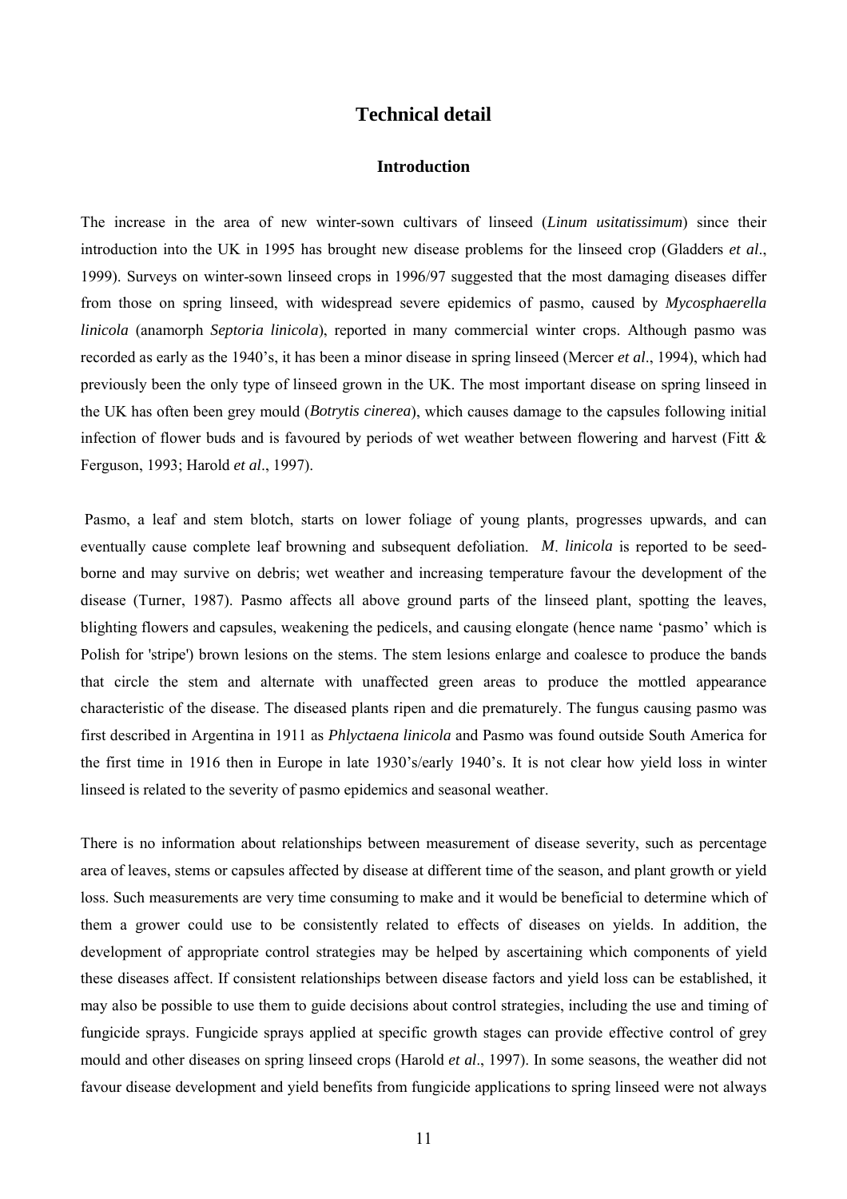# Technical detail

## Introduction

The increase in the area of new winter-sown cultivars of linseed (*Linum usitatissimum*) since their introduction into the UK in 1995 has brought new disease problems for the linseed crop (Gladders *et al*., 1999). Surveys on winter-sown linseed crops in 1996/97 suggested that the most damaging diseases differ from those on spring linseed, with widespread severe epidemics of pasmo, caused by *Mycosphaerella linicola* (anamorph *Septoria linicola*), reported in many commercial winter crops. Although pasmo was recorded as early as the 1940's, it has been a minor disease in spring linseed (Mercer *et al*., 1994), which had previously been the only type of linseed grown in the UK. The most important disease on spring linseed in the UK has often been grey mould (*Botrytis cinerea*), which causes damage to the capsules following initial infection of flower buds and is favoured by periods of wet weather between flowering and harvest (Fitt & Ferguson, 1993; Harold *et al*., 1997).

Pasmo, a leaf and stem blotch, starts on lower foliage of young plants, progresses upwards, and can eventually cause complete leaf browning and subsequent defoliation. *M. linicola* is reported to be seed-borne and may survive on debris; wet weather and increasing temperature favour the development of the disease (Turner, 1987). Pasmo affects all above ground parts of the linseed plant, spotting the leaves, blighting flowers and capsules, weakening the pedicels, and causing elongate (hence name 'pasmo' which is Polish for 'stripe') brown lesions on the stems. The stem lesions enlarge and coalesce to produce the bands that circle the stem and alternate with unaffected green areas to produce the mottled appearance characteristic of the disease. The diseased plants ripen and die prematurely. The fungus causing pasmo was first described in Argentina in 1911 as *Phlyctaena linicola* and Pasmo was found outside South America for the first time in 1916 then in Europe in late 1930's/early 1940's. It is not clear how yield loss in winter linseed is related to the severity of pasmo epidemics and seasonal weather.

There is no information about relationships between measurement of disease severity, such as percentage area of leaves, stems or capsules affected by disease at different time of the season, and plant growth or yield loss. Such measurements are very time consuming to make and it would be beneficial to determine which of them a grower could use to be consistently related to effects of diseases on yields. In addition, the development of appropriate control strategies may be helped by ascertaining which components of yield these diseases affect. If consistent relationships between disease factors and yield loss can be established, it may also be possible to use them to guide decisions about control strategies, including the use and timing of fungicide sprays. Fungicide sprays applied at specific growth stages can provide effective control of grey mould and other diseases on spring linseed crops (Harold *et al*., 1997). In some seasons, the weather did not favour disease development and yield benefits from fungicide applications to spring linseed were not always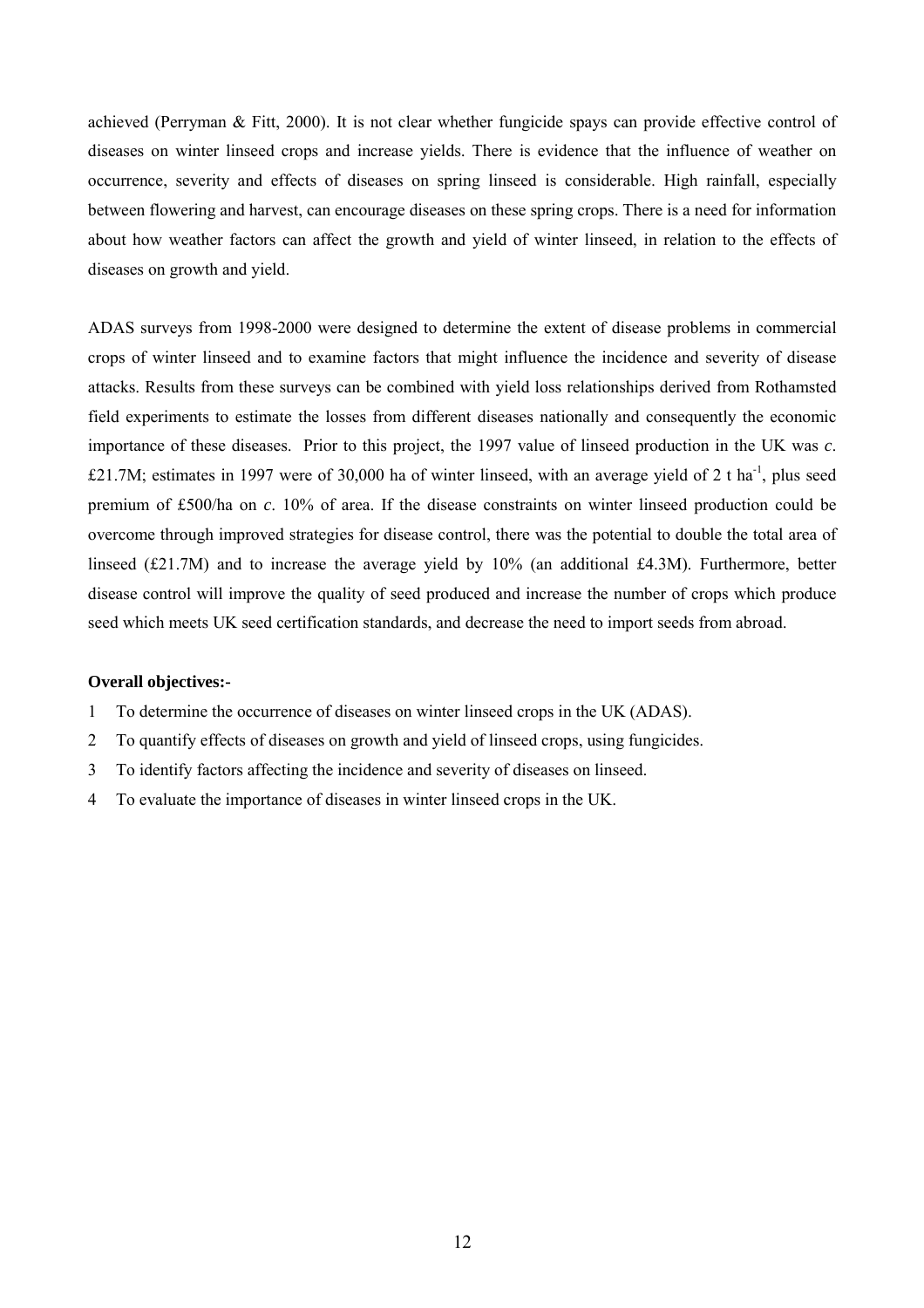achieved (Perryman & Fitt, 2000). It is not clear whether fungicide spays can provide effective control of diseases on winter linseed crops and increase yields. There is evidence that the influence of weather on occurrence, severity and effects of diseases on spring linseed is considerable. High rainfall, especially between flowering and harvest, can encourage diseases on these spring crops. There is a need for information about how weather factors can affect the growth and yield of winter linseed, in relation to the effects of diseases on growth and yield.

ADAS surveys from 1998-2000 were designed to determine the extent of disease problems in commercial crops of winter linseed and to examine factors that might influence the incidence and severity of disease attacks. Results from these surveys can be combined with yield loss relationships derived from Rothamsted field experiments to estimate the losses from different diseases nationally and consequently the economic importance of these diseases. Prior to this project, the 1997 value of linseed production in the UK was *c*. £21.7M; estimates in 1997 were of 30,000 ha of winter linseed, with an average yield of 2 t ha$^{-1}$, plus seed premium of £500/ha on *c*. 10% of area. If the disease constraints on winter linseed production could be overcome through improved strategies for disease control, there was the potential to double the total area of linseed (£21.7M) and to increase the average yield by 10% (an additional £4.3M). Furthermore, better disease control will improve the quality of seed produced and increase the number of crops which produce seed which meets UK seed certification standards, and decrease the need to import seeds from abroad.

**Overall objectives:-**

1 To determine the occurrence of diseases on winter linseed crops in the UK (ADAS).
2 To quantify effects of diseases on growth and yield of linseed crops, using fungicides.
3 To identify factors affecting the incidence and severity of diseases on linseed.
4 To evaluate the importance of diseases in winter linseed crops in the UK.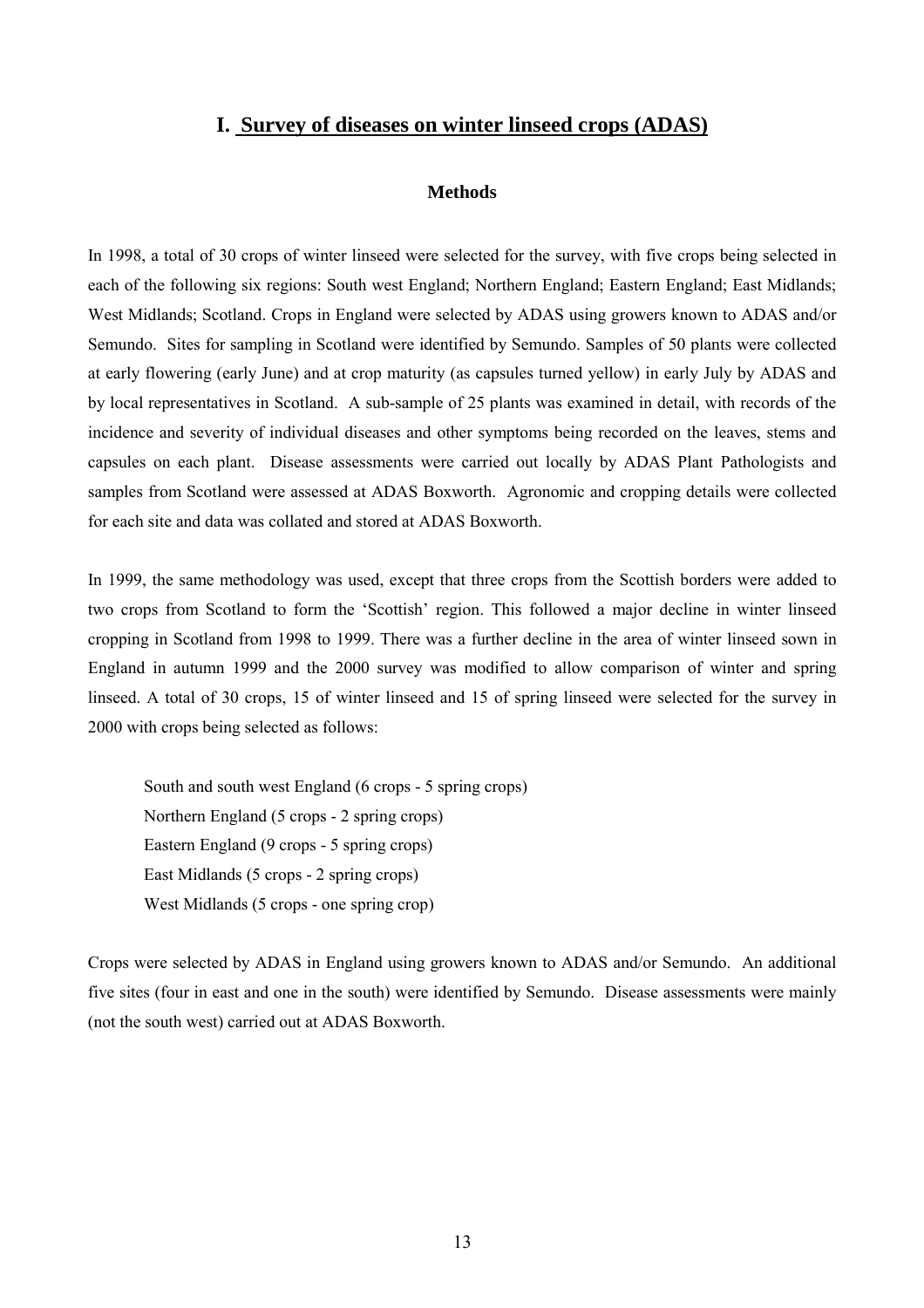# I. Survey of diseases on winter linseed crops (ADAS)

### Methods

In 1998, a total of 30 crops of winter linseed were selected for the survey, with five crops being selected in each of the following six regions: South west England; Northern England; Eastern England; East Midlands; West Midlands; Scotland. Crops in England were selected by ADAS using growers known to ADAS and/or Semundo. Sites for sampling in Scotland were identified by Semundo. Samples of 50 plants were collected at early flowering (early June) and at crop maturity (as capsules turned yellow) in early July by ADAS and by local representatives in Scotland. A sub-sample of 25 plants was examined in detail, with records of the incidence and severity of individual diseases and other symptoms being recorded on the leaves, stems and capsules on each plant. Disease assessments were carried out locally by ADAS Plant Pathologists and samples from Scotland were assessed at ADAS Boxworth. Agronomic and cropping details were collected for each site and data was collated and stored at ADAS Boxworth.

In 1999, the same methodology was used, except that three crops from the Scottish borders were added to two crops from Scotland to form the 'Scottish' region. This followed a major decline in winter linseed cropping in Scotland from 1998 to 1999. There was a further decline in the area of winter linseed sown in England in autumn 1999 and the 2000 survey was modified to allow comparison of winter and spring linseed. A total of 30 crops, 15 of winter linseed and 15 of spring linseed were selected for the survey in 2000 with crops being selected as follows:

South and south west England (6 crops - 5 spring crops)
Northern England (5 crops - 2 spring crops)
Eastern England (9 crops - 5 spring crops)
East Midlands (5 crops - 2 spring crops)
West Midlands (5 crops - one spring crop)

Crops were selected by ADAS in England using growers known to ADAS and/or Semundo. An additional five sites (four in east and one in the south) were identified by Semundo. Disease assessments were mainly (not the south west) carried out at ADAS Boxworth.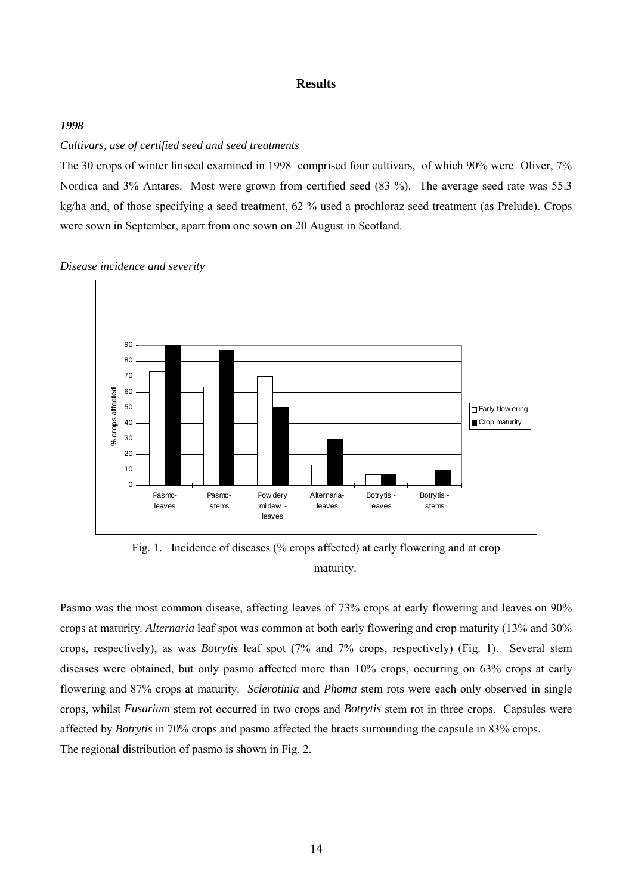# Results

### *1998*

*Cultivars, use of certified seed and seed treatments*

The 30 crops of winter linseed examined in 1998 comprised four cultivars, of which 90% were Oliver, 7% Nordica and 3% Antares. Most were grown from certified seed (83 %). The average seed rate was 55.3 kg/ha and, of those specifying a seed treatment, 62 % used a prochloraz seed treatment (as Prelude). Crops were sown in September, apart from one sown on 20 August in Scotland.

*Disease incidence and severity*

Fig. 1. Incidence of diseases (% crops affected) at early flowering and at crop maturity.

Pasmo was the most common disease, affecting leaves of 73% crops at early flowering and leaves on 90% crops at maturity. *Alternaria* leaf spot was common at both early flowering and crop maturity (13% and 30% crops, respectively), as was *Botrytis* leaf spot (7% and 7% crops, respectively) (Fig. 1). Several stem diseases were obtained, but only pasmo affected more than 10% crops, occurring on 63% crops at early flowering and 87% crops at maturity. *Sclerotinia* and *Phoma* stem rots were each only observed in single crops, whilst *Fusarium* stem rot occurred in two crops and *Botrytis* stem rot in three crops. Capsules were affected by *Botrytis* in 70% crops and pasmo affected the bracts surrounding the capsule in 83% crops.

The regional distribution of pasmo is shown in Fig. 2.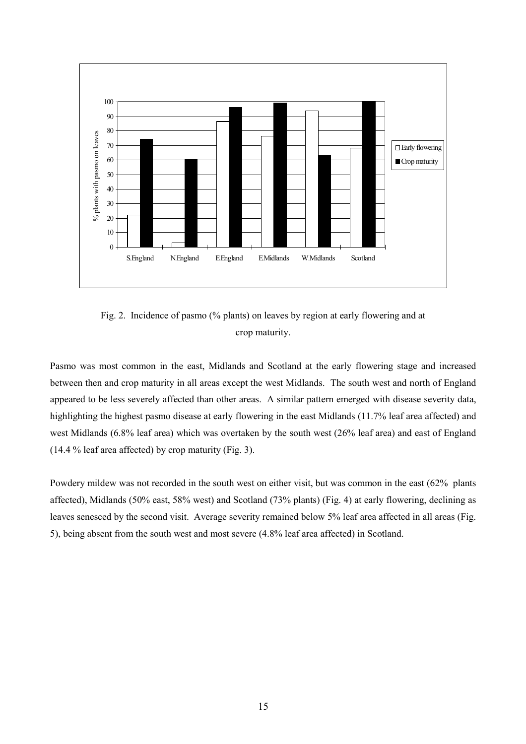Fig. 2. Incidence of pasmo (% plants) on leaves by region at early flowering and at crop maturity.

Pasmo was most common in the east, Midlands and Scotland at the early flowering stage and increased between then and crop maturity in all areas except the west Midlands. The south west and north of England appeared to be less severely affected than other areas. A similar pattern emerged with disease severity data, highlighting the highest pasmo disease at early flowering in the east Midlands (11.7% leaf area affected) and west Midlands (6.8% leaf area) which was overtaken by the south west (26% leaf area) and east of England (14.4 % leaf area affected) by crop maturity (Fig. 3).

Powdery mildew was not recorded in the south west on either visit, but was common in the east (62% plants affected), Midlands (50% east, 58% west) and Scotland (73% plants) (Fig. 4) at early flowering, declining as leaves senesced by the second visit. Average severity remained below 5% leaf area affected in all areas (Fig. 5), being absent from the south west and most severe (4.8% leaf area affected) in Scotland.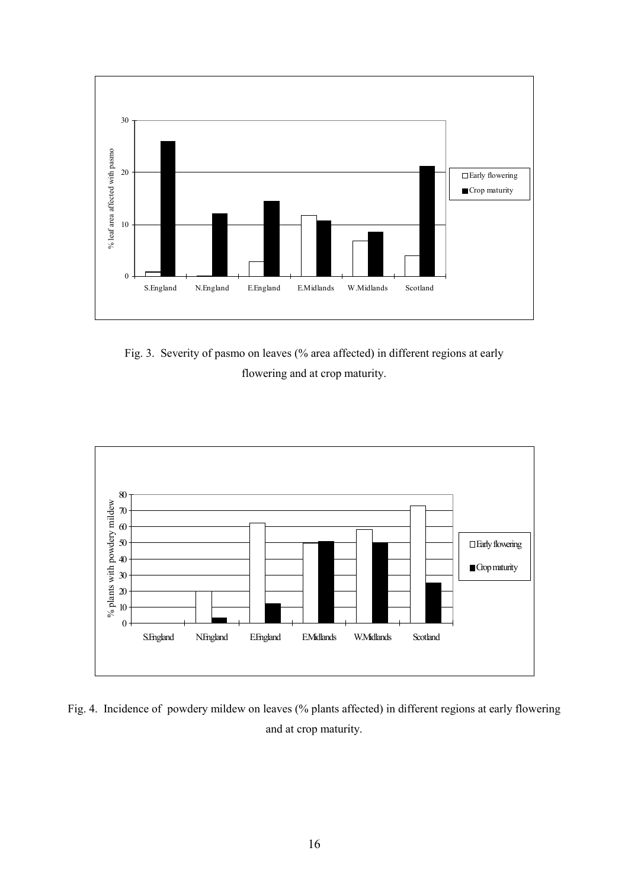Fig. 3. Severity of pasmo on leaves (% area affected) in different regions at early flowering and at crop maturity.

Fig. 4. Incidence of powdery mildew on leaves (% plants affected) in different regions at early flowering and at crop maturity.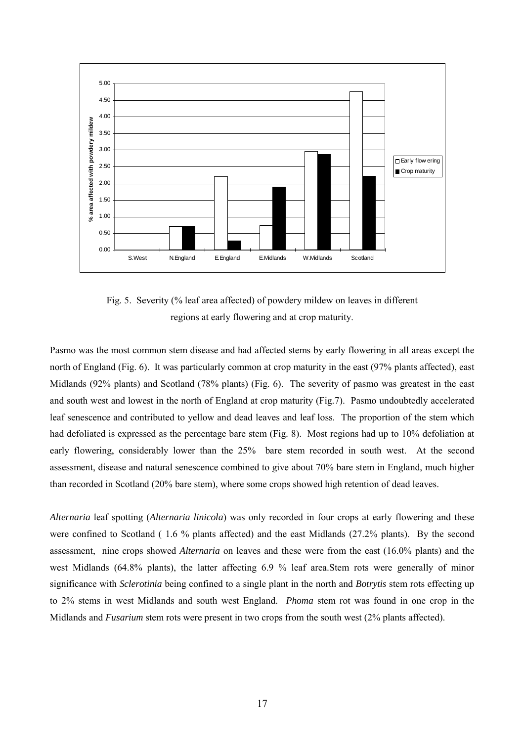Fig. 5. Severity (% leaf area affected) of powdery mildew on leaves in different regions at early flowering and at crop maturity.

Pasmo was the most common stem disease and had affected stems by early flowering in all areas except the north of England (Fig. 6). It was particularly common at crop maturity in the east (97% plants affected), east Midlands (92% plants) and Scotland (78% plants) (Fig. 6). The severity of pasmo was greatest in the east and south west and lowest in the north of England at crop maturity (Fig.7). Pasmo undoubtedly accelerated leaf senescence and contributed to yellow and dead leaves and leaf loss. The proportion of the stem which had defoliated is expressed as the percentage bare stem (Fig. 8). Most regions had up to 10% defoliation at early flowering, considerably lower than the 25% bare stem recorded in south west. At the second assessment, disease and natural senescence combined to give about 70% bare stem in England, much higher than recorded in Scotland (20% bare stem), where some crops showed high retention of dead leaves.

*Alternaria* leaf spotting (*Alternaria linicola*) was only recorded in four crops at early flowering and these were confined to Scotland ( 1.6 % plants affected) and the east Midlands (27.2% plants). By the second assessment, nine crops showed *Alternaria* on leaves and these were from the east (16.0% plants) and the west Midlands (64.8% plants), the latter affecting 6.9 % leaf area.Stem rots were generally of minor significance with *Sclerotinia* being confined to a single plant in the north and *Botrytis* stem rots effecting up to 2% stems in west Midlands and south west England. *Phoma* stem rot was found in one crop in the Midlands and *Fusarium* stem rots were present in two crops from the south west (2% plants affected).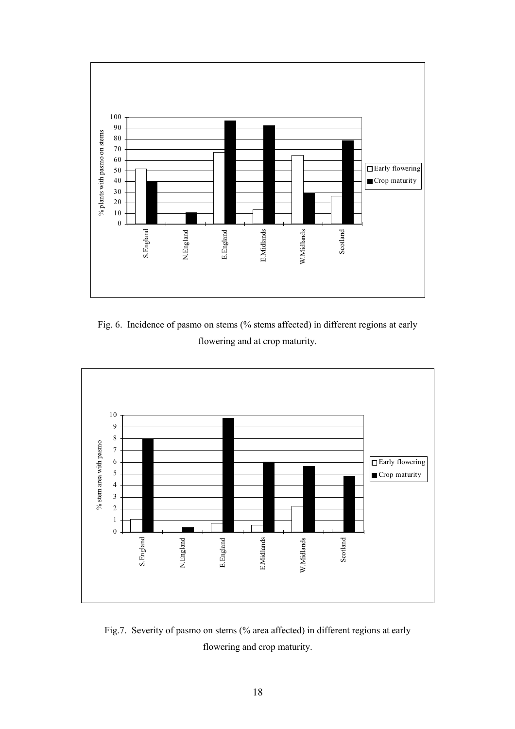Fig. 6. Incidence of pasmo on stems (% stems affected) in different regions at early flowering and at crop maturity.

Fig.7. Severity of pasmo on stems (% area affected) in different regions at early flowering and crop maturity.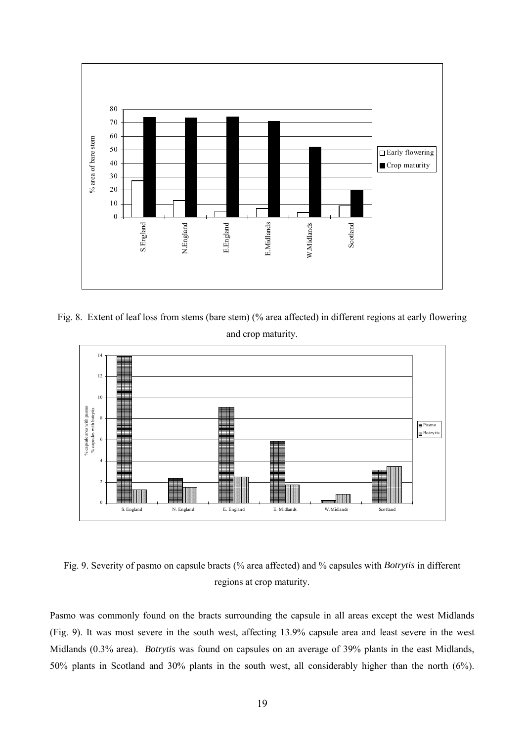Fig. 8. Extent of leaf loss from stems (bare stem) (% area affected) in different regions at early flowering and crop maturity.

Fig. 9. Severity of pasmo on capsule bracts (% area affected) and % capsules with *Botrytis* in different regions at crop maturity.

Pasmo was commonly found on the bracts surrounding the capsule in all areas except the west Midlands (Fig. 9). It was most severe in the south west, affecting 13.9% capsule area and least severe in the west Midlands (0.3% area). *Botrytis* was found on capsules on an average of 39% plants in the east Midlands, 50% plants in Scotland and 30% plants in the south west, all considerably higher than the north (6%).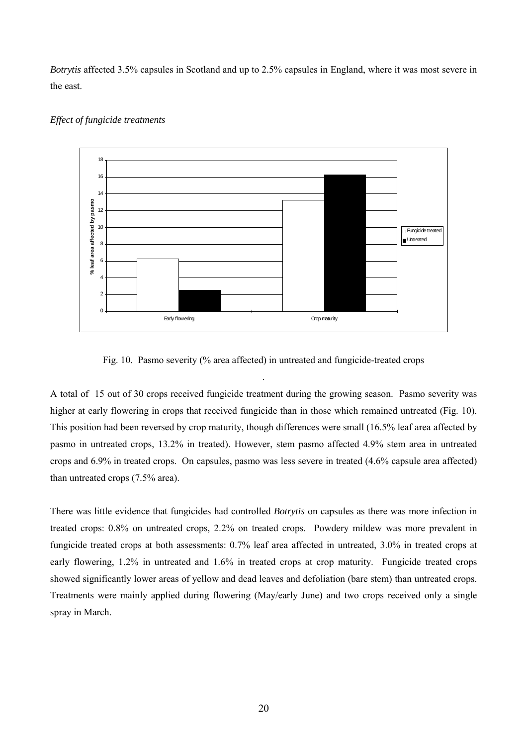*Botrytis* affected 3.5% capsules in Scotland and up to 2.5% capsules in England, where it was most severe in the east.

*Effect of fungicide treatments*

Fig. 10. Pasmo severity (% area affected) in untreated and fungicide-treated crops

A total of 15 out of 30 crops received fungicide treatment during the growing season. Pasmo severity was higher at early flowering in crops that received fungicide than in those which remained untreated (Fig. 10). This position had been reversed by crop maturity, though differences were small (16.5% leaf area affected by pasmo in untreated crops, 13.2% in treated). However, stem pasmo affected 4.9% stem area in untreated crops and 6.9% in treated crops. On capsules, pasmo was less severe in treated (4.6% capsule area affected) than untreated crops (7.5% area).

There was little evidence that fungicides had controlled *Botrytis* on capsules as there was more infection in treated crops: 0.8% on untreated crops, 2.2% on treated crops. Powdery mildew was more prevalent in fungicide treated crops at both assessments: 0.7% leaf area affected in untreated, 3.0% in treated crops at early flowering, 1.2% in untreated and 1.6% in treated crops at crop maturity. Fungicide treated crops showed significantly lower areas of yellow and dead leaves and defoliation (bare stem) than untreated crops. Treatments were mainly applied during flowering (May/early June) and two crops received only a single spray in March.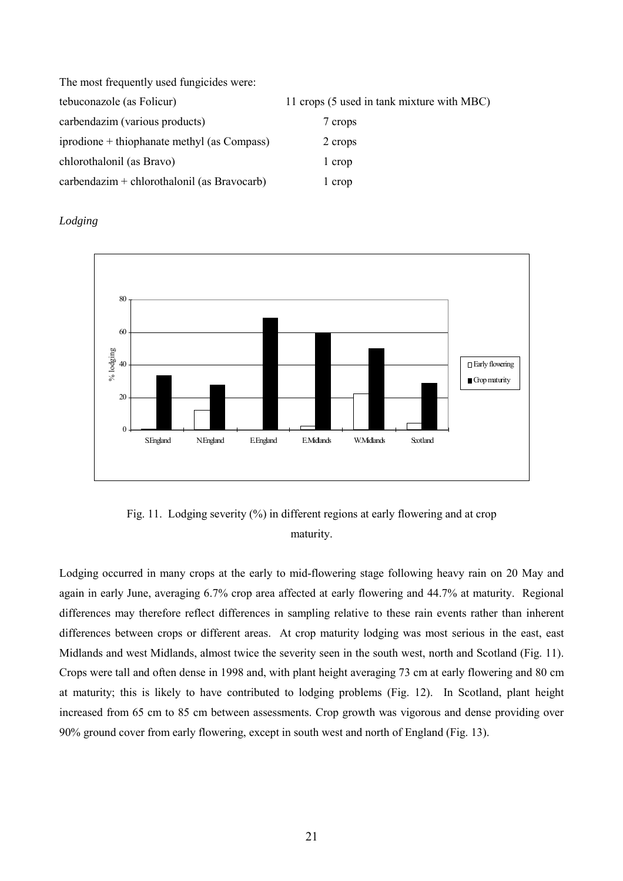The most frequently used fungicides were:

| | |
|---|---|
| tebuconazole (as Folicur) | 11 crops (5 used in tank mixture with MBC) |
| carbendazim (various products) | 7 crops |
| iprodione + thiophanate methyl (as Compass) | 2 crops |
| chlorothalonil (as Bravo) | 1 crop |
| carbendazim + chlorothalonil (as Bravocarb) | 1 crop |

*Lodging*

Fig. 11. Lodging severity (%) in different regions at early flowering and at crop maturity.

Lodging occurred in many crops at the early to mid-flowering stage following heavy rain on 20 May and again in early June, averaging 6.7% crop area affected at early flowering and 44.7% at maturity. Regional differences may therefore reflect differences in sampling relative to these rain events rather than inherent differences between crops or different areas. At crop maturity lodging was most serious in the east, east Midlands and west Midlands, almost twice the severity seen in the south west, north and Scotland (Fig. 11). Crops were tall and often dense in 1998 and, with plant height averaging 73 cm at early flowering and 80 cm at maturity; this is likely to have contributed to lodging problems (Fig. 12). In Scotland, plant height increased from 65 cm to 85 cm between assessments. Crop growth was vigorous and dense providing over 90% ground cover from early flowering, except in south west and north of England (Fig. 13).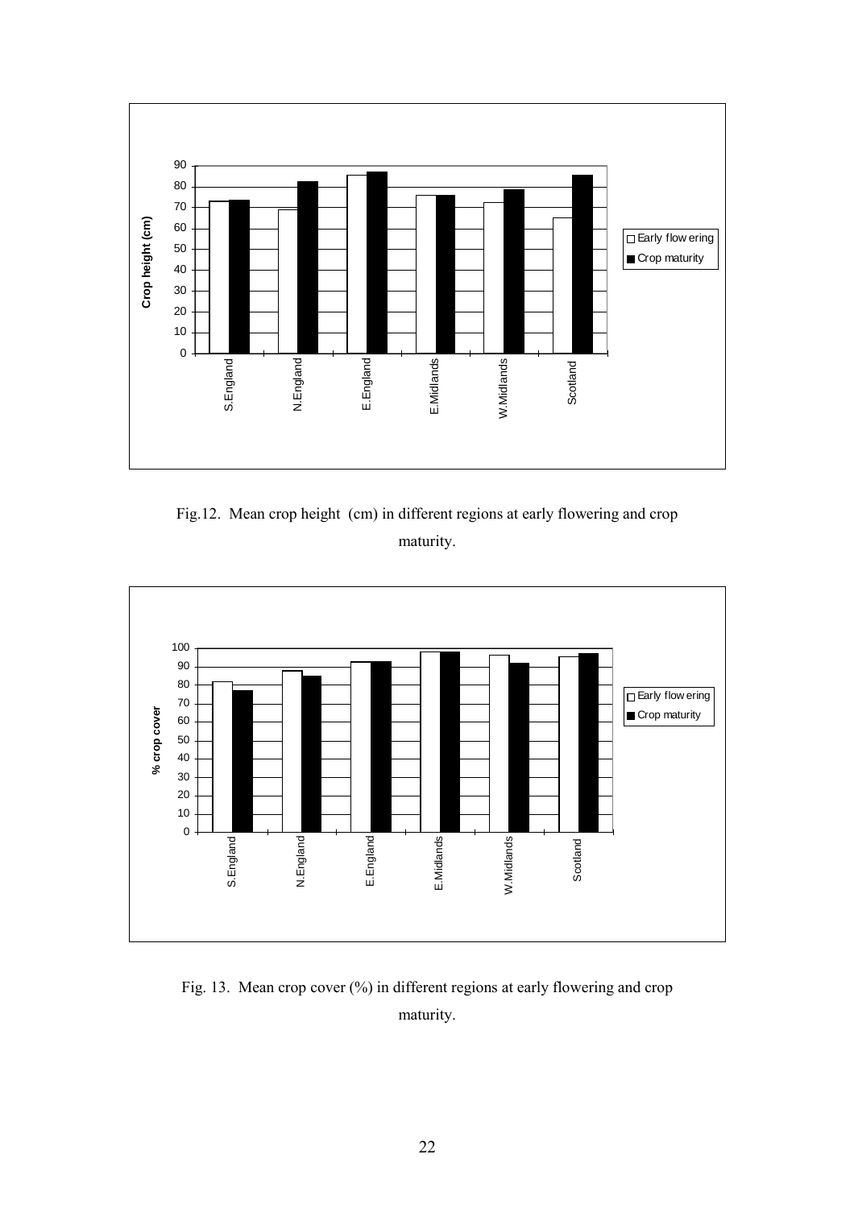Fig.12. Mean crop height (cm) in different regions at early flowering and crop maturity.

Fig. 13. Mean crop cover (%) in different regions at early flowering and crop maturity.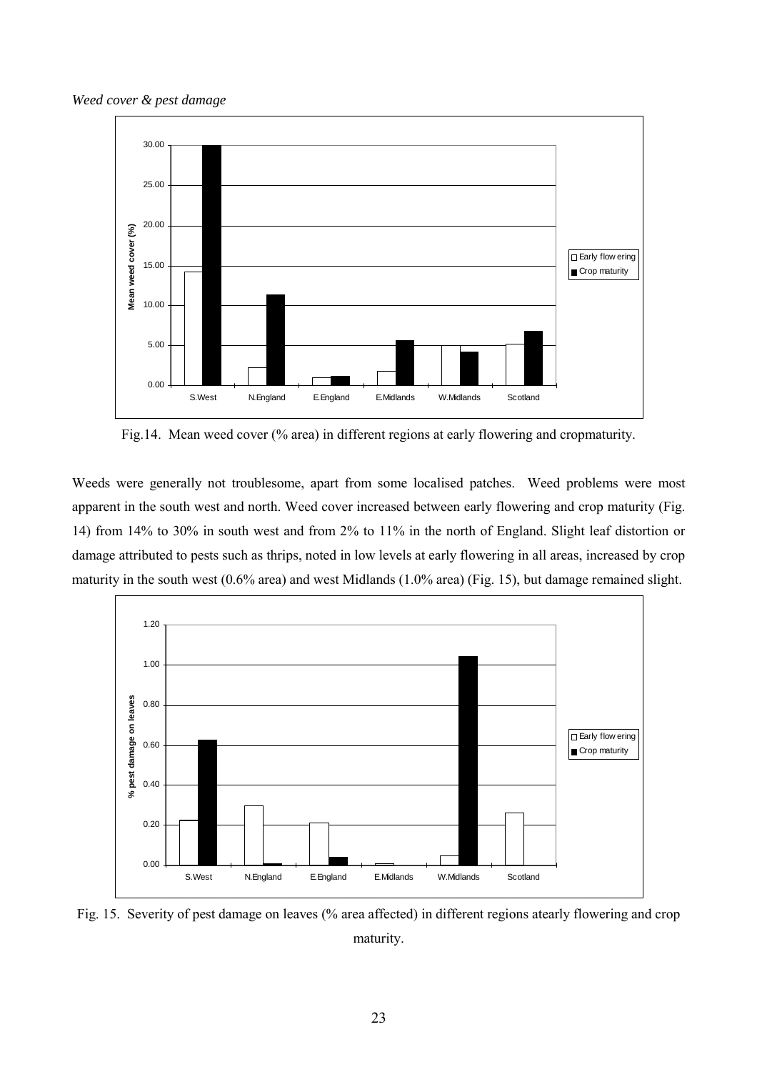*Weed cover & pest damage*

Fig.14. Mean weed cover (% area) in different regions at early flowering and cropmaturity.

Weeds were generally not troublesome, apart from some localised patches. Weed problems were most apparent in the south west and north. Weed cover increased between early flowering and crop maturity (Fig. 14) from 14% to 30% in south west and from 2% to 11% in the north of England. Slight leaf distortion or damage attributed to pests such as thrips, noted in low levels at early flowering in all areas, increased by crop maturity in the south west (0.6% area) and west Midlands (1.0% area) (Fig. 15), but damage remained slight.

Fig. 15. Severity of pest damage on leaves (% area affected) in different regions atearly flowering and crop maturity.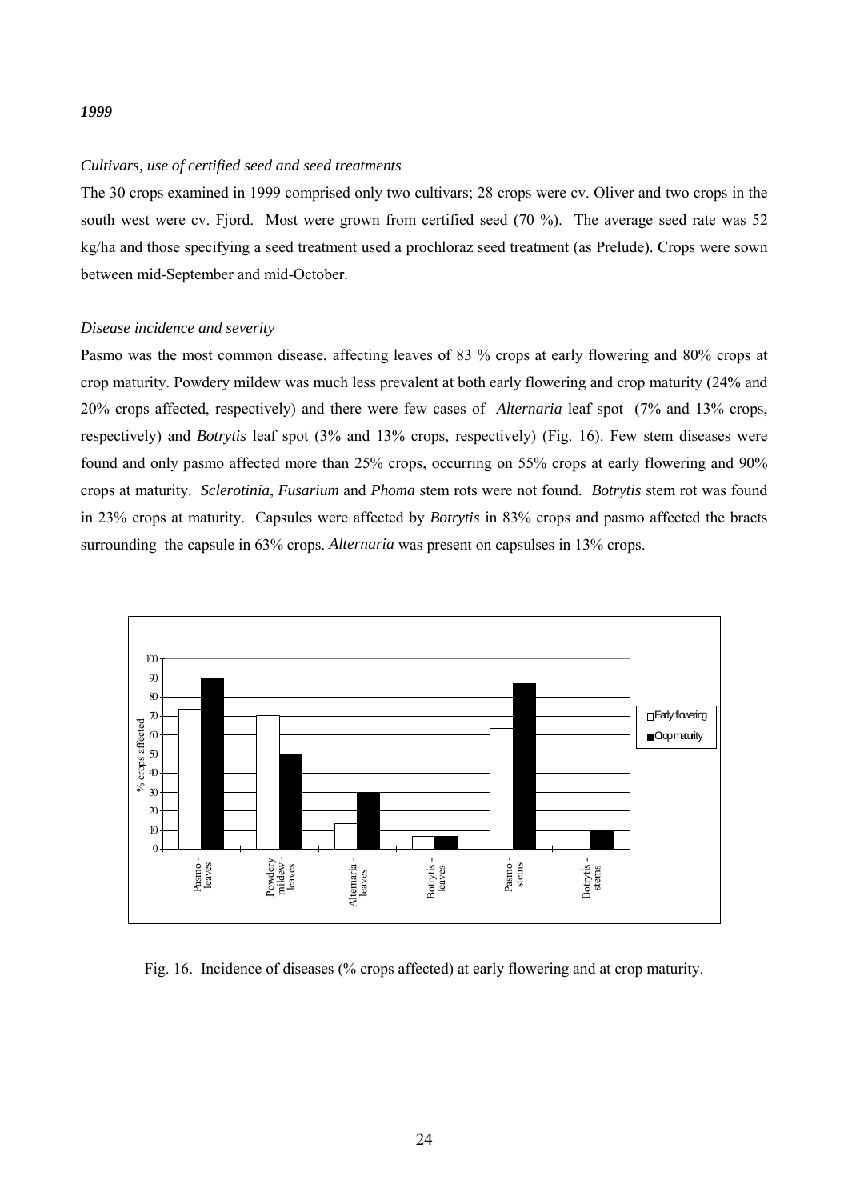***1999***

*Cultivars, use of certified seed and seed treatments*

The 30 crops examined in 1999 comprised only two cultivars; 28 crops were cv. Oliver and two crops in the south west were cv. Fjord. Most were grown from certified seed (70 %). The average seed rate was 52 kg/ha and those specifying a seed treatment used a prochloraz seed treatment (as Prelude). Crops were sown between mid-September and mid-October.

*Disease incidence and severity*

Pasmo was the most common disease, affecting leaves of 83 % crops at early flowering and 80% crops at crop maturity. Powdery mildew was much less prevalent at both early flowering and crop maturity (24% and 20% crops affected, respectively) and there were few cases of *Alternaria* leaf spot (7% and 13% crops, respectively) and *Botrytis* leaf spot (3% and 13% crops, respectively) (Fig. 16). Few stem diseases were found and only pasmo affected more than 25% crops, occurring on 55% crops at early flowering and 90% crops at maturity. *Sclerotinia*, *Fusarium* and *Phoma* stem rots were not found. *Botrytis* stem rot was found in 23% crops at maturity. Capsules were affected by *Botrytis* in 83% crops and pasmo affected the bracts surrounding the capsule in 63% crops. *Alternaria* was present on capsulses in 13% crops.

Fig. 16. Incidence of diseases (% crops affected) at early flowering and at crop maturity.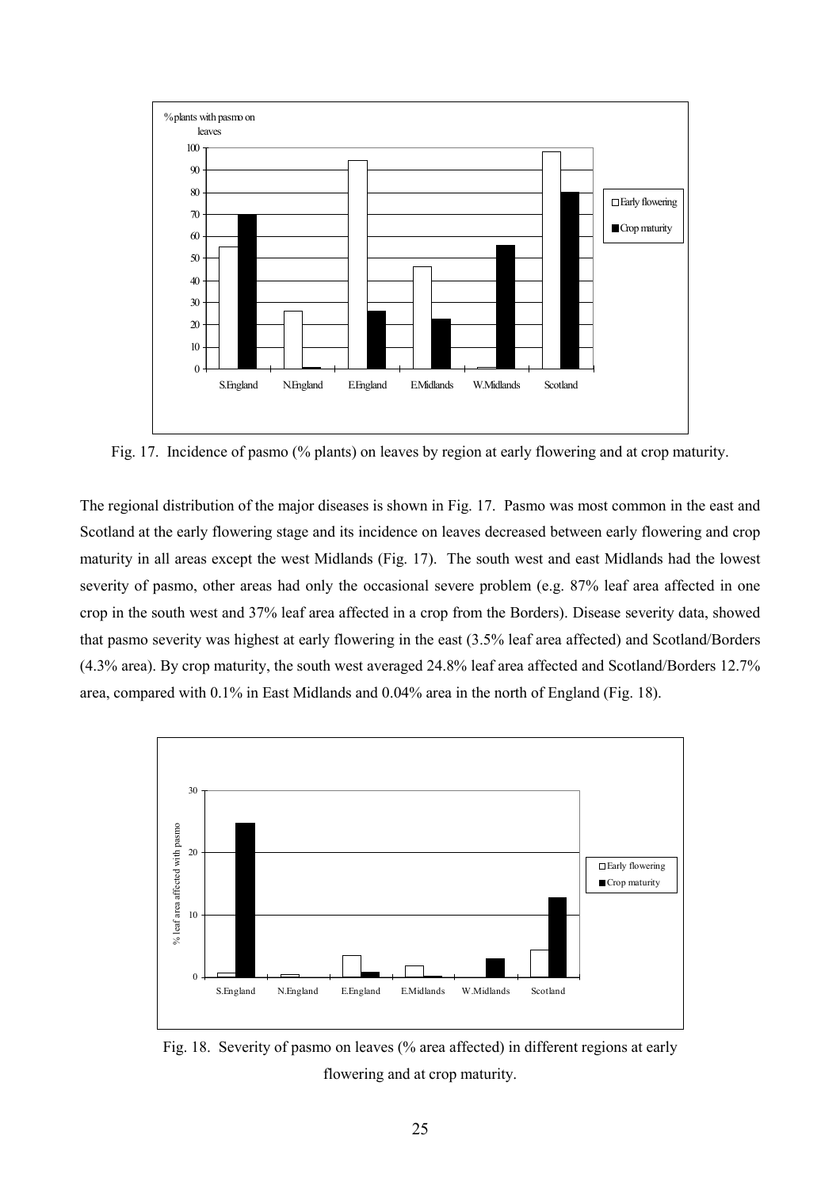Fig. 17. Incidence of pasmo (% plants) on leaves by region at early flowering and at crop maturity.

The regional distribution of the major diseases is shown in Fig. 17. Pasmo was most common in the east and Scotland at the early flowering stage and its incidence on leaves decreased between early flowering and crop maturity in all areas except the west Midlands (Fig. 17). The south west and east Midlands had the lowest severity of pasmo, other areas had only the occasional severe problem (e.g. 87% leaf area affected in one crop in the south west and 37% leaf area affected in a crop from the Borders). Disease severity data, showed that pasmo severity was highest at early flowering in the east (3.5% leaf area affected) and Scotland/Borders (4.3% area). By crop maturity, the south west averaged 24.8% leaf area affected and Scotland/Borders 12.7% area, compared with 0.1% in East Midlands and 0.04% area in the north of England (Fig. 18).

Fig. 18. Severity of pasmo on leaves (% area affected) in different regions at early flowering and at crop maturity.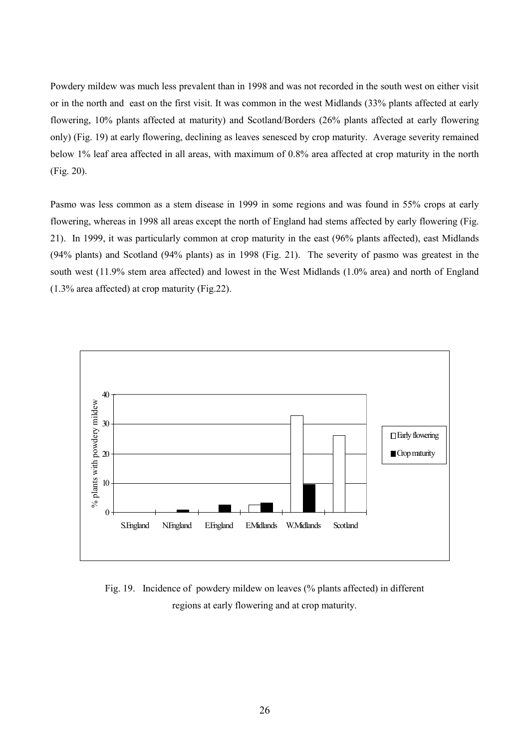Powdery mildew was much less prevalent than in 1998 and was not recorded in the south west on either visit or in the north and east on the first visit. It was common in the west Midlands (33% plants affected at early flowering, 10% plants affected at maturity) and Scotland/Borders (26% plants affected at early flowering only) (Fig. 19) at early flowering, declining as leaves senesced by crop maturity. Average severity remained below 1% leaf area affected in all areas, with maximum of 0.8% area affected at crop maturity in the north (Fig. 20).

Pasmo was less common as a stem disease in 1999 in some regions and was found in 55% crops at early flowering, whereas in 1998 all areas except the north of England had stems affected by early flowering (Fig. 21). In 1999, it was particularly common at crop maturity in the east (96% plants affected), east Midlands (94% plants) and Scotland (94% plants) as in 1998 (Fig. 21). The severity of pasmo was greatest in the south west (11.9% stem area affected) and lowest in the West Midlands (1.0% area) and north of England (1.3% area affected) at crop maturity (Fig.22).

Fig. 19. Incidence of powdery mildew on leaves (% plants affected) in different regions at early flowering and at crop maturity.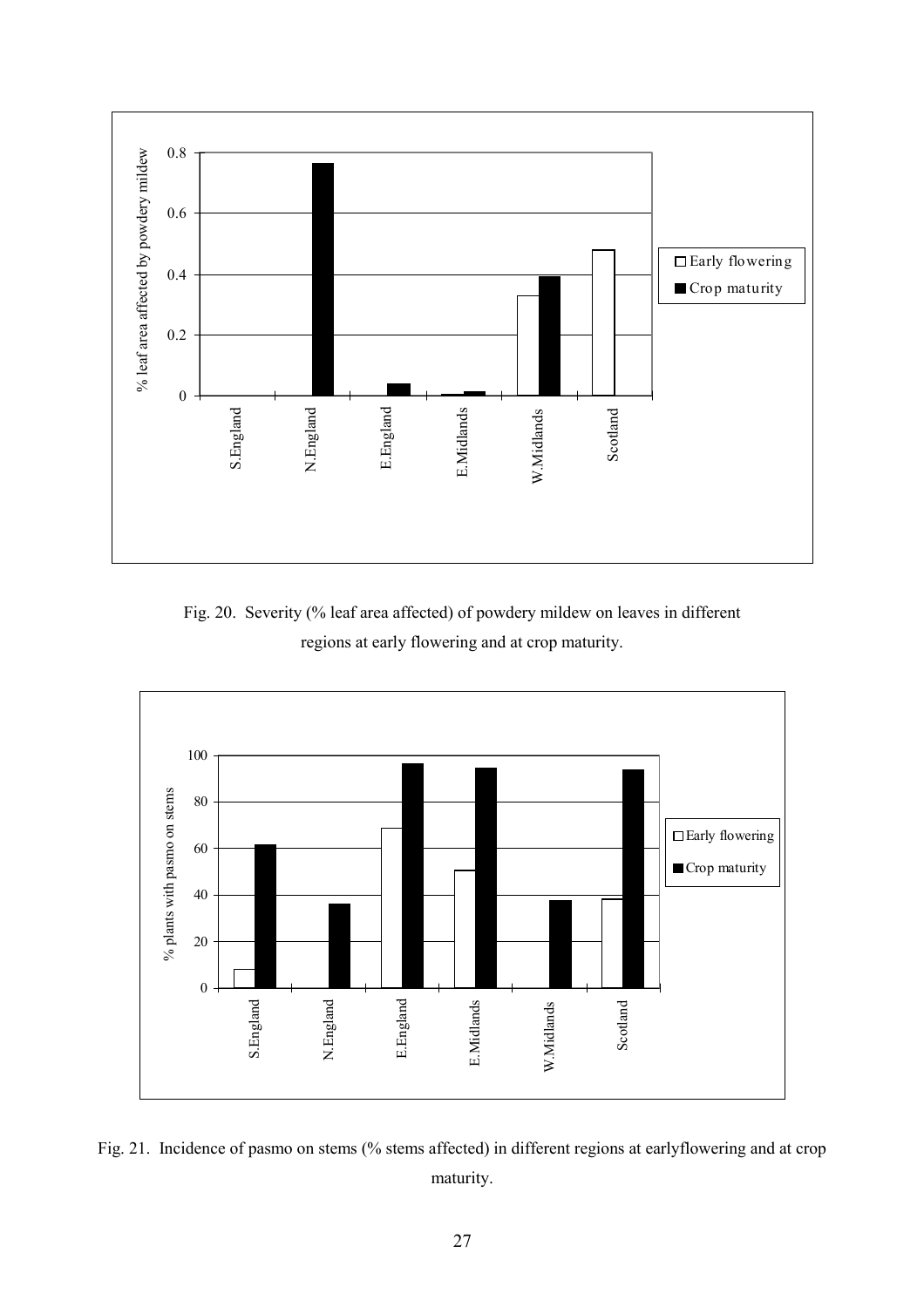Fig. 20. Severity (% leaf area affected) of powdery mildew on leaves in different regions at early flowering and at crop maturity.

Fig. 21. Incidence of pasmo on stems (% stems affected) in different regions at earlyflowering and at crop maturity.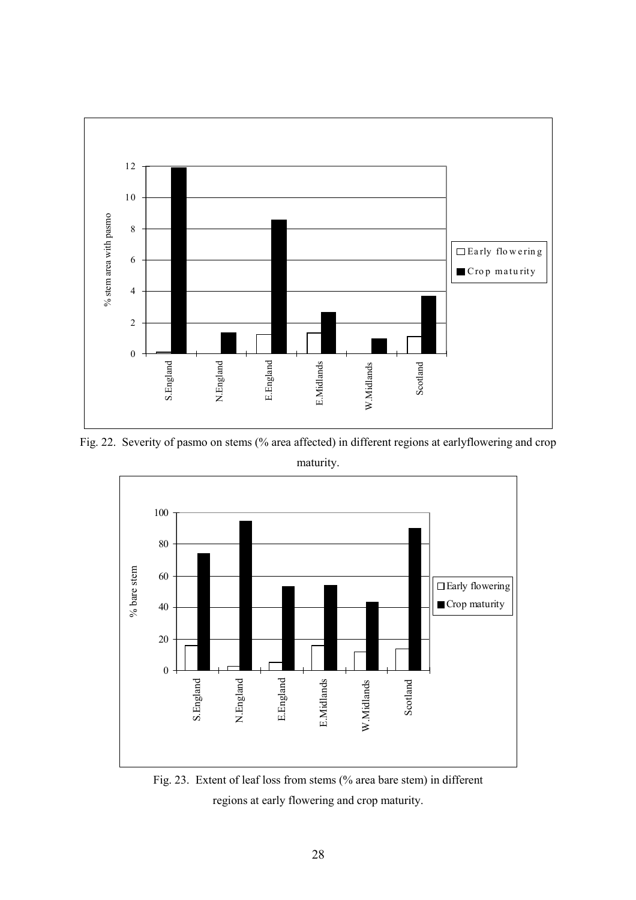Fig. 22. Severity of pasmo on stems (% area affected) in different regions at earlyflowering and crop maturity.

Fig. 23. Extent of leaf loss from stems (% area bare stem) in different regions at early flowering and crop maturity.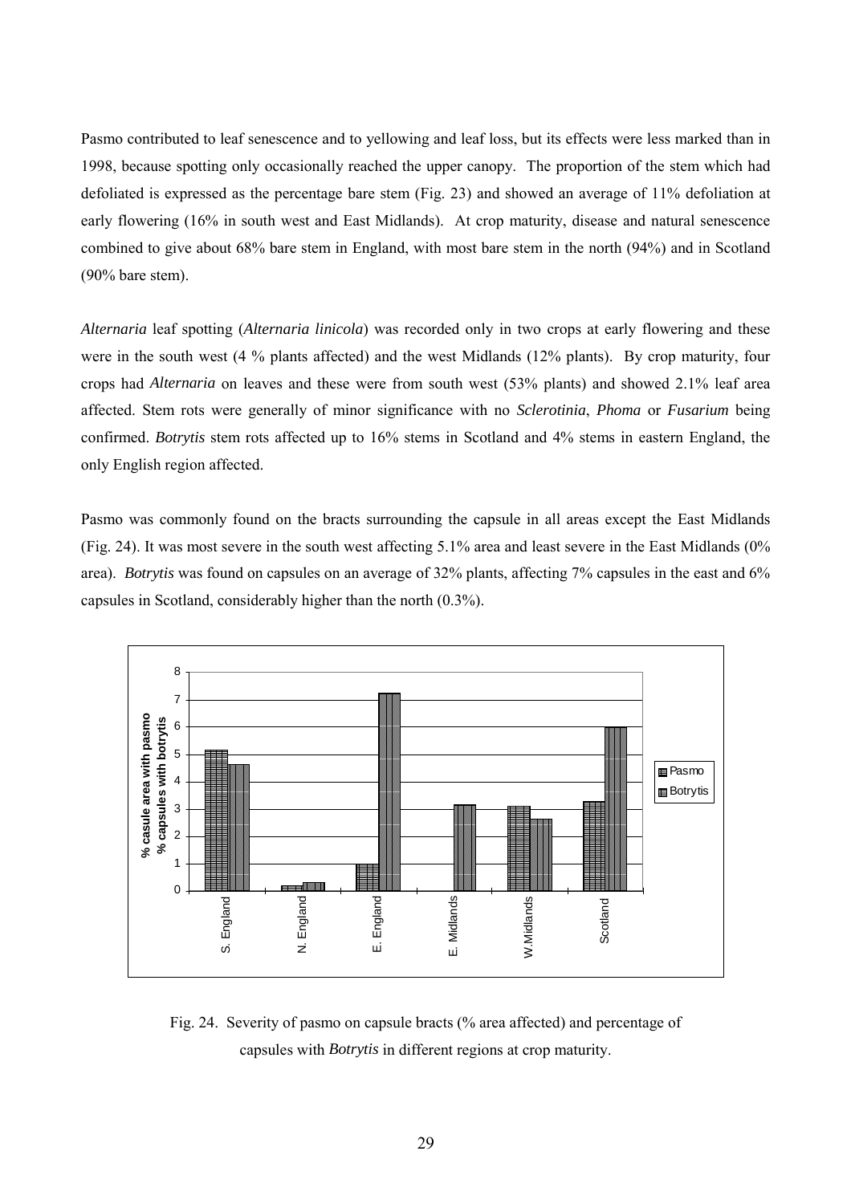Pasmo contributed to leaf senescence and to yellowing and leaf loss, but its effects were less marked than in 1998, because spotting only occasionally reached the upper canopy. The proportion of the stem which had defoliated is expressed as the percentage bare stem (Fig. 23) and showed an average of 11% defoliation at early flowering (16% in south west and East Midlands). At crop maturity, disease and natural senescence combined to give about 68% bare stem in England, with most bare stem in the north (94%) and in Scotland (90% bare stem).

*Alternaria* leaf spotting (*Alternaria linicola*) was recorded only in two crops at early flowering and these were in the south west (4 % plants affected) and the west Midlands (12% plants). By crop maturity, four crops had *Alternaria* on leaves and these were from south west (53% plants) and showed 2.1% leaf area affected. Stem rots were generally of minor significance with no *Sclerotinia*, *Phoma* or *Fusarium* being confirmed. *Botrytis* stem rots affected up to 16% stems in Scotland and 4% stems in eastern England, the only English region affected.

Pasmo was commonly found on the bracts surrounding the capsule in all areas except the East Midlands (Fig. 24). It was most severe in the south west affecting 5.1% area and least severe in the East Midlands (0% area). *Botrytis* was found on capsules on an average of 32% plants, affecting 7% capsules in the east and 6% capsules in Scotland, considerably higher than the north (0.3%).

Fig. 24. Severity of pasmo on capsule bracts (% area affected) and percentage of capsules with *Botrytis* in different regions at crop maturity.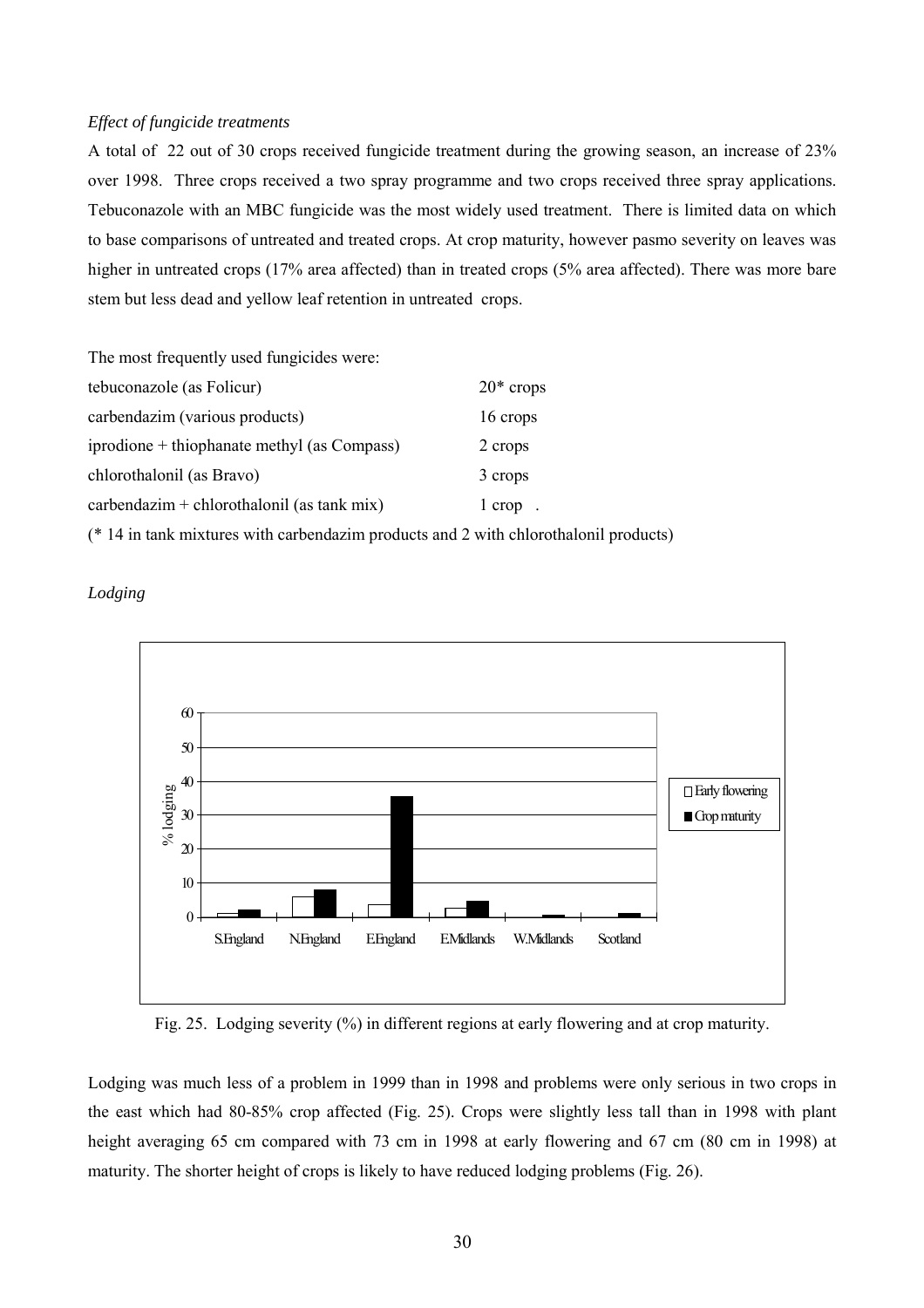*Effect of fungicide treatments*

A total of 22 out of 30 crops received fungicide treatment during the growing season, an increase of 23% over 1998. Three crops received a two spray programme and two crops received three spray applications. Tebuconazole with an MBC fungicide was the most widely used treatment. There is limited data on which to base comparisons of untreated and treated crops. At crop maturity, however pasmo severity on leaves was higher in untreated crops (17% area affected) than in treated crops (5% area affected). There was more bare stem but less dead and yellow leaf retention in untreated crops.

The most frequently used fungicides were:

| | |
|---|---|
| tebuconazole (as Folicur) | 20* crops |
| carbendazim (various products) | 16 crops |
| iprodione + thiophanate methyl (as Compass) | 2 crops |
| chlorothalonil (as Bravo) | 3 crops |
| carbendazim + chlorothalonil (as tank mix) | 1 crop . |

(* 14 in tank mixtures with carbendazim products and 2 with chlorothalonil products)

*Lodging*

Fig. 25. Lodging severity (%) in different regions at early flowering and at crop maturity.

Lodging was much less of a problem in 1999 than in 1998 and problems were only serious in two crops in the east which had 80-85% crop affected (Fig. 25). Crops were slightly less tall than in 1998 with plant height averaging 65 cm compared with 73 cm in 1998 at early flowering and 67 cm (80 cm in 1998) at maturity. The shorter height of crops is likely to have reduced lodging problems (Fig. 26).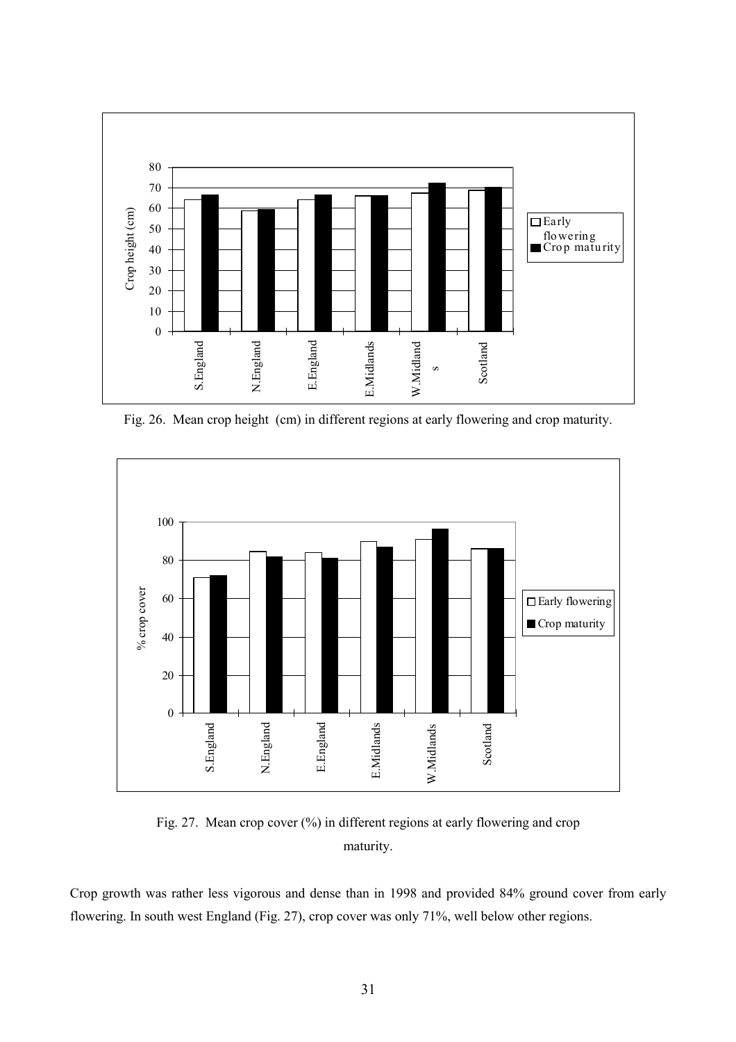Fig. 26. Mean crop height (cm) in different regions at early flowering and crop maturity.

Fig. 27. Mean crop cover (%) in different regions at early flowering and crop maturity.

Crop growth was rather less vigorous and dense than in 1998 and provided 84% ground cover from early flowering. In south west England (Fig. 27), crop cover was only 71%, well below other regions.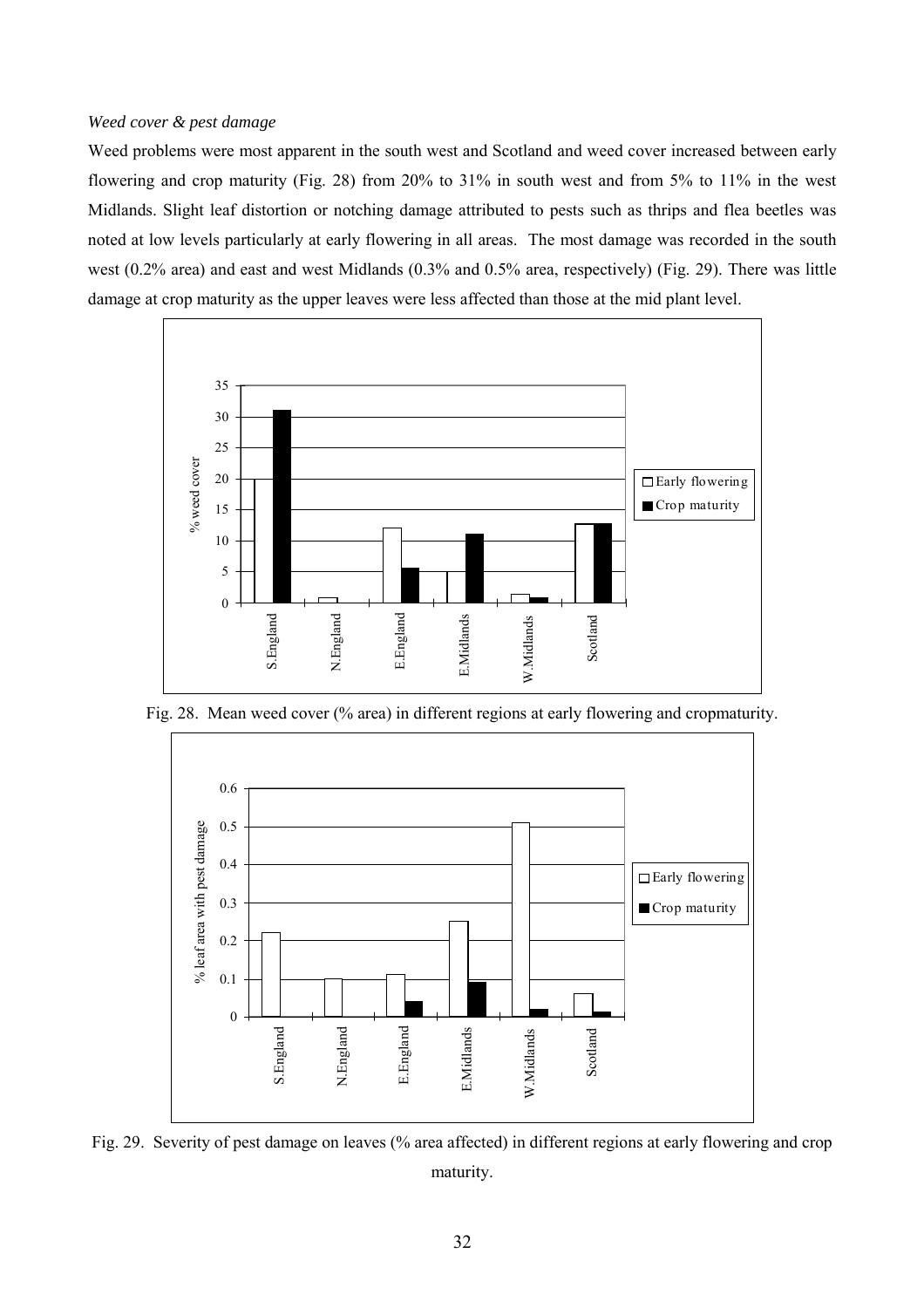*Weed cover & pest damage*

Weed problems were most apparent in the south west and Scotland and weed cover increased between early flowering and crop maturity (Fig. 28) from 20% to 31% in south west and from 5% to 11% in the west Midlands. Slight leaf distortion or notching damage attributed to pests such as thrips and flea beetles was noted at low levels particularly at early flowering in all areas. The most damage was recorded in the south west (0.2% area) and east and west Midlands (0.3% and 0.5% area, respectively) (Fig. 29). There was little damage at crop maturity as the upper leaves were less affected than those at the mid plant level.

Fig. 28. Mean weed cover (% area) in different regions at early flowering and cropmaturity.

Fig. 29. Severity of pest damage on leaves (% area affected) in different regions at early flowering and crop maturity.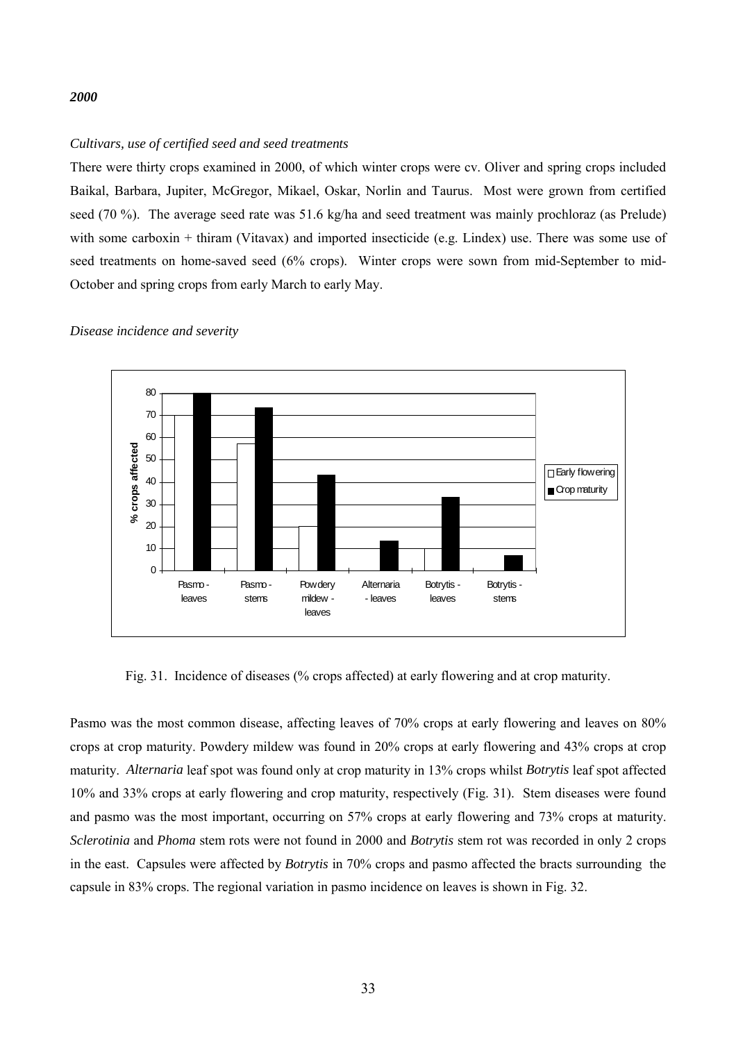*2000*

*Cultivars, use of certified seed and seed treatments*

There were thirty crops examined in 2000, of which winter crops were cv. Oliver and spring crops included Baikal, Barbara, Jupiter, McGregor, Mikael, Oskar, Norlin and Taurus. Most were grown from certified seed (70 %). The average seed rate was 51.6 kg/ha and seed treatment was mainly prochloraz (as Prelude) with some carboxin + thiram (Vitavax) and imported insecticide (e.g. Lindex) use. There was some use of seed treatments on home-saved seed (6% crops). Winter crops were sown from mid-September to mid-October and spring crops from early March to early May.

*Disease incidence and severity*

Fig. 31. Incidence of diseases (% crops affected) at early flowering and at crop maturity.

Pasmo was the most common disease, affecting leaves of 70% crops at early flowering and leaves on 80% crops at crop maturity. Powdery mildew was found in 20% crops at early flowering and 43% crops at crop maturity. *Alternaria* leaf spot was found only at crop maturity in 13% crops whilst *Botrytis* leaf spot affected 10% and 33% crops at early flowering and crop maturity, respectively (Fig. 31). Stem diseases were found and pasmo was the most important, occurring on 57% crops at early flowering and 73% crops at maturity. *Sclerotinia* and *Phoma* stem rots were not found in 2000 and *Botrytis* stem rot was recorded in only 2 crops in the east. Capsules were affected by *Botrytis* in 70% crops and pasmo affected the bracts surrounding the capsule in 83% crops. The regional variation in pasmo incidence on leaves is shown in Fig. 32.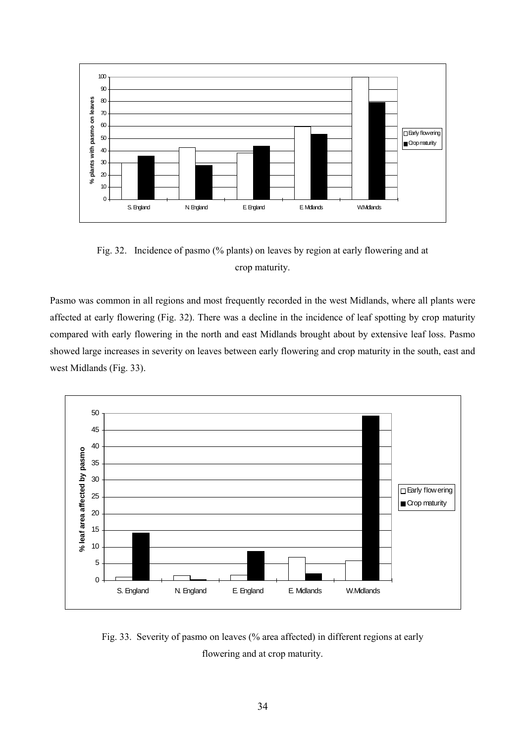Fig. 32. Incidence of pasmo (% plants) on leaves by region at early flowering and at crop maturity.

Pasmo was common in all regions and most frequently recorded in the west Midlands, where all plants were affected at early flowering (Fig. 32). There was a decline in the incidence of leaf spotting by crop maturity compared with early flowering in the north and east Midlands brought about by extensive leaf loss. Pasmo showed large increases in severity on leaves between early flowering and crop maturity in the south, east and west Midlands (Fig. 33).

Fig. 33. Severity of pasmo on leaves (% area affected) in different regions at early flowering and at crop maturity.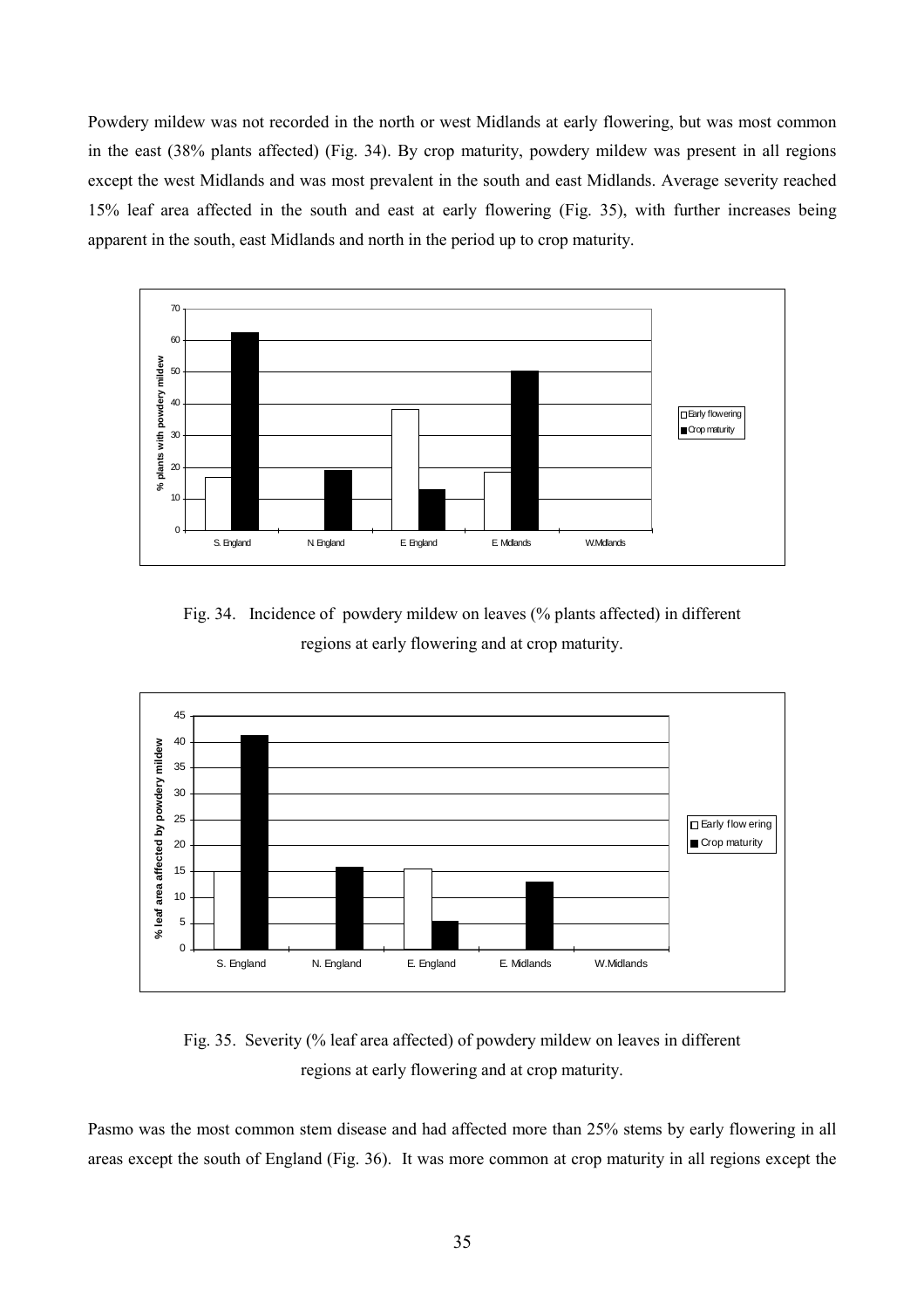Powdery mildew was not recorded in the north or west Midlands at early flowering, but was most common in the east (38% plants affected) (Fig. 34). By crop maturity, powdery mildew was present in all regions except the west Midlands and was most prevalent in the south and east Midlands. Average severity reached 15% leaf area affected in the south and east at early flowering (Fig. 35), with further increases being apparent in the south, east Midlands and north in the period up to crop maturity.

Fig. 34. Incidence of powdery mildew on leaves (% plants affected) in different regions at early flowering and at crop maturity.

Fig. 35. Severity (% leaf area affected) of powdery mildew on leaves in different regions at early flowering and at crop maturity.

Pasmo was the most common stem disease and had affected more than 25% stems by early flowering in all areas except the south of England (Fig. 36). It was more common at crop maturity in all regions except the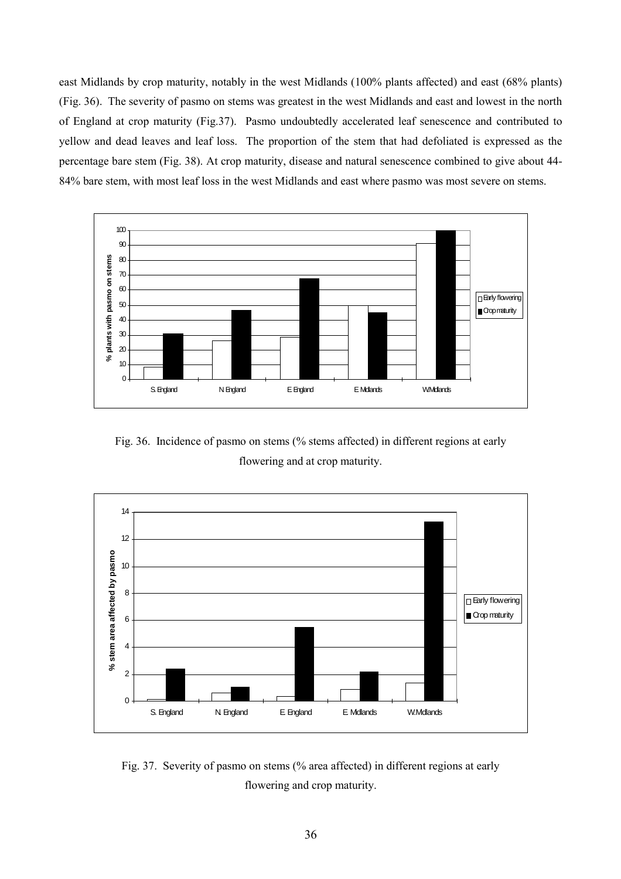east Midlands by crop maturity, notably in the west Midlands (100% plants affected) and east (68% plants) (Fig. 36). The severity of pasmo on stems was greatest in the west Midlands and east and lowest in the north of England at crop maturity (Fig.37). Pasmo undoubtedly accelerated leaf senescence and contributed to yellow and dead leaves and leaf loss. The proportion of the stem that had defoliated is expressed as the percentage bare stem (Fig. 38). At crop maturity, disease and natural senescence combined to give about 44-84% bare stem, with most leaf loss in the west Midlands and east where pasmo was most severe on stems.

Fig. 36. Incidence of pasmo on stems (% stems affected) in different regions at early flowering and at crop maturity.

Fig. 37. Severity of pasmo on stems (% area affected) in different regions at early flowering and crop maturity.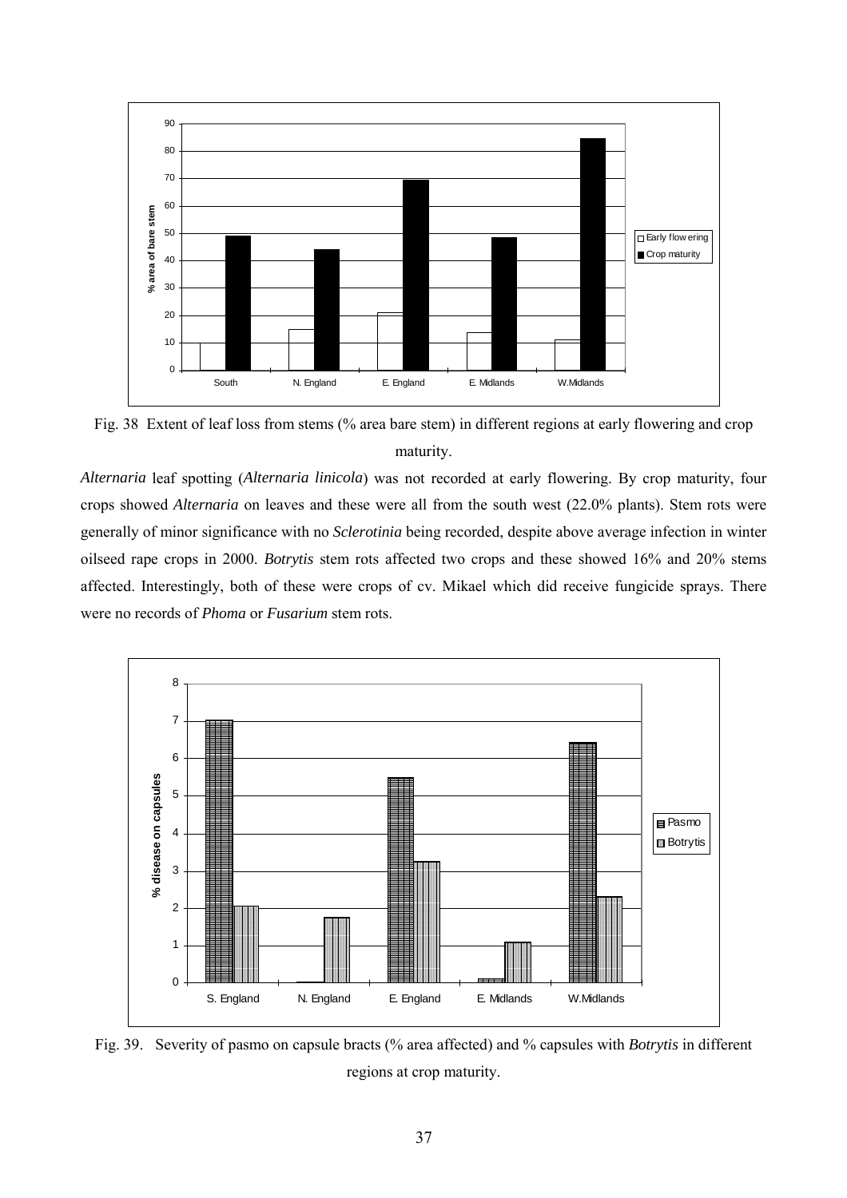Fig. 38 Extent of leaf loss from stems (% area bare stem) in different regions at early flowering and crop maturity.

*Alternaria* leaf spotting (*Alternaria linicola*) was not recorded at early flowering. By crop maturity, four crops showed *Alternaria* on leaves and these were all from the south west (22.0% plants). Stem rots were generally of minor significance with no *Sclerotinia* being recorded, despite above average infection in winter oilseed rape crops in 2000. *Botrytis* stem rots affected two crops and these showed 16% and 20% stems affected. Interestingly, both of these were crops of cv. Mikael which did receive fungicide sprays. There were no records of *Phoma* or *Fusarium* stem rots.

Fig. 39. Severity of pasmo on capsule bracts (% area affected) and % capsules with *Botrytis* in different regions at crop maturity.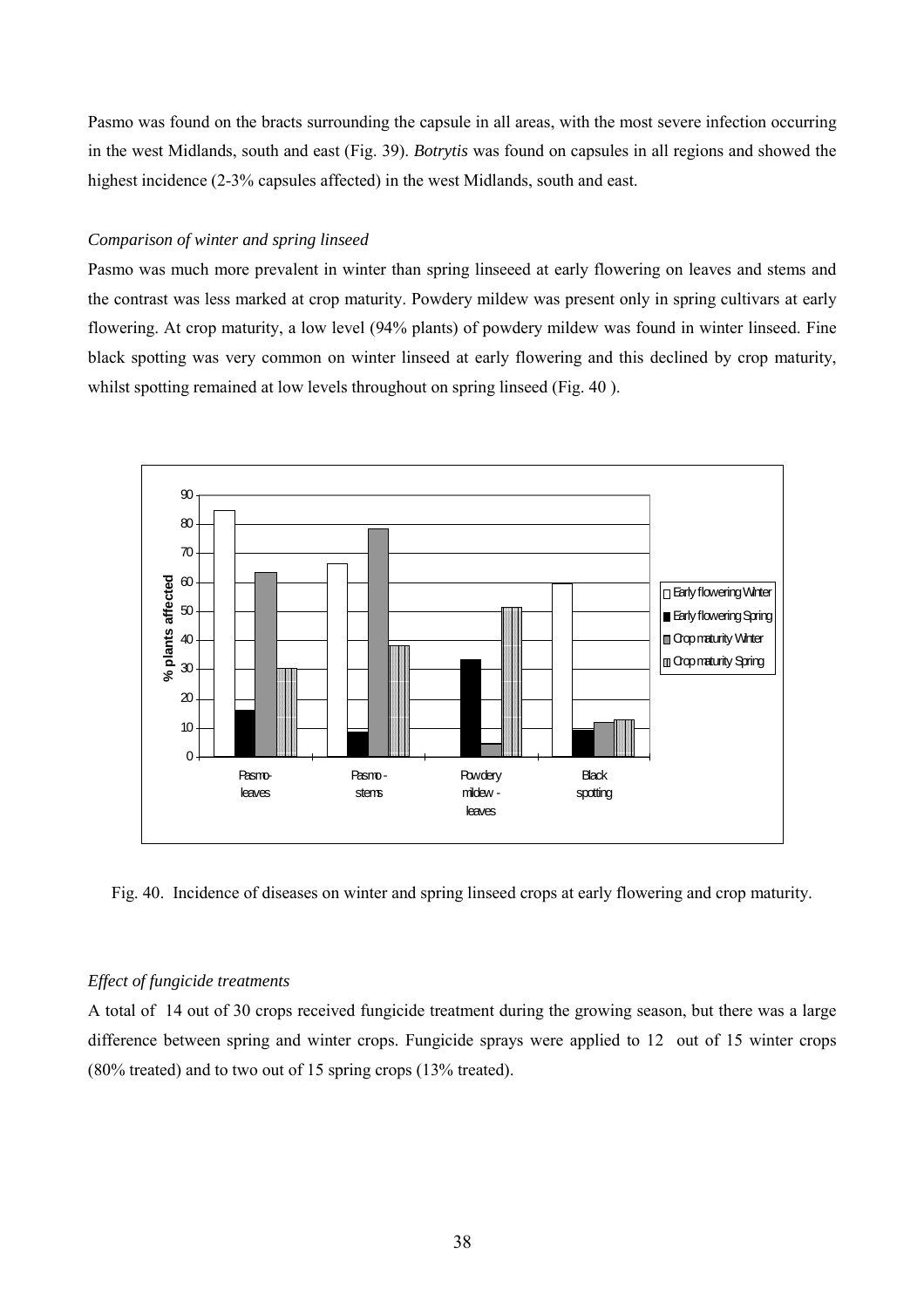Pasmo was found on the bracts surrounding the capsule in all areas, with the most severe infection occurring in the west Midlands, south and east (Fig. 39). *Botrytis* was found on capsules in all regions and showed the highest incidence (2-3% capsules affected) in the west Midlands, south and east.

### *Comparison of winter and spring linseed*

Pasmo was much more prevalent in winter than spring linseeed at early flowering on leaves and stems and the contrast was less marked at crop maturity. Powdery mildew was present only in spring cultivars at early flowering. At crop maturity, a low level (94% plants) of powdery mildew was found in winter linseed. Fine black spotting was very common on winter linseed at early flowering and this declined by crop maturity, whilst spotting remained at low levels throughout on spring linseed (Fig. 40 ).

Fig. 40. Incidence of diseases on winter and spring linseed crops at early flowering and crop maturity.

### *Effect of fungicide treatments*

A total of 14 out of 30 crops received fungicide treatment during the growing season, but there was a large difference between spring and winter crops. Fungicide sprays were applied to 12 out of 15 winter crops (80% treated) and to two out of 15 spring crops (13% treated).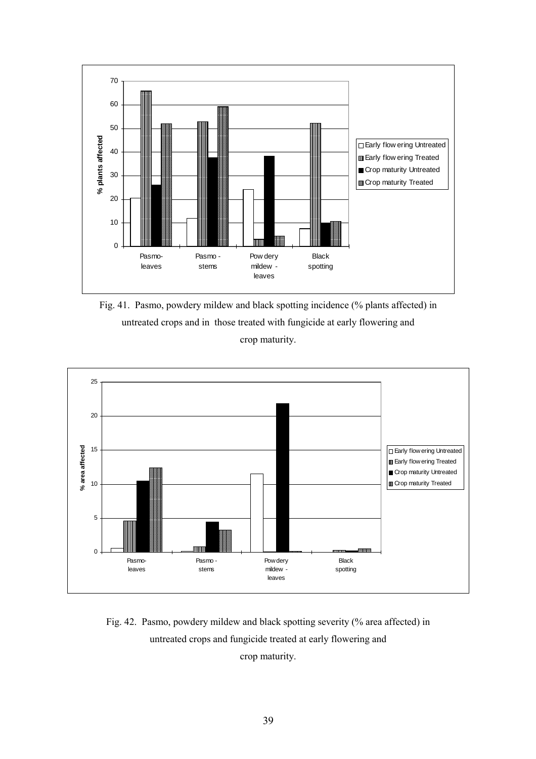Fig. 41. Pasmo, powdery mildew and black spotting incidence (% plants affected) in untreated crops and in those treated with fungicide at early flowering and crop maturity.

Fig. 42. Pasmo, powdery mildew and black spotting severity (% area affected) in untreated crops and fungicide treated at early flowering and crop maturity.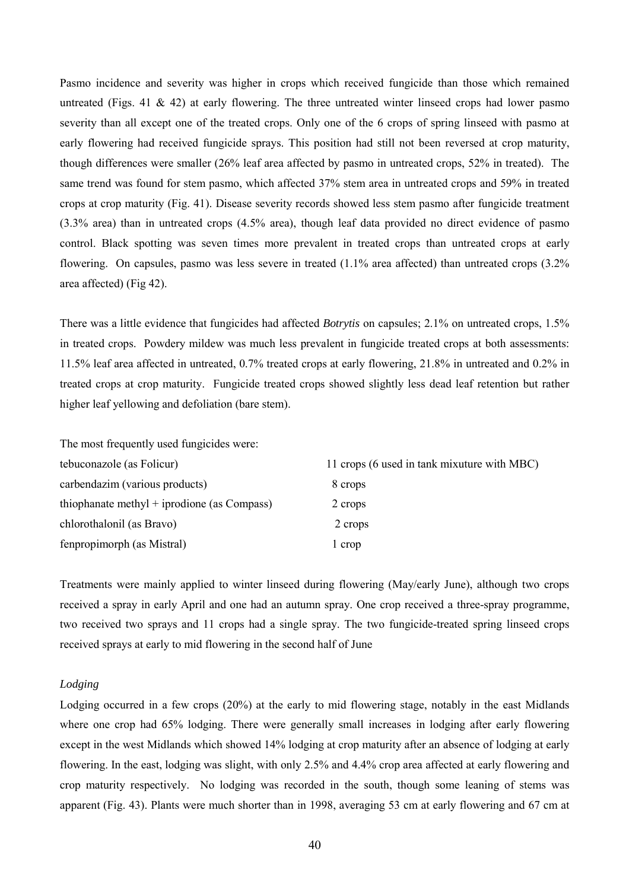Pasmo incidence and severity was higher in crops which received fungicide than those which remained untreated (Figs. 41 & 42) at early flowering. The three untreated winter linseed crops had lower pasmo severity than all except one of the treated crops. Only one of the 6 crops of spring linseed with pasmo at early flowering had received fungicide sprays. This position had still not been reversed at crop maturity, though differences were smaller (26% leaf area affected by pasmo in untreated crops, 52% in treated). The same trend was found for stem pasmo, which affected 37% stem area in untreated crops and 59% in treated crops at crop maturity (Fig. 41). Disease severity records showed less stem pasmo after fungicide treatment (3.3% area) than in untreated crops (4.5% area), though leaf data provided no direct evidence of pasmo control. Black spotting was seven times more prevalent in treated crops than untreated crops at early flowering. On capsules, pasmo was less severe in treated (1.1% area affected) than untreated crops (3.2% area affected) (Fig 42).

There was a little evidence that fungicides had affected *Botrytis* on capsules; 2.1% on untreated crops, 1.5% in treated crops. Powdery mildew was much less prevalent in fungicide treated crops at both assessments: 11.5% leaf area affected in untreated, 0.7% treated crops at early flowering, 21.8% in untreated and 0.2% in treated crops at crop maturity. Fungicide treated crops showed slightly less dead leaf retention but rather higher leaf yellowing and defoliation (bare stem).

The most frequently used fungicides were:

| | |
|---|---|
| tebuconazole (as Folicur) | 11 crops (6 used in tank mixuture with MBC) |
| carbendazim (various products) | 8 crops |
| thiophanate methyl + iprodione (as Compass) | 2 crops |
| chlorothalonil (as Bravo) | 2 crops |
| fenpropimorph (as Mistral) | 1 crop |

Treatments were mainly applied to winter linseed during flowering (May/early June), although two crops received a spray in early April and one had an autumn spray. One crop received a three-spray programme, two received two sprays and 11 crops had a single spray. The two fungicide-treated spring linseed crops received sprays at early to mid flowering in the second half of June

*Lodging*

Lodging occurred in a few crops (20%) at the early to mid flowering stage, notably in the east Midlands where one crop had 65% lodging. There were generally small increases in lodging after early flowering except in the west Midlands which showed 14% lodging at crop maturity after an absence of lodging at early flowering. In the east, lodging was slight, with only 2.5% and 4.4% crop area affected at early flowering and crop maturity respectively. No lodging was recorded in the south, though some leaning of stems was apparent (Fig. 43). Plants were much shorter than in 1998, averaging 53 cm at early flowering and 67 cm at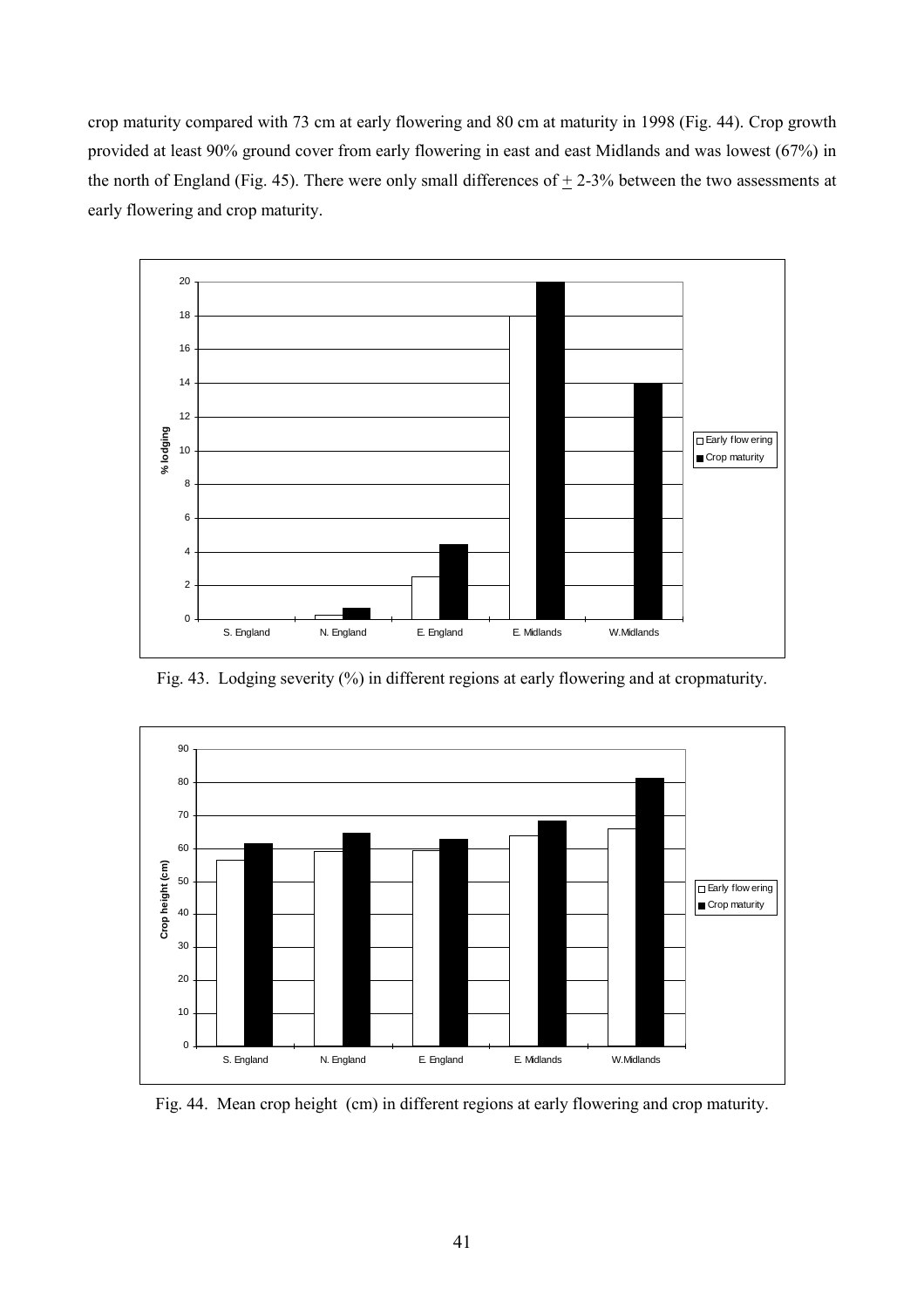crop maturity compared with 73 cm at early flowering and 80 cm at maturity in 1998 (Fig. 44). Crop growth provided at least 90% ground cover from early flowering in east and east Midlands and was lowest (67%) in the north of England (Fig. 45). There were only small differences of $\pm$ 2-3% between the two assessments at early flowering and crop maturity.

Fig. 43. Lodging severity (%) in different regions at early flowering and at cropmaturity.

Fig. 44. Mean crop height (cm) in different regions at early flowering and crop maturity.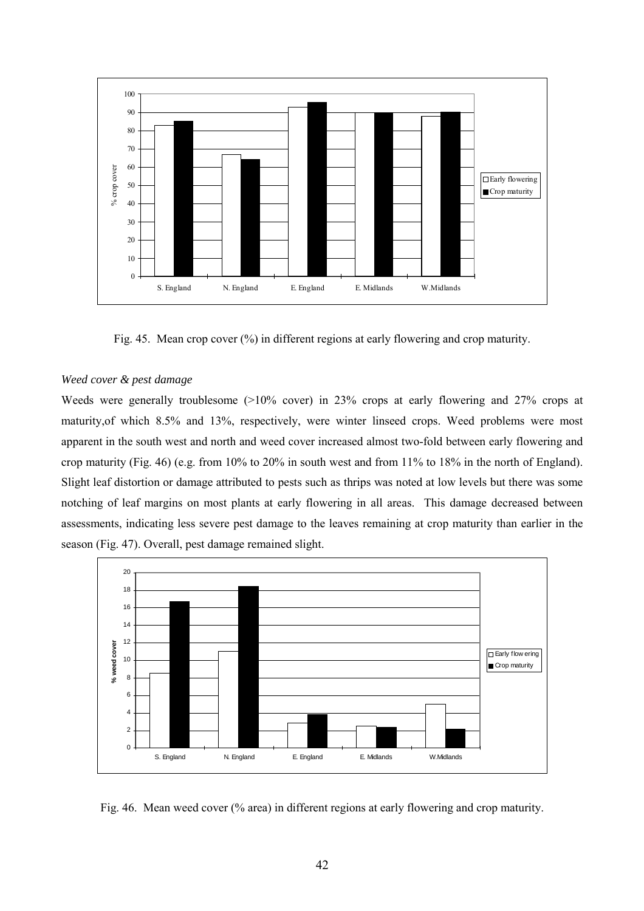Fig. 45. Mean crop cover (%) in different regions at early flowering and crop maturity.

*Weed cover & pest damage*

Weeds were generally troublesome (>10% cover) in 23% crops at early flowering and 27% crops at maturity,of which 8.5% and 13%, respectively, were winter linseed crops. Weed problems were most apparent in the south west and north and weed cover increased almost two-fold between early flowering and crop maturity (Fig. 46) (e.g. from 10% to 20% in south west and from 11% to 18% in the north of England). Slight leaf distortion or damage attributed to pests such as thrips was noted at low levels but there was some notching of leaf margins on most plants at early flowering in all areas. This damage decreased between assessments, indicating less severe pest damage to the leaves remaining at crop maturity than earlier in the season (Fig. 47). Overall, pest damage remained slight.

Fig. 46. Mean weed cover (% area) in different regions at early flowering and crop maturity.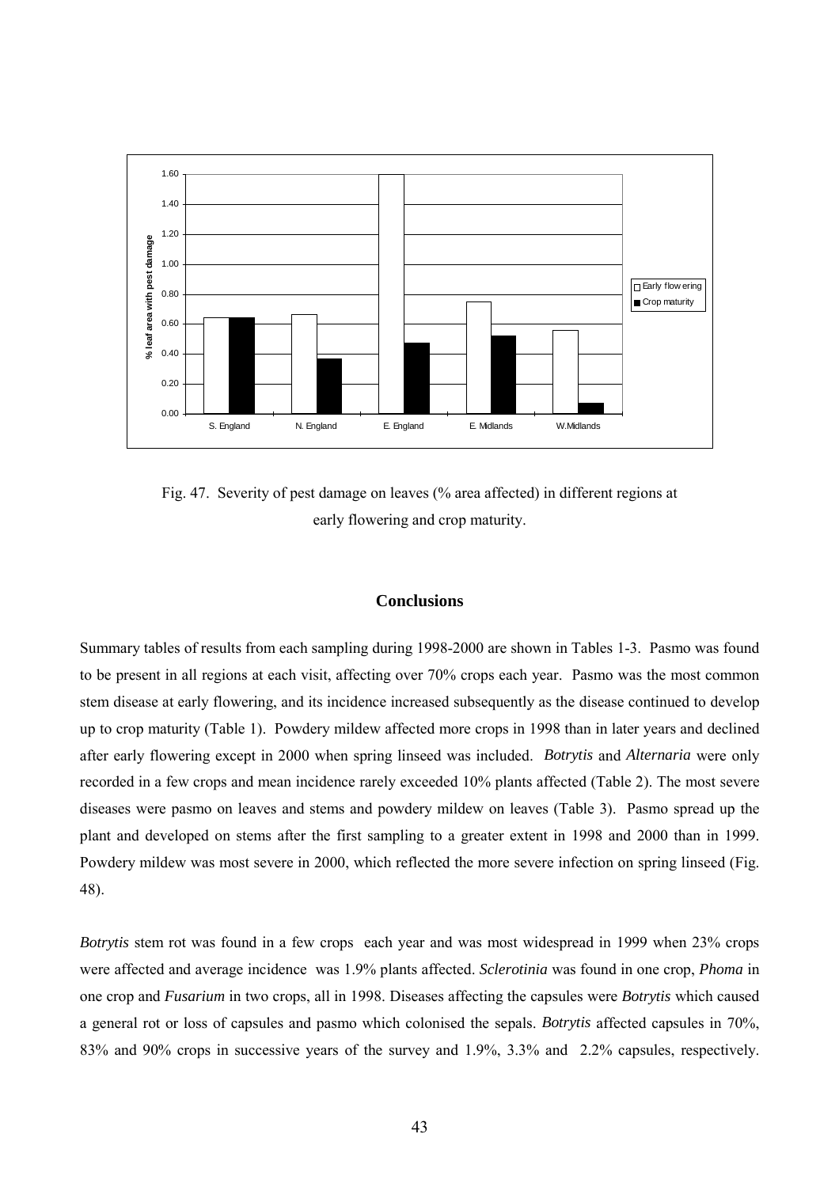Fig. 47. Severity of pest damage on leaves (% area affected) in different regions at early flowering and crop maturity.

## Conclusions

Summary tables of results from each sampling during 1998-2000 are shown in Tables 1-3. Pasmo was found to be present in all regions at each visit, affecting over 70% crops each year. Pasmo was the most common stem disease at early flowering, and its incidence increased subsequently as the disease continued to develop up to crop maturity (Table 1). Powdery mildew affected more crops in 1998 than in later years and declined after early flowering except in 2000 when spring linseed was included. *Botrytis* and *Alternaria* were only recorded in a few crops and mean incidence rarely exceeded 10% plants affected (Table 2). The most severe diseases were pasmo on leaves and stems and powdery mildew on leaves (Table 3). Pasmo spread up the plant and developed on stems after the first sampling to a greater extent in 1998 and 2000 than in 1999. Powdery mildew was most severe in 2000, which reflected the more severe infection on spring linseed (Fig. 48).

*Botrytis* stem rot was found in a few crops each year and was most widespread in 1999 when 23% crops were affected and average incidence was 1.9% plants affected. *Sclerotinia* was found in one crop, *Phoma* in one crop and *Fusarium* in two crops, all in 1998. Diseases affecting the capsules were *Botrytis* which caused a general rot or loss of capsules and pasmo which colonised the sepals. *Botrytis* affected capsules in 70%, 83% and 90% crops in successive years of the survey and 1.9%, 3.3% and 2.2% capsules, respectively.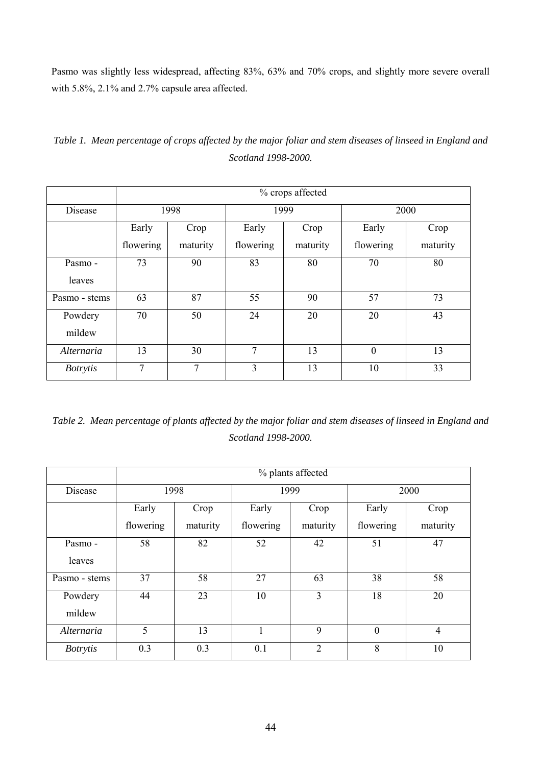Pasmo was slightly less widespread, affecting 83%, 63% and 70% crops, and slightly more severe overall with 5.8%, 2.1% and 2.7% capsule area affected.

*Table 1. Mean percentage of crops affected by the major foliar and stem diseases of linseed in England and Scotland 1998-2000.*

| | % crops affected | | | | | |
|---|---|---|---|---|---|---|
| Disease | 1998 | | 1999 | | 2000 | |
| | Early flowering | Crop maturity | Early flowering | Crop maturity | Early flowering | Crop maturity |
| Pasmo - leaves | 73 | 90 | 83 | 80 | 70 | 80 |
| Pasmo - stems | 63 | 87 | 55 | 90 | 57 | 73 |
| Powdery mildew | 70 | 50 | 24 | 20 | 20 | 43 |
| *Alternaria* | 13 | 30 | 7 | 13 | 0 | 13 |
| *Botrytis* | 7 | 7 | 3 | 13 | 10 | 33 |

*Table 2. Mean percentage of plants affected by the major foliar and stem diseases of linseed in England and Scotland 1998-2000.*

| | % plants affected | | | | | |
|---|---|---|---|---|---|---|
| Disease | 1998 | | 1999 | | 2000 | |
| | Early flowering | Crop maturity | Early flowering | Crop maturity | Early flowering | Crop maturity |
| Pasmo - leaves | 58 | 82 | 52 | 42 | 51 | 47 |
| Pasmo - stems | 37 | 58 | 27 | 63 | 38 | 58 |
| Powdery mildew | 44 | 23 | 10 | 3 | 18 | 20 |
| *Alternaria* | 5 | 13 | 1 | 9 | 0 | 4 |
| *Botrytis* | 0.3 | 0.3 | 0.1 | 2 | 8 | 10 |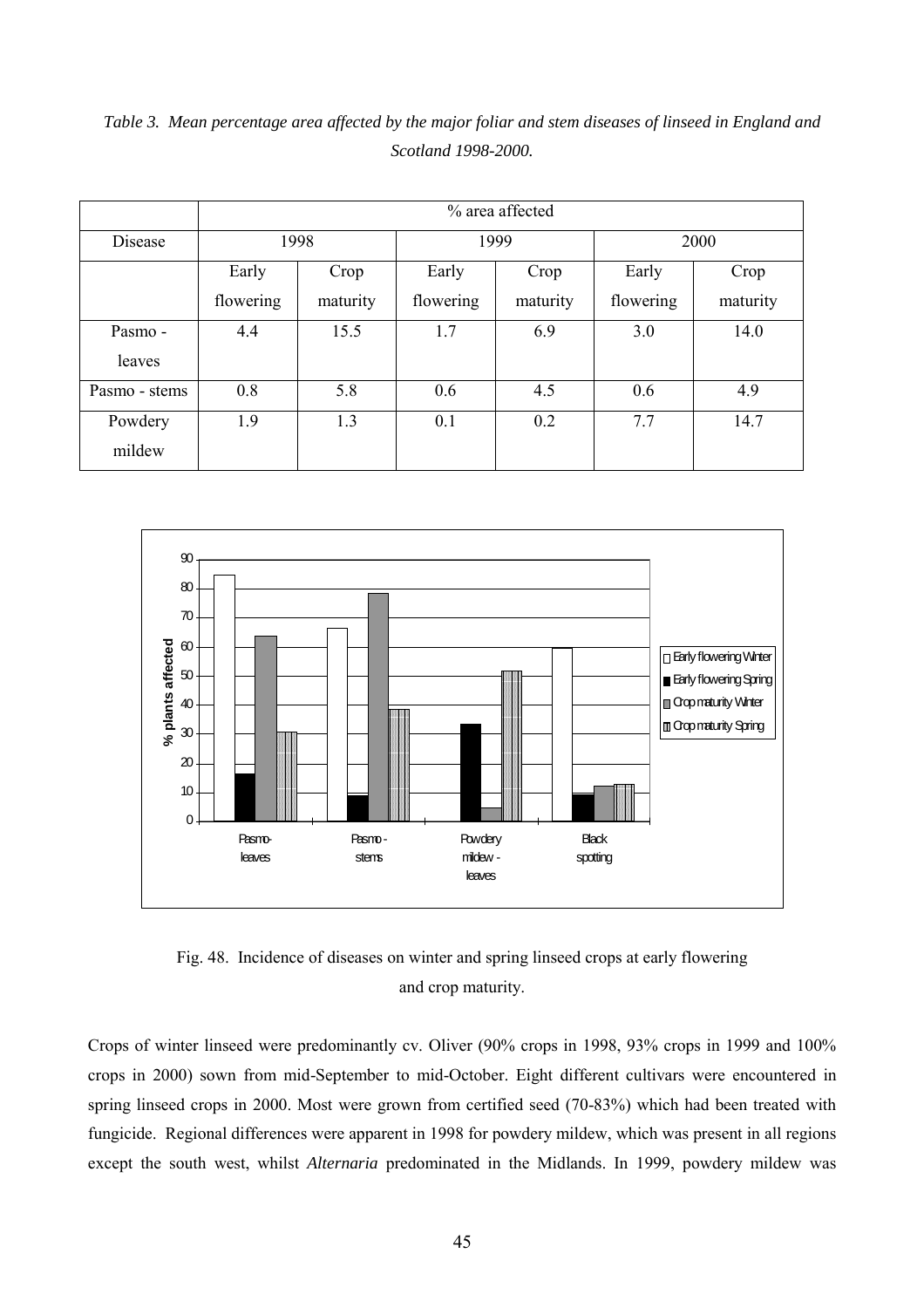*Table 3. Mean percentage area affected by the major foliar and stem diseases of linseed in England and Scotland 1998-2000.*

| | % area affected | | | | | |
|---|---|---|---|---|---|---|
| Disease | 1998 | | 1999 | | 2000 | |
| | Early flowering | Crop maturity | Early flowering | Crop maturity | Early flowering | Crop maturity |
| Pasmo - leaves | 4.4 | 15.5 | 1.7 | 6.9 | 3.0 | 14.0 |
| Pasmo - stems | 0.8 | 5.8 | 0.6 | 4.5 | 0.6 | 4.9 |
| Powdery mildew | 1.9 | 1.3 | 0.1 | 0.2 | 7.7 | 14.7 |

Fig. 48. Incidence of diseases on winter and spring linseed crops at early flowering and crop maturity.

Crops of winter linseed were predominantly cv. Oliver (90% crops in 1998, 93% crops in 1999 and 100% crops in 2000) sown from mid-September to mid-October. Eight different cultivars were encountered in spring linseed crops in 2000. Most were grown from certified seed (70-83%) which had been treated with fungicide. Regional differences were apparent in 1998 for powdery mildew, which was present in all regions except the south west, whilst *Alternaria* predominated in the Midlands. In 1999, powdery mildew was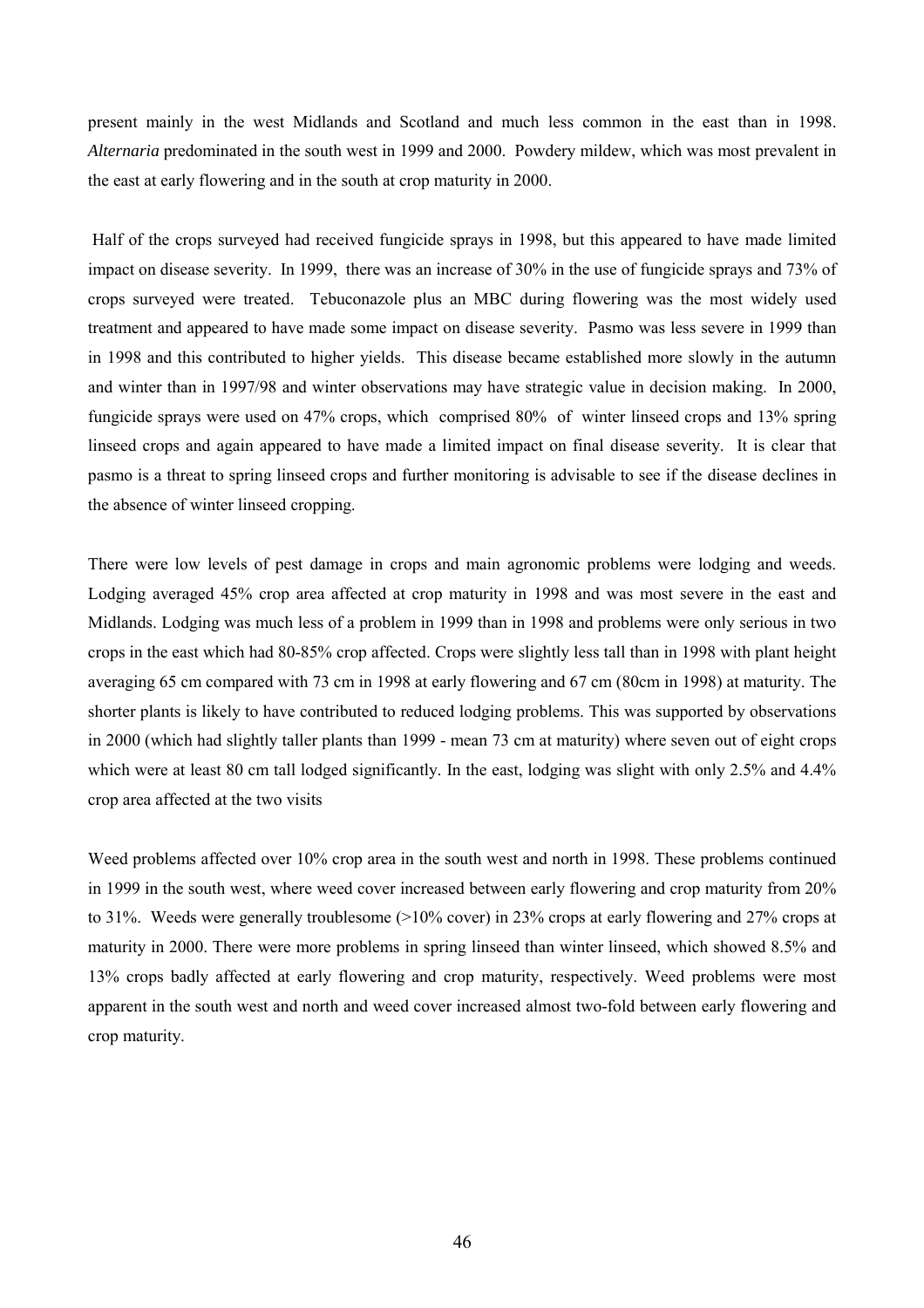present mainly in the west Midlands and Scotland and much less common in the east than in 1998. *Alternaria* predominated in the south west in 1999 and 2000. Powdery mildew, which was most prevalent in the east at early flowering and in the south at crop maturity in 2000.

Half of the crops surveyed had received fungicide sprays in 1998, but this appeared to have made limited impact on disease severity. In 1999, there was an increase of 30% in the use of fungicide sprays and 73% of crops surveyed were treated. Tebuconazole plus an MBC during flowering was the most widely used treatment and appeared to have made some impact on disease severity. Pasmo was less severe in 1999 than in 1998 and this contributed to higher yields. This disease became established more slowly in the autumn and winter than in 1997/98 and winter observations may have strategic value in decision making. In 2000, fungicide sprays were used on 47% crops, which comprised 80% of winter linseed crops and 13% spring linseed crops and again appeared to have made a limited impact on final disease severity. It is clear that pasmo is a threat to spring linseed crops and further monitoring is advisable to see if the disease declines in the absence of winter linseed cropping.

There were low levels of pest damage in crops and main agronomic problems were lodging and weeds. Lodging averaged 45% crop area affected at crop maturity in 1998 and was most severe in the east and Midlands. Lodging was much less of a problem in 1999 than in 1998 and problems were only serious in two crops in the east which had 80-85% crop affected. Crops were slightly less tall than in 1998 with plant height averaging 65 cm compared with 73 cm in 1998 at early flowering and 67 cm (80cm in 1998) at maturity. The shorter plants is likely to have contributed to reduced lodging problems. This was supported by observations in 2000 (which had slightly taller plants than 1999 - mean 73 cm at maturity) where seven out of eight crops which were at least 80 cm tall lodged significantly. In the east, lodging was slight with only 2.5% and 4.4% crop area affected at the two visits

Weed problems affected over 10% crop area in the south west and north in 1998. These problems continued in 1999 in the south west, where weed cover increased between early flowering and crop maturity from 20% to 31%. Weeds were generally troublesome (>10% cover) in 23% crops at early flowering and 27% crops at maturity in 2000. There were more problems in spring linseed than winter linseed, which showed 8.5% and 13% crops badly affected at early flowering and crop maturity, respectively. Weed problems were most apparent in the south west and north and weed cover increased almost two-fold between early flowering and crop maturity.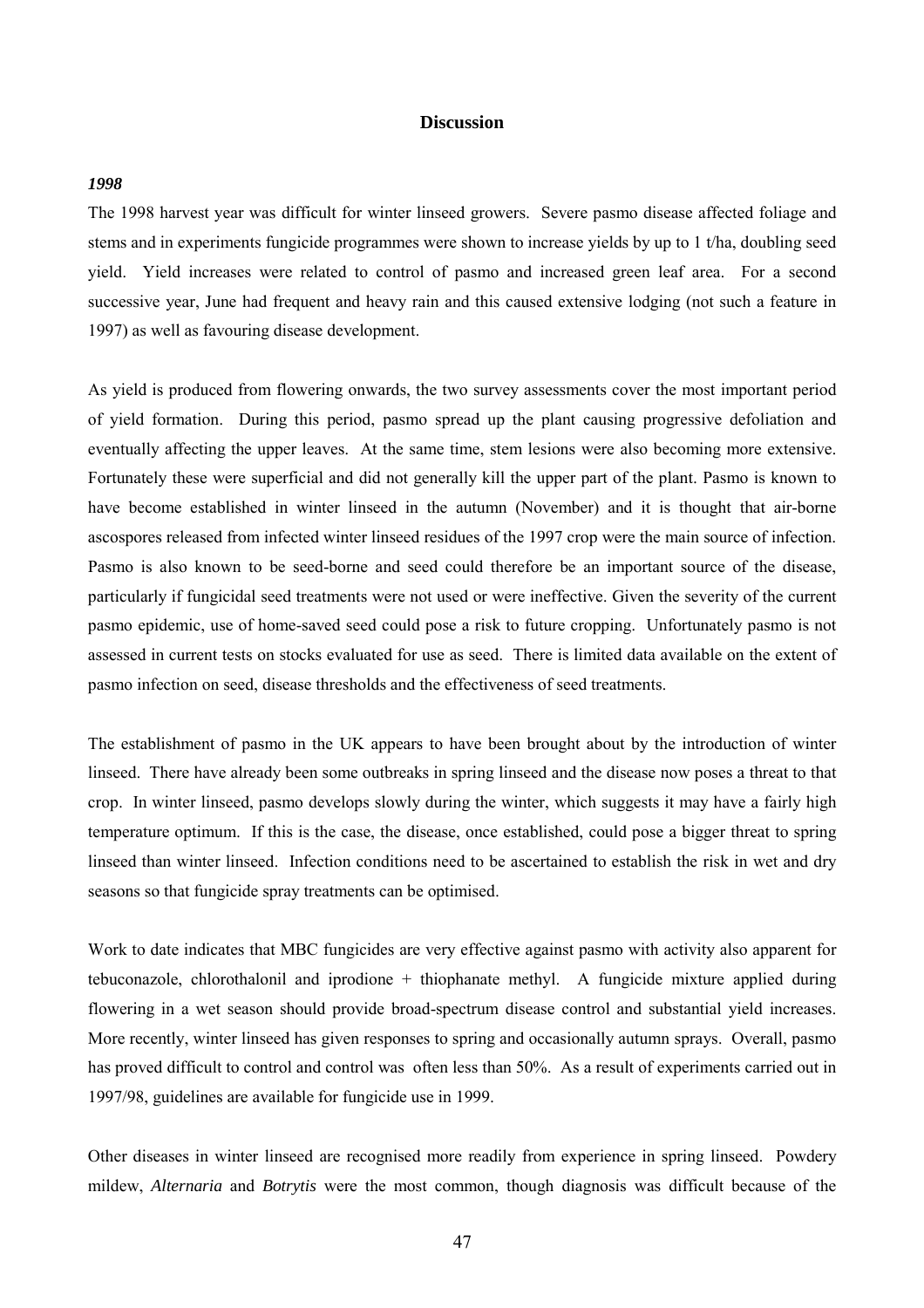## Discussion

### *1998*

The 1998 harvest year was difficult for winter linseed growers. Severe pasmo disease affected foliage and stems and in experiments fungicide programmes were shown to increase yields by up to 1 t/ha, doubling seed yield. Yield increases were related to control of pasmo and increased green leaf area. For a second successive year, June had frequent and heavy rain and this caused extensive lodging (not such a feature in 1997) as well as favouring disease development.

As yield is produced from flowering onwards, the two survey assessments cover the most important period of yield formation. During this period, pasmo spread up the plant causing progressive defoliation and eventually affecting the upper leaves. At the same time, stem lesions were also becoming more extensive. Fortunately these were superficial and did not generally kill the upper part of the plant. Pasmo is known to have become established in winter linseed in the autumn (November) and it is thought that air-borne ascospores released from infected winter linseed residues of the 1997 crop were the main source of infection. Pasmo is also known to be seed-borne and seed could therefore be an important source of the disease, particularly if fungicidal seed treatments were not used or were ineffective. Given the severity of the current pasmo epidemic, use of home-saved seed could pose a risk to future cropping. Unfortunately pasmo is not assessed in current tests on stocks evaluated for use as seed. There is limited data available on the extent of pasmo infection on seed, disease thresholds and the effectiveness of seed treatments.

The establishment of pasmo in the UK appears to have been brought about by the introduction of winter linseed. There have already been some outbreaks in spring linseed and the disease now poses a threat to that crop. In winter linseed, pasmo develops slowly during the winter, which suggests it may have a fairly high temperature optimum. If this is the case, the disease, once established, could pose a bigger threat to spring linseed than winter linseed. Infection conditions need to be ascertained to establish the risk in wet and dry seasons so that fungicide spray treatments can be optimised.

Work to date indicates that MBC fungicides are very effective against pasmo with activity also apparent for tebuconazole, chlorothalonil and iprodione + thiophanate methyl. A fungicide mixture applied during flowering in a wet season should provide broad-spectrum disease control and substantial yield increases. More recently, winter linseed has given responses to spring and occasionally autumn sprays. Overall, pasmo has proved difficult to control and control was often less than 50%. As a result of experiments carried out in 1997/98, guidelines are available for fungicide use in 1999.

Other diseases in winter linseed are recognised more readily from experience in spring linseed. Powdery mildew, *Alternaria* and *Botrytis* were the most common, though diagnosis was difficult because of the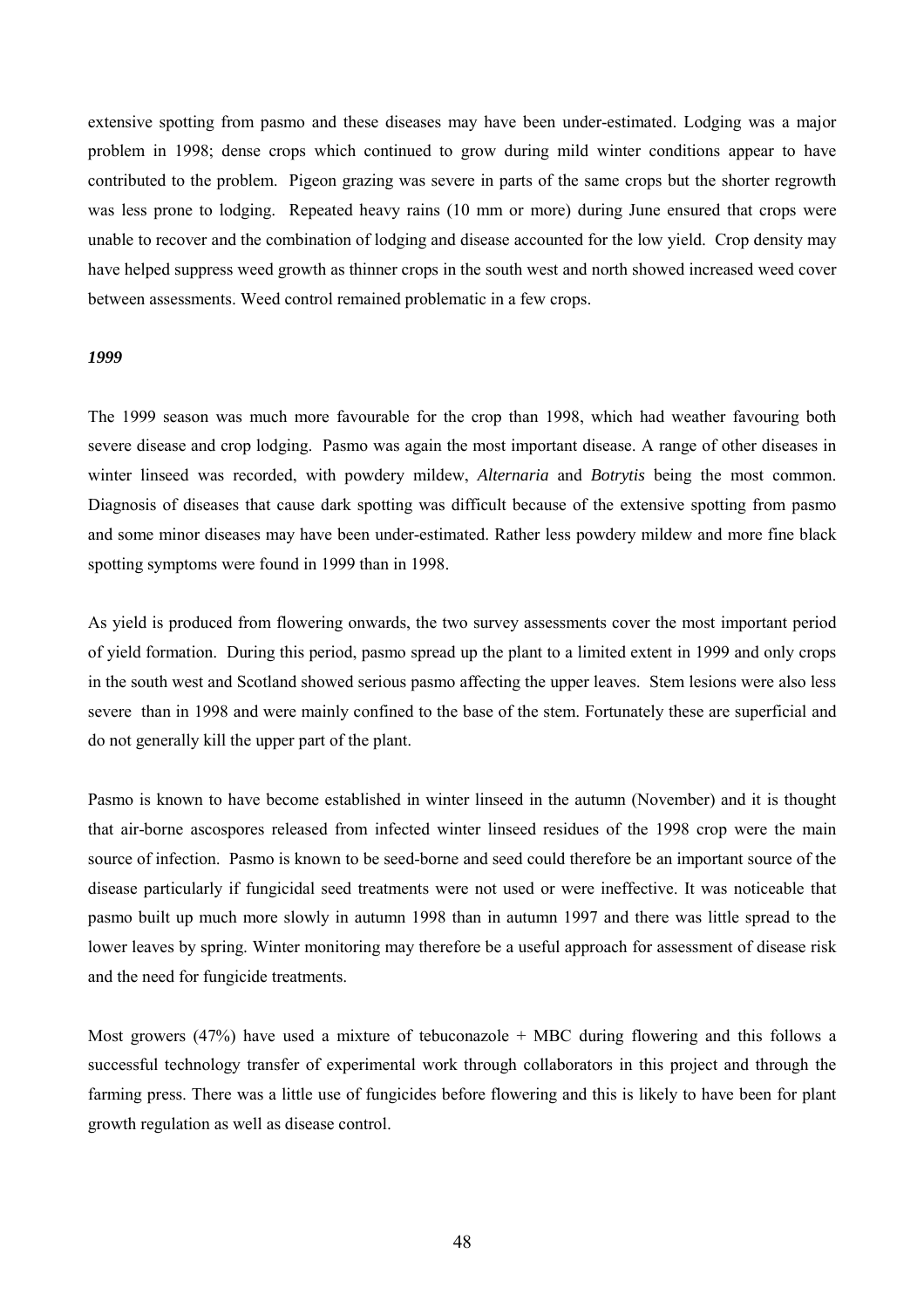extensive spotting from pasmo and these diseases may have been under-estimated. Lodging was a major problem in 1998; dense crops which continued to grow during mild winter conditions appear to have contributed to the problem. Pigeon grazing was severe in parts of the same crops but the shorter regrowth was less prone to lodging. Repeated heavy rains (10 mm or more) during June ensured that crops were unable to recover and the combination of lodging and disease accounted for the low yield. Crop density may have helped suppress weed growth as thinner crops in the south west and north showed increased weed cover between assessments. Weed control remained problematic in a few crops.

***1999***

The 1999 season was much more favourable for the crop than 1998, which had weather favouring both severe disease and crop lodging. Pasmo was again the most important disease. A range of other diseases in winter linseed was recorded, with powdery mildew, *Alternaria* and *Botrytis* being the most common. Diagnosis of diseases that cause dark spotting was difficult because of the extensive spotting from pasmo and some minor diseases may have been under-estimated. Rather less powdery mildew and more fine black spotting symptoms were found in 1999 than in 1998.

As yield is produced from flowering onwards, the two survey assessments cover the most important period of yield formation. During this period, pasmo spread up the plant to a limited extent in 1999 and only crops in the south west and Scotland showed serious pasmo affecting the upper leaves. Stem lesions were also less severe than in 1998 and were mainly confined to the base of the stem. Fortunately these are superficial and do not generally kill the upper part of the plant.

Pasmo is known to have become established in winter linseed in the autumn (November) and it is thought that air-borne ascospores released from infected winter linseed residues of the 1998 crop were the main source of infection. Pasmo is known to be seed-borne and seed could therefore be an important source of the disease particularly if fungicidal seed treatments were not used or were ineffective. It was noticeable that pasmo built up much more slowly in autumn 1998 than in autumn 1997 and there was little spread to the lower leaves by spring. Winter monitoring may therefore be a useful approach for assessment of disease risk and the need for fungicide treatments.

Most growers (47%) have used a mixture of tebuconazole + MBC during flowering and this follows a successful technology transfer of experimental work through collaborators in this project and through the farming press. There was a little use of fungicides before flowering and this is likely to have been for plant growth regulation as well as disease control.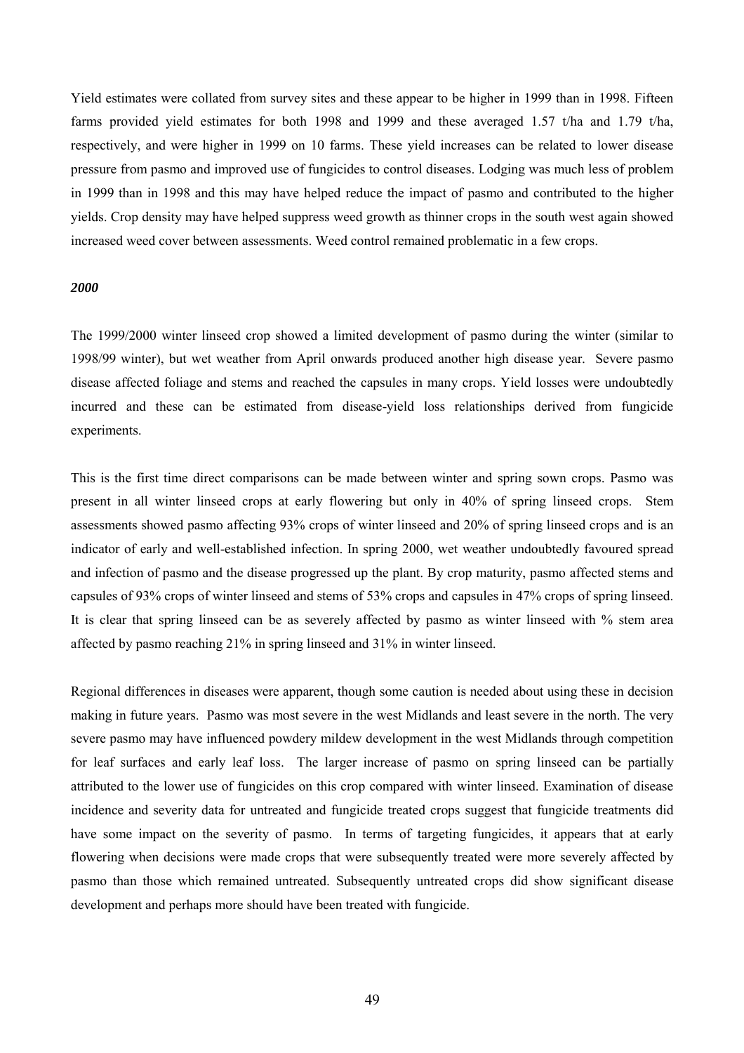Yield estimates were collated from survey sites and these appear to be higher in 1999 than in 1998. Fifteen farms provided yield estimates for both 1998 and 1999 and these averaged 1.57 t/ha and 1.79 t/ha, respectively, and were higher in 1999 on 10 farms. These yield increases can be related to lower disease pressure from pasmo and improved use of fungicides to control diseases. Lodging was much less of problem in 1999 than in 1998 and this may have helped reduce the impact of pasmo and contributed to the higher yields. Crop density may have helped suppress weed growth as thinner crops in the south west again showed increased weed cover between assessments. Weed control remained problematic in a few crops.

***2000***

The 1999/2000 winter linseed crop showed a limited development of pasmo during the winter (similar to 1998/99 winter), but wet weather from April onwards produced another high disease year. Severe pasmo disease affected foliage and stems and reached the capsules in many crops. Yield losses were undoubtedly incurred and these can be estimated from disease-yield loss relationships derived from fungicide experiments.

This is the first time direct comparisons can be made between winter and spring sown crops. Pasmo was present in all winter linseed crops at early flowering but only in 40% of spring linseed crops. Stem assessments showed pasmo affecting 93% crops of winter linseed and 20% of spring linseed crops and is an indicator of early and well-established infection. In spring 2000, wet weather undoubtedly favoured spread and infection of pasmo and the disease progressed up the plant. By crop maturity, pasmo affected stems and capsules of 93% crops of winter linseed and stems of 53% crops and capsules in 47% crops of spring linseed. It is clear that spring linseed can be as severely affected by pasmo as winter linseed with % stem area affected by pasmo reaching 21% in spring linseed and 31% in winter linseed.

Regional differences in diseases were apparent, though some caution is needed about using these in decision making in future years. Pasmo was most severe in the west Midlands and least severe in the north. The very severe pasmo may have influenced powdery mildew development in the west Midlands through competition for leaf surfaces and early leaf loss. The larger increase of pasmo on spring linseed can be partially attributed to the lower use of fungicides on this crop compared with winter linseed. Examination of disease incidence and severity data for untreated and fungicide treated crops suggest that fungicide treatments did have some impact on the severity of pasmo. In terms of targeting fungicides, it appears that at early flowering when decisions were made crops that were subsequently treated were more severely affected by pasmo than those which remained untreated. Subsequently untreated crops did show significant disease development and perhaps more should have been treated with fungicide.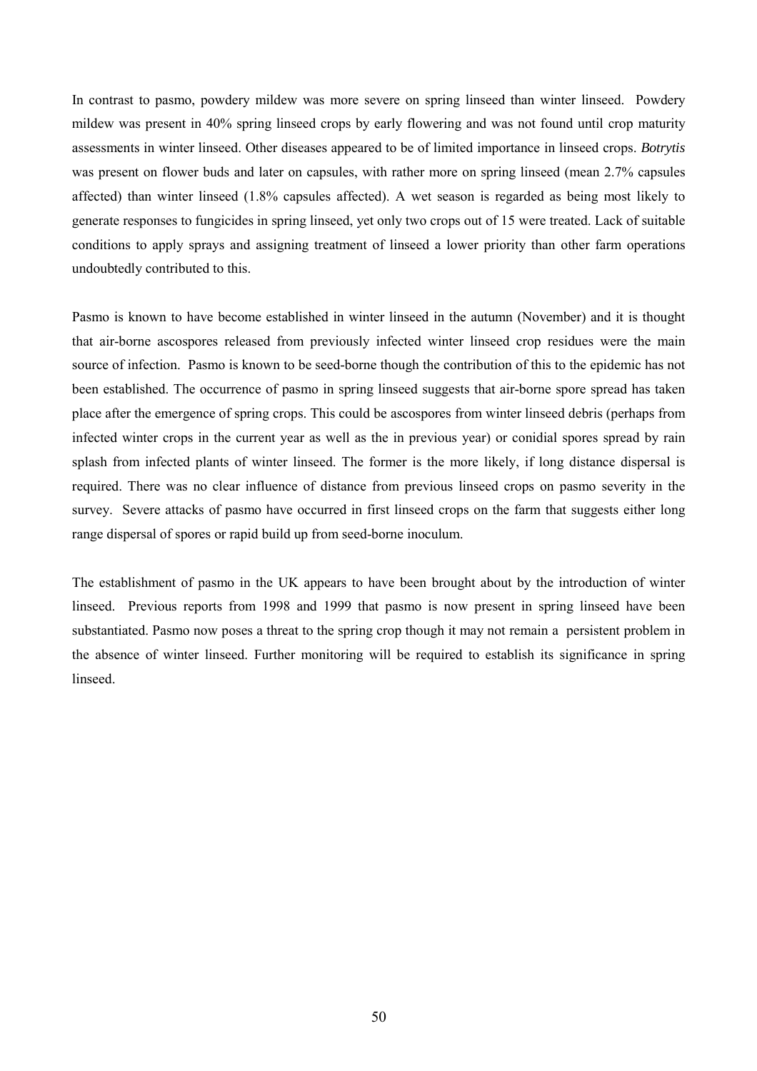In contrast to pasmo, powdery mildew was more severe on spring linseed than winter linseed. Powdery mildew was present in 40% spring linseed crops by early flowering and was not found until crop maturity assessments in winter linseed. Other diseases appeared to be of limited importance in linseed crops. *Botrytis* was present on flower buds and later on capsules, with rather more on spring linseed (mean 2.7% capsules affected) than winter linseed (1.8% capsules affected). A wet season is regarded as being most likely to generate responses to fungicides in spring linseed, yet only two crops out of 15 were treated. Lack of suitable conditions to apply sprays and assigning treatment of linseed a lower priority than other farm operations undoubtedly contributed to this.

Pasmo is known to have become established in winter linseed in the autumn (November) and it is thought that air-borne ascospores released from previously infected winter linseed crop residues were the main source of infection. Pasmo is known to be seed-borne though the contribution of this to the epidemic has not been established. The occurrence of pasmo in spring linseed suggests that air-borne spore spread has taken place after the emergence of spring crops. This could be ascospores from winter linseed debris (perhaps from infected winter crops in the current year as well as the in previous year) or conidial spores spread by rain splash from infected plants of winter linseed. The former is the more likely, if long distance dispersal is required. There was no clear influence of distance from previous linseed crops on pasmo severity in the survey. Severe attacks of pasmo have occurred in first linseed crops on the farm that suggests either long range dispersal of spores or rapid build up from seed-borne inoculum.

The establishment of pasmo in the UK appears to have been brought about by the introduction of winter linseed. Previous reports from 1998 and 1999 that pasmo is now present in spring linseed have been substantiated. Pasmo now poses a threat to the spring crop though it may not remain a persistent problem in the absence of winter linseed. Further monitoring will be required to establish its significance in spring linseed.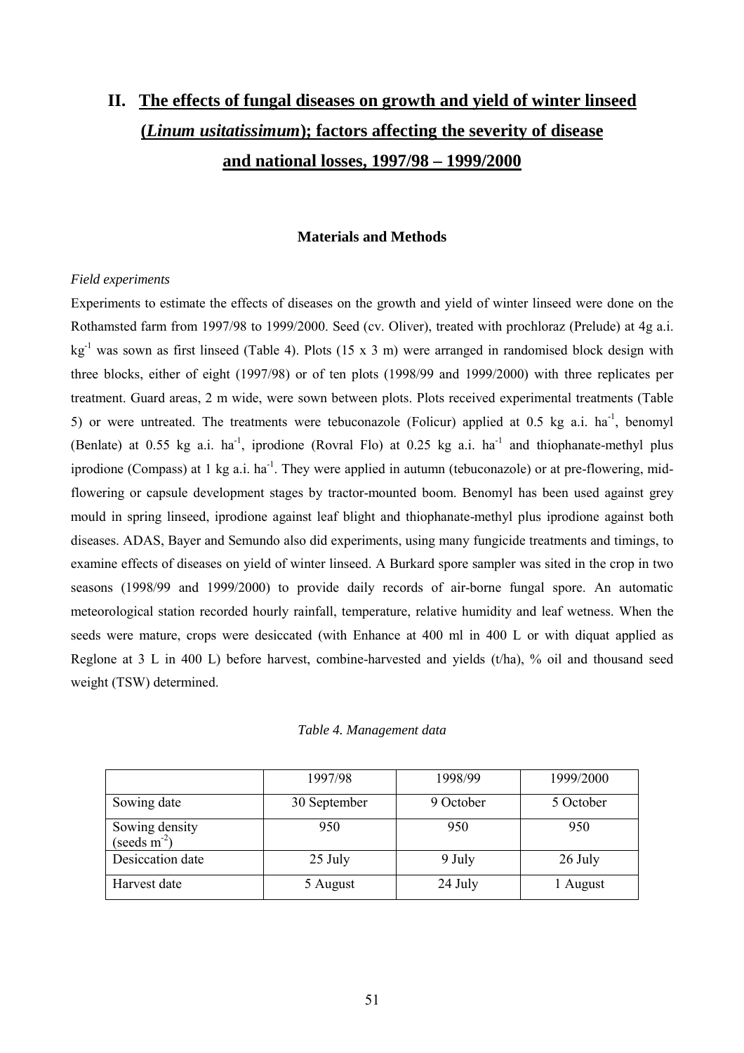# II. The effects of fungal diseases on growth and yield of winter linseed (*Linum usitatissimum*); factors affecting the severity of disease and national losses, 1997/98 – 1999/2000

## Materials and Methods

### *Field experiments*

Experiments to estimate the effects of diseases on the growth and yield of winter linseed were done on the Rothamsted farm from 1997/98 to 1999/2000. Seed (cv. Oliver), treated with prochloraz (Prelude) at 4g a.i. $kg^{-1}$ was sown as first linseed (Table 4). Plots (15 x 3 m) were arranged in randomised block design with three blocks, either of eight (1997/98) or of ten plots (1998/99 and 1999/2000) with three replicates per treatment. Guard areas, 2 m wide, were sown between plots. Plots received experimental treatments (Table 5) or were untreated. The treatments were tebuconazole (Folicur) applied at 0.5 kg a.i. $ha^{-1}$, benomyl (Benlate) at 0.55 kg a.i. $ha^{-1}$, iprodione (Rovral Flo) at 0.25 kg a.i. $ha^{-1}$ and thiophanate-methyl plus iprodione (Compass) at 1 kg a.i. $ha^{-1}$. They were applied in autumn (tebuconazole) or at pre-flowering, mid-flowering or capsule development stages by tractor-mounted boom. Benomyl has been used against grey mould in spring linseed, iprodione against leaf blight and thiophanate-methyl plus iprodione against both diseases. ADAS, Bayer and Semundo also did experiments, using many fungicide treatments and timings, to examine effects of diseases on yield of winter linseed. A Burkard spore sampler was sited in the crop in two seasons (1998/99 and 1999/2000) to provide daily records of air-borne fungal spore. An automatic meteorological station recorded hourly rainfall, temperature, relative humidity and leaf wetness. When the seeds were mature, crops were desiccated (with Enhance at 400 ml in 400 L or with diquat applied as Reglone at 3 L in 400 L) before harvest, combine-harvested and yields (t/ha), % oil and thousand seed weight (TSW) determined.

*Table 4. Management data*

| | 1997/98 | 1998/99 | 1999/2000 |
|---|---|---|---|
| Sowing date | 30 September | 9 October | 5 October |
| Sowing density (seeds $m^{-2}$) | 950 | 950 | 950 |
| Desiccation date | 25 July | 9 July | 26 July |
| Harvest date | 5 August | 24 July | 1 August |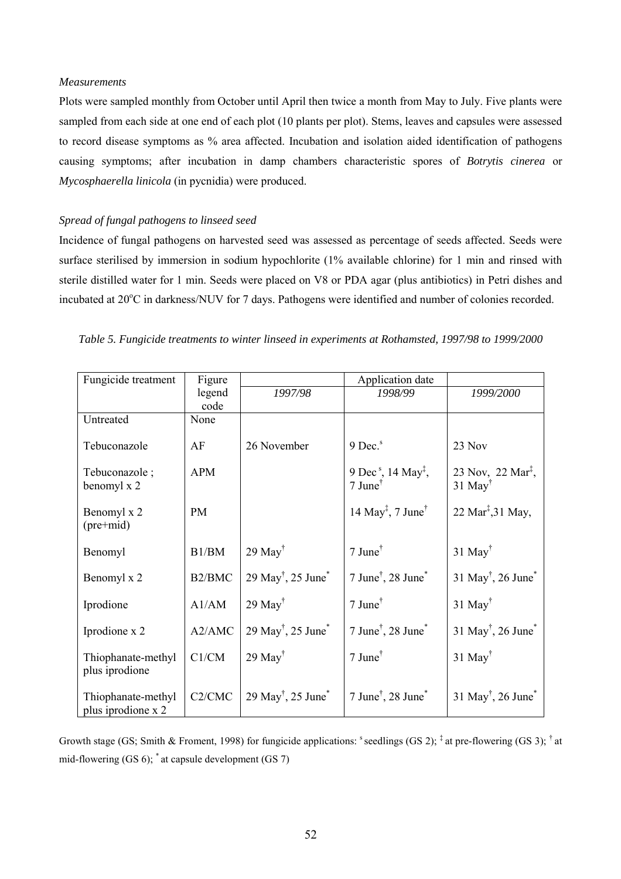*Measurements*

Plots were sampled monthly from October until April then twice a month from May to July. Five plants were sampled from each side at one end of each plot (10 plants per plot). Stems, leaves and capsules were assessed to record disease symptoms as % area affected. Incubation and isolation aided identification of pathogens causing symptoms; after incubation in damp chambers characteristic spores of *Botrytis cinerea* or *Mycosphaerella linicola* (in pycnidia) were produced.

*Spread of fungal pathogens to linseed seed*

Incidence of fungal pathogens on harvested seed was assessed as percentage of seeds affected. Seeds were surface sterilised by immersion in sodium hypochlorite (1% available chlorine) for 1 min and rinsed with sterile distilled water for 1 min. Seeds were placed on V8 or PDA agar (plus antibiotics) in Petri dishes and incubated at 20°C in darkness/NUV for 7 days. Pathogens were identified and number of colonies recorded.

*Table 5. Fungicide treatments to winter linseed in experiments at Rothamsted, 1997/98 to 1999/2000*

| Fungicide treatment | Figure legend code | | Application date | |
|---|---|---|---|---|
| | | *1997/98* | *1998/99* | *1999/2000* |
| Untreated | None | | | |
| Tebuconazole | AF | 26 November | 9 Dec.[s] | 23 Nov |
| Tebuconazole ; benomyl x 2 | APM | | 9 Dec[s], 14 May[‡], 7 June[†] | 23 Nov, 22 Mar[‡], 31 May[†] |
| Benomyl x 2 (pre+mid) | PM | | 14 May[‡], 7 June[†] | 22 Mar[‡],31 May, |
| Benomyl | B1/BM | 29 May[†] | 7 June[†] | 31 May[†] |
| Benomyl x 2 | B2/BMC | 29 May[†], 25 June[*] | 7 June[†], 28 June[*] | 31 May[†], 26 June[*] |
| Iprodione | A1/AM | 29 May[†] | 7 June[†] | 31 May[†] |
| Iprodione x 2 | A2/AMC | 29 May[†], 25 June[*] | 7 June[†], 28 June[*] | 31 May[†], 26 June[*] |
| Thiophanate-methyl plus iprodione | C1/CM | 29 May[†] | 7 June[†] | 31 May[†] |
| Thiophanate-methyl plus iprodione x 2 | C2/CMC | 29 May[†], 25 June[*] | 7 June[†], 28 June[*] | 31 May[†], 26 June[*] |

Growth stage (GS; Smith & Froment, 1998) for fungicide applications: [s] seedlings (GS 2); [‡] at pre-flowering (GS 3); [†] at mid-flowering (GS 6); [*] at capsule development (GS 7)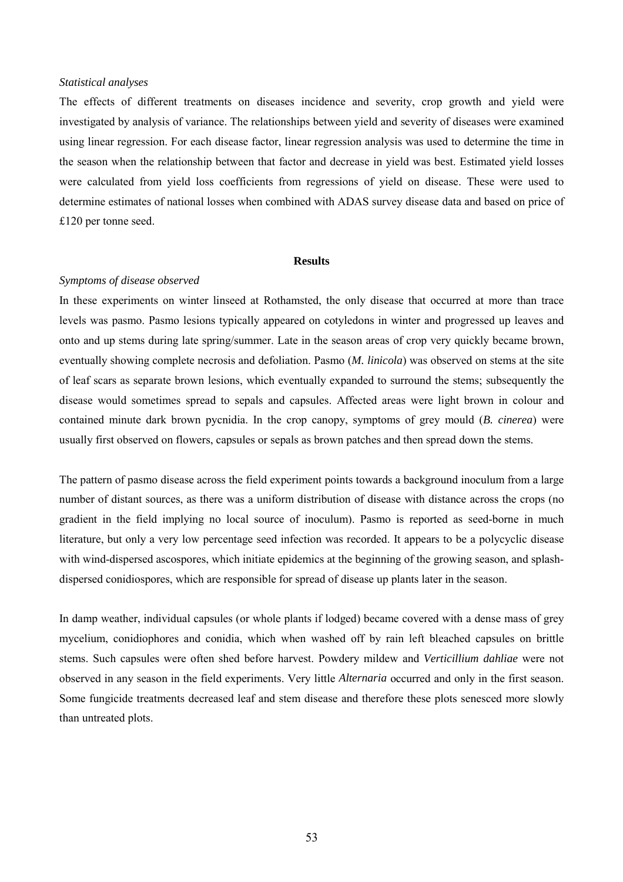*Statistical analyses*

The effects of different treatments on diseases incidence and severity, crop growth and yield were investigated by analysis of variance. The relationships between yield and severity of diseases were examined using linear regression. For each disease factor, linear regression analysis was used to determine the time in the season when the relationship between that factor and decrease in yield was best. Estimated yield losses were calculated from yield loss coefficients from regressions of yield on disease. These were used to determine estimates of national losses when combined with ADAS survey disease data and based on price of £120 per tonne seed.

## Results

*Symptoms of disease observed*

In these experiments on winter linseed at Rothamsted, the only disease that occurred at more than trace levels was pasmo. Pasmo lesions typically appeared on cotyledons in winter and progressed up leaves and onto and up stems during late spring/summer. Late in the season areas of crop very quickly became brown, eventually showing complete necrosis and defoliation. Pasmo (*M. linicola*) was observed on stems at the site of leaf scars as separate brown lesions, which eventually expanded to surround the stems; subsequently the disease would sometimes spread to sepals and capsules. Affected areas were light brown in colour and contained minute dark brown pycnidia. In the crop canopy, symptoms of grey mould (*B. cinerea*) were usually first observed on flowers, capsules or sepals as brown patches and then spread down the stems.

The pattern of pasmo disease across the field experiment points towards a background inoculum from a large number of distant sources, as there was a uniform distribution of disease with distance across the crops (no gradient in the field implying no local source of inoculum). Pasmo is reported as seed-borne in much literature, but only a very low percentage seed infection was recorded. It appears to be a polycyclic disease with wind-dispersed ascospores, which initiate epidemics at the beginning of the growing season, and splash-dispersed conidiospores, which are responsible for spread of disease up plants later in the season.

In damp weather, individual capsules (or whole plants if lodged) became covered with a dense mass of grey mycelium, conidiophores and conidia, which when washed off by rain left bleached capsules on brittle stems. Such capsules were often shed before harvest. Powdery mildew and *Verticillium dahliae* were not observed in any season in the field experiments. Very little *Alternaria* occurred and only in the first season. Some fungicide treatments decreased leaf and stem disease and therefore these plots senesced more slowly than untreated plots.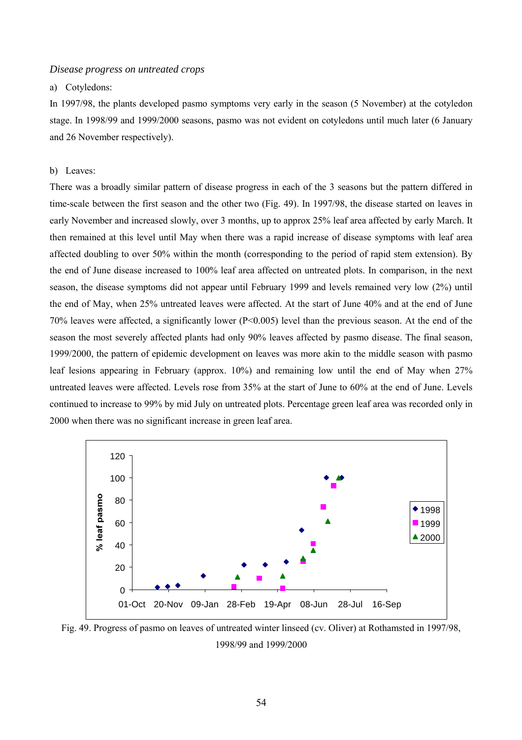*Disease progress on untreated crops*

a) Cotyledons:

In 1997/98, the plants developed pasmo symptoms very early in the season (5 November) at the cotyledon stage. In 1998/99 and 1999/2000 seasons, pasmo was not evident on cotyledons until much later (6 January and 26 November respectively).

b) Leaves:

There was a broadly similar pattern of disease progress in each of the 3 seasons but the pattern differed in time-scale between the first season and the other two (Fig. 49). In 1997/98, the disease started on leaves in early November and increased slowly, over 3 months, up to approx 25% leaf area affected by early March. It then remained at this level until May when there was a rapid increase of disease symptoms with leaf area affected doubling to over 50% within the month (corresponding to the period of rapid stem extension). By the end of June disease increased to 100% leaf area affected on untreated plots. In comparison, in the next season, the disease symptoms did not appear until February 1999 and levels remained very low (2%) until the end of May, when 25% untreated leaves were affected. At the start of June 40% and at the end of June 70% leaves were affected, a significantly lower ($P<0.005$) level than the previous season. At the end of the season the most severely affected plants had only 90% leaves affected by pasmo disease. The final season, 1999/2000, the pattern of epidemic development on leaves was more akin to the middle season with pasmo leaf lesions appearing in February (approx. 10%) and remaining low until the end of May when 27% untreated leaves were affected. Levels rose from 35% at the start of June to 60% at the end of June. Levels continued to increase to 99% by mid July on untreated plots. Percentage green leaf area was recorded only in 2000 when there was no significant increase in green leaf area.

Fig. 49. Progress of pasmo on leaves of untreated winter linseed (cv. Oliver) at Rothamsted in 1997/98, 1998/99 and 1999/2000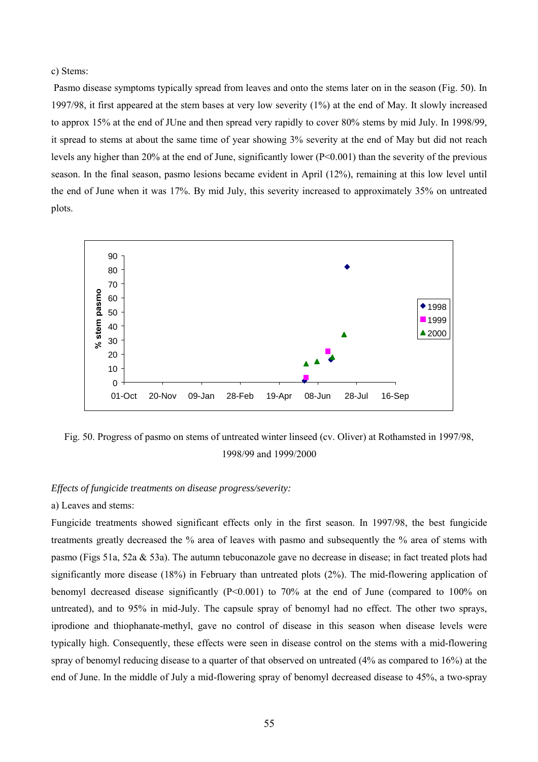c) Stems:

Pasmo disease symptoms typically spread from leaves and onto the stems later on in the season (Fig. 50). In 1997/98, it first appeared at the stem bases at very low severity (1%) at the end of May. It slowly increased to approx 15% at the end of JUne and then spread very rapidly to cover 80% stems by mid July. In 1998/99, it spread to stems at about the same time of year showing 3% severity at the end of May but did not reach levels any higher than 20% at the end of June, significantly lower ($P<0.001$) than the severity of the previous season. In the final season, pasmo lesions became evident in April (12%), remaining at this low level until the end of June when it was 17%. By mid July, this severity increased to approximately 35% on untreated plots.

Fig. 50. Progress of pasmo on stems of untreated winter linseed (cv. Oliver) at Rothamsted in 1997/98, 1998/99 and 1999/2000

*Effects of fungicide treatments on disease progress/severity:*

a) Leaves and stems:

Fungicide treatments showed significant effects only in the first season. In 1997/98, the best fungicide treatments greatly decreased the % area of leaves with pasmo and subsequently the % area of stems with pasmo (Figs 51a, 52a & 53a). The autumn tebuconazole gave no decrease in disease; in fact treated plots had significantly more disease (18%) in February than untreated plots (2%). The mid-flowering application of benomyl decreased disease significantly ($P<0.001$) to 70% at the end of June (compared to 100% on untreated), and to 95% in mid-July. The capsule spray of benomyl had no effect. The other two sprays, iprodione and thiophanate-methyl, gave no control of disease in this season when disease levels were typically high. Consequently, these effects were seen in disease control on the stems with a mid-flowering spray of benomyl reducing disease to a quarter of that observed on untreated (4% as compared to 16%) at the end of June. In the middle of July a mid-flowering spray of benomyl decreased disease to 45%, a two-spray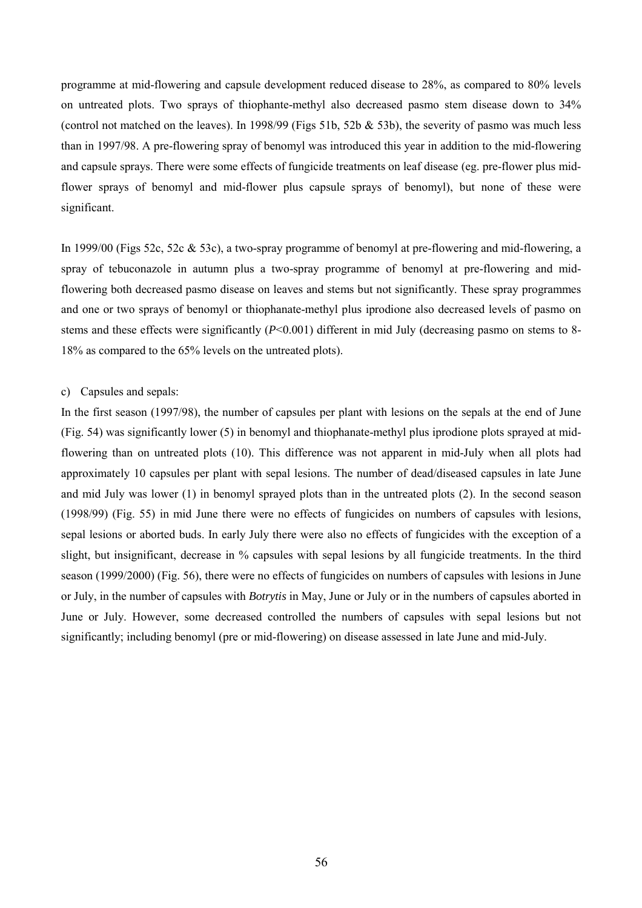programme at mid-flowering and capsule development reduced disease to 28%, as compared to 80% levels on untreated plots. Two sprays of thiophante-methyl also decreased pasmo stem disease down to 34% (control not matched on the leaves). In 1998/99 (Figs 51b, 52b & 53b), the severity of pasmo was much less than in 1997/98. A pre-flowering spray of benomyl was introduced this year in addition to the mid-flowering and capsule sprays. There were some effects of fungicide treatments on leaf disease (eg. pre-flower plus mid-flower sprays of benomyl and mid-flower plus capsule sprays of benomyl), but none of these were significant.

In 1999/00 (Figs 52c, 52c & 53c), a two-spray programme of benomyl at pre-flowering and mid-flowering, a spray of tebuconazole in autumn plus a two-spray programme of benomyl at pre-flowering and mid-flowering both decreased pasmo disease on leaves and stems but not significantly. These spray programmes and one or two sprays of benomyl or thiophanate-methyl plus iprodione also decreased levels of pasmo on stems and these effects were significantly ($P<0.001$) different in mid July (decreasing pasmo on stems to 8-18% as compared to the 65% levels on the untreated plots).

c) Capsules and sepals:

In the first season (1997/98), the number of capsules per plant with lesions on the sepals at the end of June (Fig. 54) was significantly lower (5) in benomyl and thiophanate-methyl plus iprodione plots sprayed at mid-flowering than on untreated plots (10). This difference was not apparent in mid-July when all plots had approximately 10 capsules per plant with sepal lesions. The number of dead/diseased capsules in late June and mid July was lower (1) in benomyl sprayed plots than in the untreated plots (2). In the second season (1998/99) (Fig. 55) in mid June there were no effects of fungicides on numbers of capsules with lesions, sepal lesions or aborted buds. In early July there were also no effects of fungicides with the exception of a slight, but insignificant, decrease in % capsules with sepal lesions by all fungicide treatments. In the third season (1999/2000) (Fig. 56), there were no effects of fungicides on numbers of capsules with lesions in June or July, in the number of capsules with *Botrytis* in May, June or July or in the numbers of capsules aborted in June or July. However, some decreased controlled the numbers of capsules with sepal lesions but not significantly; including benomyl (pre or mid-flowering) on disease assessed in late June and mid-July.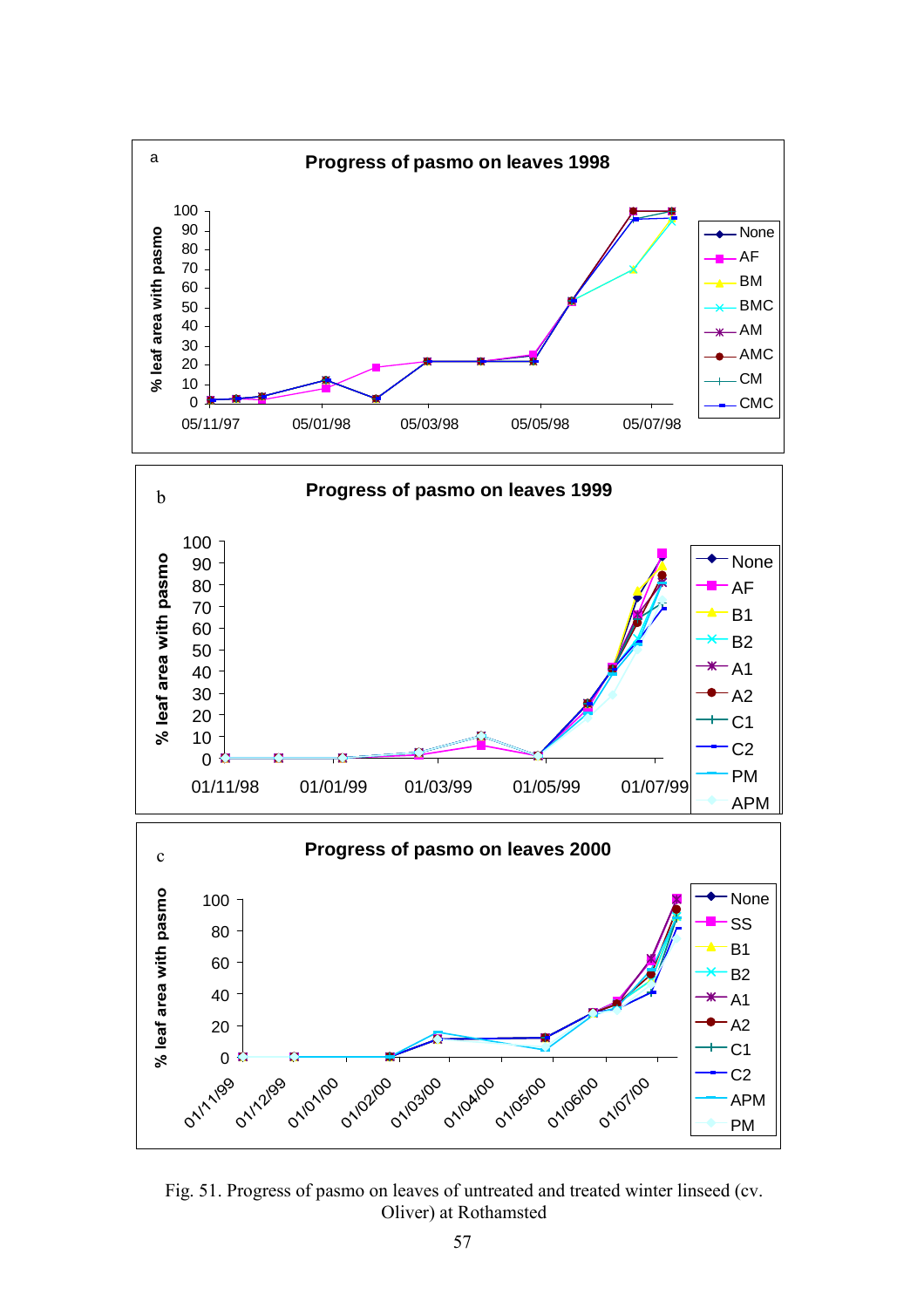a

**Progress of pasmo on leaves 1998**

b

**Progress of pasmo on leaves 1999**

c

**Progress of pasmo on leaves 2000**

Fig. 51. Progress of pasmo on leaves of untreated and treated winter linseed (cv. Oliver) at Rothamsted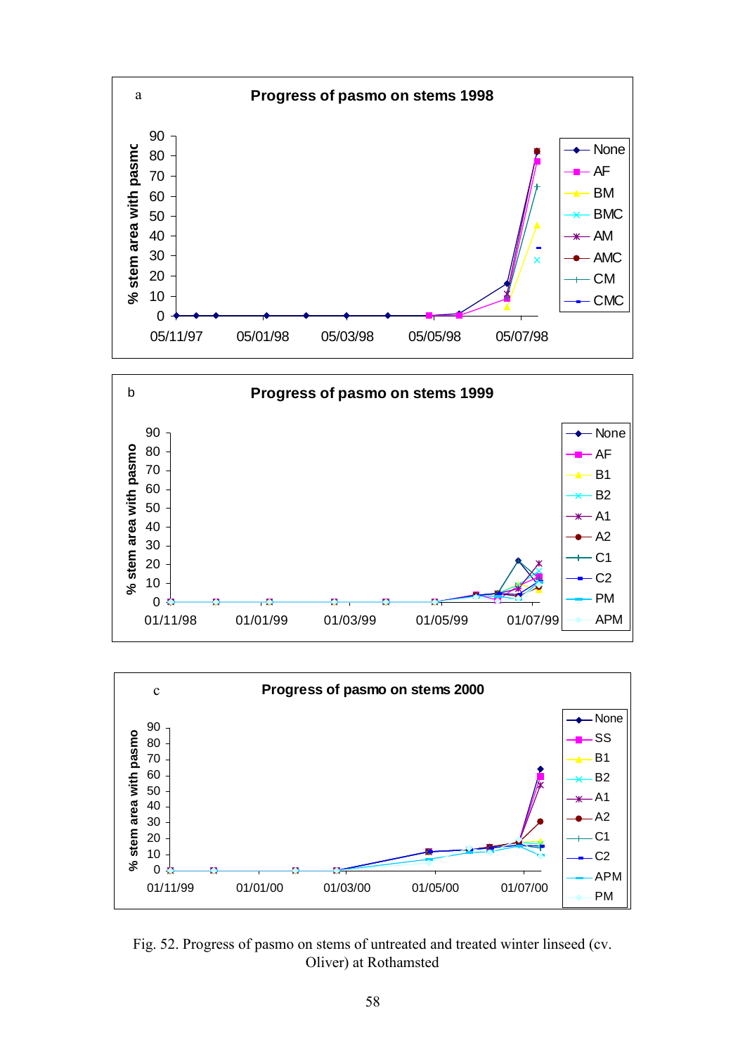Fig. 52. Progress of pasmo on stems of untreated and treated winter linseed (cv. Oliver) at Rothamsted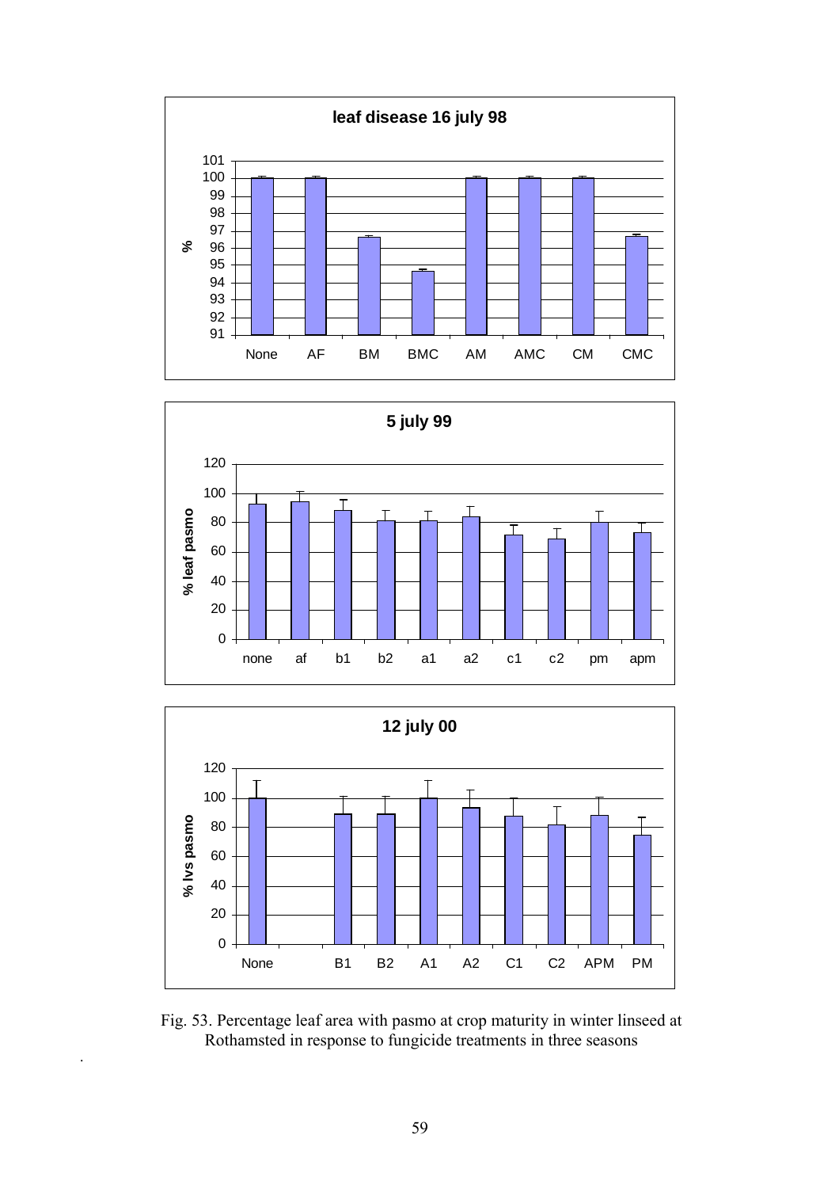Fig. 53. Percentage leaf area with pasmo at crop maturity in winter linseed at Rothamsted in response to fungicide treatments in three seasons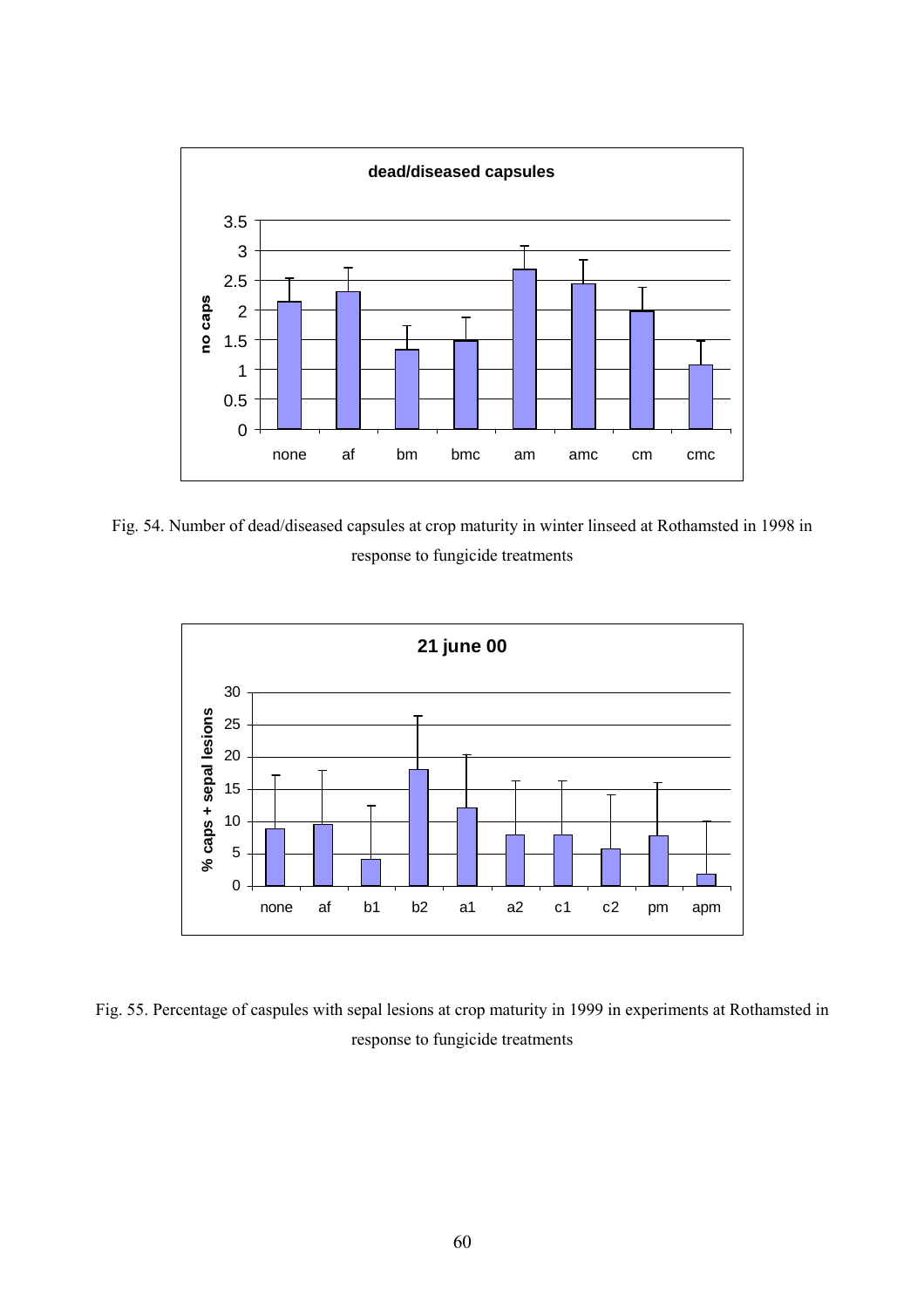Fig. 54. Number of dead/diseased capsules at crop maturity in winter linseed at Rothamsted in 1998 in response to fungicide treatments

Fig. 55. Percentage of caspules with sepal lesions at crop maturity in 1999 in experiments at Rothamsted in response to fungicide treatments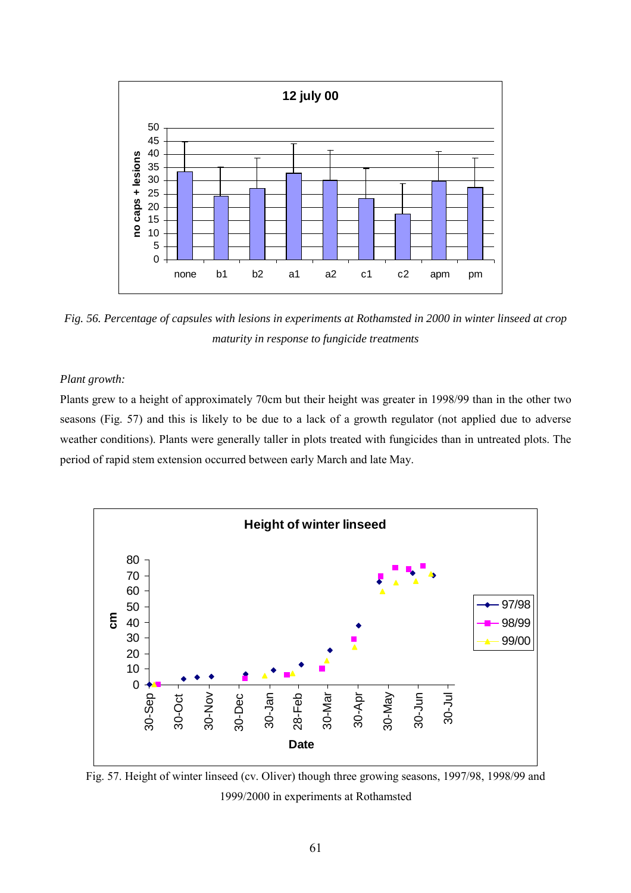*Fig. 56. Percentage of capsules with lesions in experiments at Rothamsted in 2000 in winter linseed at crop maturity in response to fungicide treatments*

*Plant growth:*

Plants grew to a height of approximately 70cm but their height was greater in 1998/99 than in the other two seasons (Fig. 57) and this is likely to be due to a lack of a growth regulator (not applied due to adverse weather conditions). Plants were generally taller in plots treated with fungicides than in untreated plots. The period of rapid stem extension occurred between early March and late May.

Fig. 57. Height of winter linseed (cv. Oliver) though three growing seasons, 1997/98, 1998/99 and 1999/2000 in experiments at Rothamsted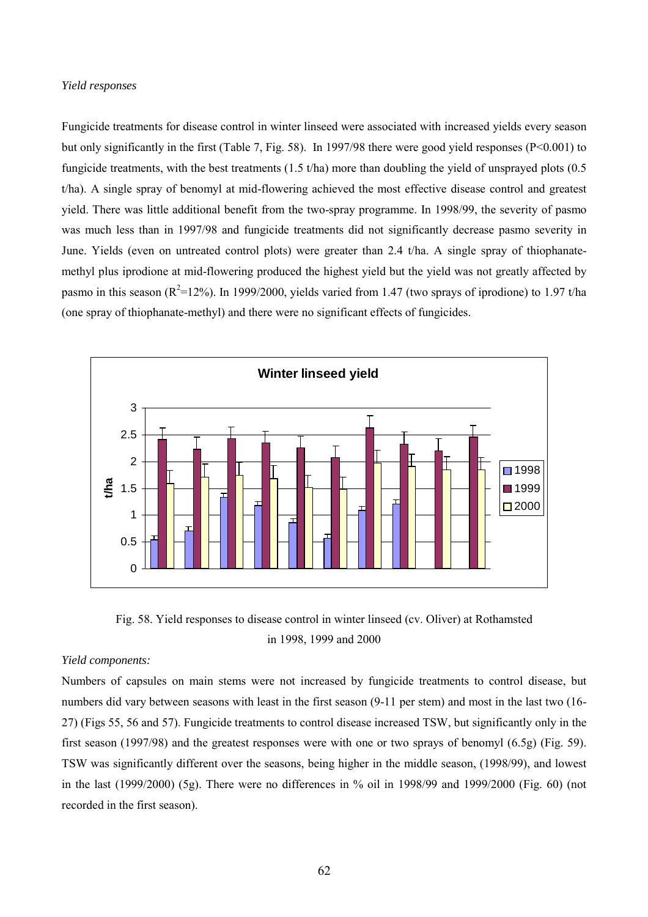*Yield responses*

Fungicide treatments for disease control in winter linseed were associated with increased yields every season but only significantly in the first (Table 7, Fig. 58). In 1997/98 there were good yield responses (P<0.001) to fungicide treatments, with the best treatments (1.5 t/ha) more than doubling the yield of unsprayed plots (0.5 t/ha). A single spray of benomyl at mid-flowering achieved the most effective disease control and greatest yield. There was little additional benefit from the two-spray programme. In 1998/99, the severity of pasmo was much less than in 1997/98 and fungicide treatments did not significantly decrease pasmo severity in June. Yields (even on untreated control plots) were greater than 2.4 t/ha. A single spray of thiophanate-methyl plus iprodione at mid-flowering produced the highest yield but the yield was not greatly affected by pasmo in this season ($R^2$=12%). In 1999/2000, yields varied from 1.47 (two sprays of iprodione) to 1.97 t/ha (one spray of thiophanate-methyl) and there were no significant effects of fungicides.

Fig. 58. Yield responses to disease control in winter linseed (cv. Oliver) at Rothamsted in 1998, 1999 and 2000

*Yield components:*

Numbers of capsules on main stems were not increased by fungicide treatments to control disease, but numbers did vary between seasons with least in the first season (9-11 per stem) and most in the last two (16-27) (Figs 55, 56 and 57). Fungicide treatments to control disease increased TSW, but significantly only in the first season (1997/98) and the greatest responses were with one or two sprays of benomyl (6.5g) (Fig. 59). TSW was significantly different over the seasons, being higher in the middle season, (1998/99), and lowest in the last (1999/2000) (5g). There were no differences in % oil in 1998/99 and 1999/2000 (Fig. 60) (not recorded in the first season).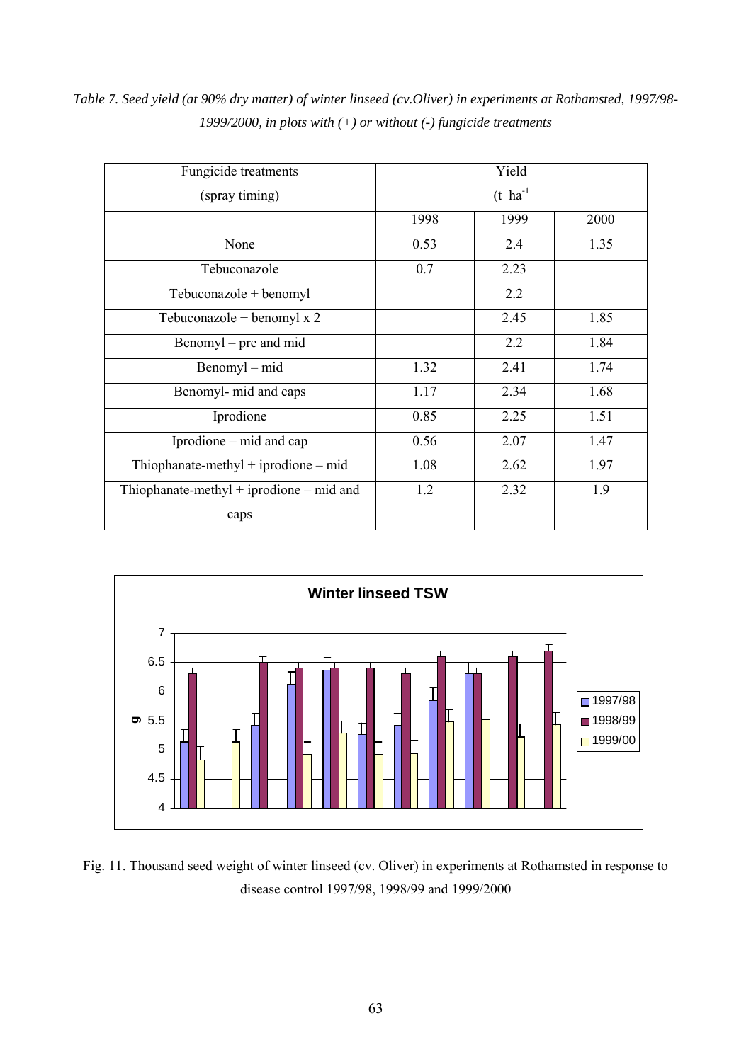*Table 7. Seed yield (at 90% dry matter) of winter linseed (cv.Oliver) in experiments at Rothamsted, 1997/98-1999/2000, in plots with (+) or without (-) fungicide treatments*

| Fungicide treatments (spray timing) | Yield ($t\ ha^{-1}$) | | |
|---|---|---|---|
| | 1998 | 1999 | 2000 |
| None | 0.53 | 2.4 | 1.35 |
| Tebuconazole | 0.7 | 2.23 | |
| Tebuconazole + benomyl | | 2.2 | |
| Tebuconazole + benomyl x 2 | | 2.45 | 1.85 |
| Benomyl – pre and mid | | 2.2 | 1.84 |
| Benomyl – mid | 1.32 | 2.41 | 1.74 |
| Benomyl- mid and caps | 1.17 | 2.34 | 1.68 |
| Iprodione | 0.85 | 2.25 | 1.51 |
| Iprodione – mid and cap | 0.56 | 2.07 | 1.47 |
| Thiophanate-methyl + iprodione – mid | 1.08 | 2.62 | 1.97 |
| Thiophanate-methyl + iprodione – mid and caps | 1.2 | 2.32 | 1.9 |

Fig. 11. Thousand seed weight of winter linseed (cv. Oliver) in experiments at Rothamsted in response to disease control 1997/98, 1998/99 and 1999/2000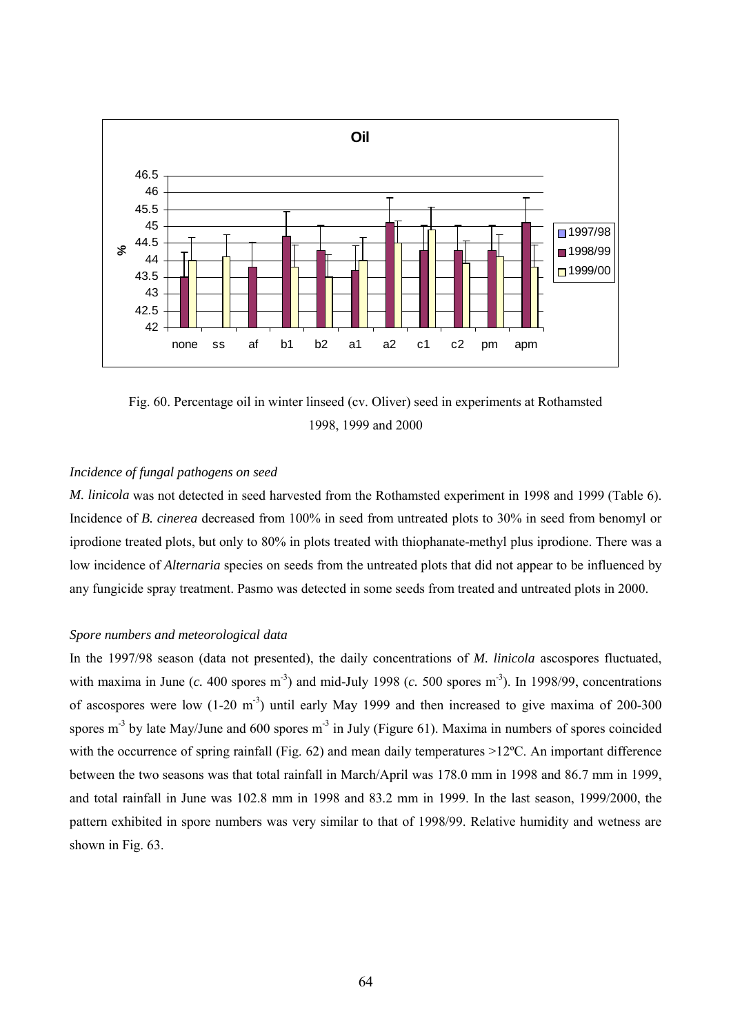Fig. 60. Percentage oil in winter linseed (cv. Oliver) seed in experiments at Rothamsted 1998, 1999 and 2000

### *Incidence of fungal pathogens on seed*

*M. linicola* was not detected in seed harvested from the Rothamsted experiment in 1998 and 1999 (Table 6). Incidence of *B. cinerea* decreased from 100% in seed from untreated plots to 30% in seed from benomyl or iprodione treated plots, but only to 80% in plots treated with thiophanate-methyl plus iprodione. There was a low incidence of *Alternaria* species on seeds from the untreated plots that did not appear to be influenced by any fungicide spray treatment. Pasmo was detected in some seeds from treated and untreated plots in 2000.

### *Spore numbers and meteorological data*

In the 1997/98 season (data not presented), the daily concentrations of *M. linicola* ascospores fluctuated, with maxima in June (*c.* 400 spores $m^{-3}$) and mid-July 1998 (*c.* 500 spores $m^{-3}$). In 1998/99, concentrations of ascospores were low (1-20 $m^{-3}$) until early May 1999 and then increased to give maxima of 200-300 spores $m^{-3}$ by late May/June and 600 spores $m^{-3}$ in July (Figure 61). Maxima in numbers of spores coincided with the occurrence of spring rainfall (Fig. 62) and mean daily temperatures >12ºC. An important difference between the two seasons was that total rainfall in March/April was 178.0 mm in 1998 and 86.7 mm in 1999, and total rainfall in June was 102.8 mm in 1998 and 83.2 mm in 1999. In the last season, 1999/2000, the pattern exhibited in spore numbers was very similar to that of 1998/99. Relative humidity and wetness are shown in Fig. 63.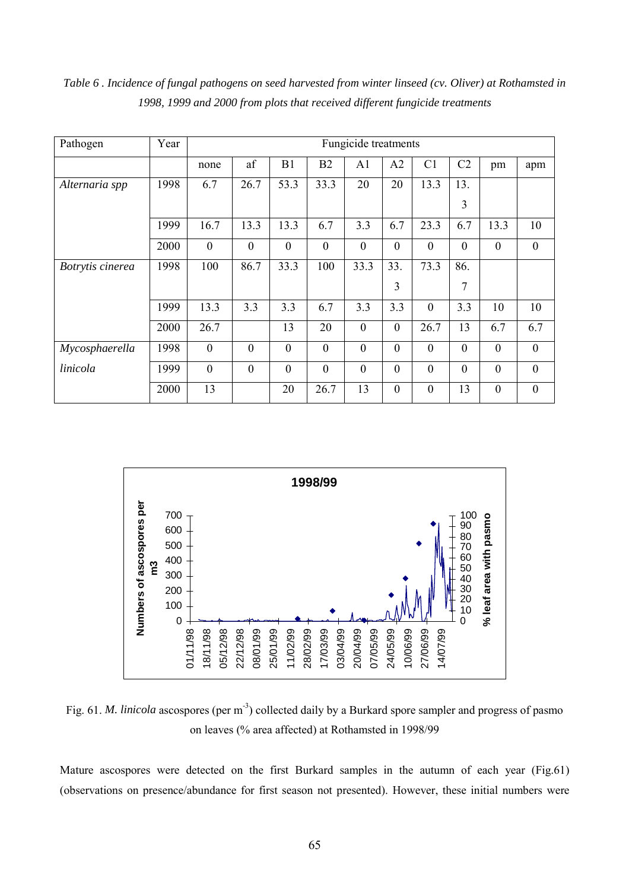*Table 6 . Incidence of fungal pathogens on seed harvested from winter linseed (cv. Oliver) at Rothamsted in 1998, 1999 and 2000 from plots that received different fungicide treatments*

| Pathogen | Year | Fungicide treatments | | | | | | | | | |
|---|---|---|---|---|---|---|---|---|---|---|---|
| | | none | af | B1 | B2 | A1 | A2 | C1 | C2 | pm | apm |
| *Alternaria spp* | 1998 | 6.7 | 26.7 | 53.3 | 33.3 | 20 | 20 | 13.3 | 13.3 | | |
| | 1999 | 16.7 | 13.3 | 13.3 | 6.7 | 3.3 | 6.7 | 23.3 | 6.7 | 13.3 | 10 |
| | 2000 | 0 | 0 | 0 | 0 | 0 | 0 | 0 | 0 | 0 | 0 |
| *Botrytis cinerea* | 1998 | 100 | 86.7 | 33.3 | 100 | 33.3 | 33.3 | 73.3 | 86.7 | | |
| | 1999 | 13.3 | 3.3 | 3.3 | 6.7 | 3.3 | 3.3 | 0 | 3.3 | 10 | 10 |
| | 2000 | 26.7 | | 13 | 20 | 0 | 0 | 26.7 | 13 | 6.7 | 6.7 |
| *Mycosphaerella linicola* | 1998 | 0 | 0 | 0 | 0 | 0 | 0 | 0 | 0 | 0 | 0 |
| | 1999 | 0 | 0 | 0 | 0 | 0 | 0 | 0 | 0 | 0 | 0 |
| | 2000 | 13 | | 20 | 26.7 | 13 | 0 | 0 | 13 | 0 | 0 |

Fig. 61. *M. linicola* ascospores (per $m^{-3}$) collected daily by a Burkard spore sampler and progress of pasmo on leaves (% area affected) at Rothamsted in 1998/99

Mature ascospores were detected on the first Burkard samples in the autumn of each year (Fig.61) (observations on presence/abundance for first season not presented). However, these initial numbers were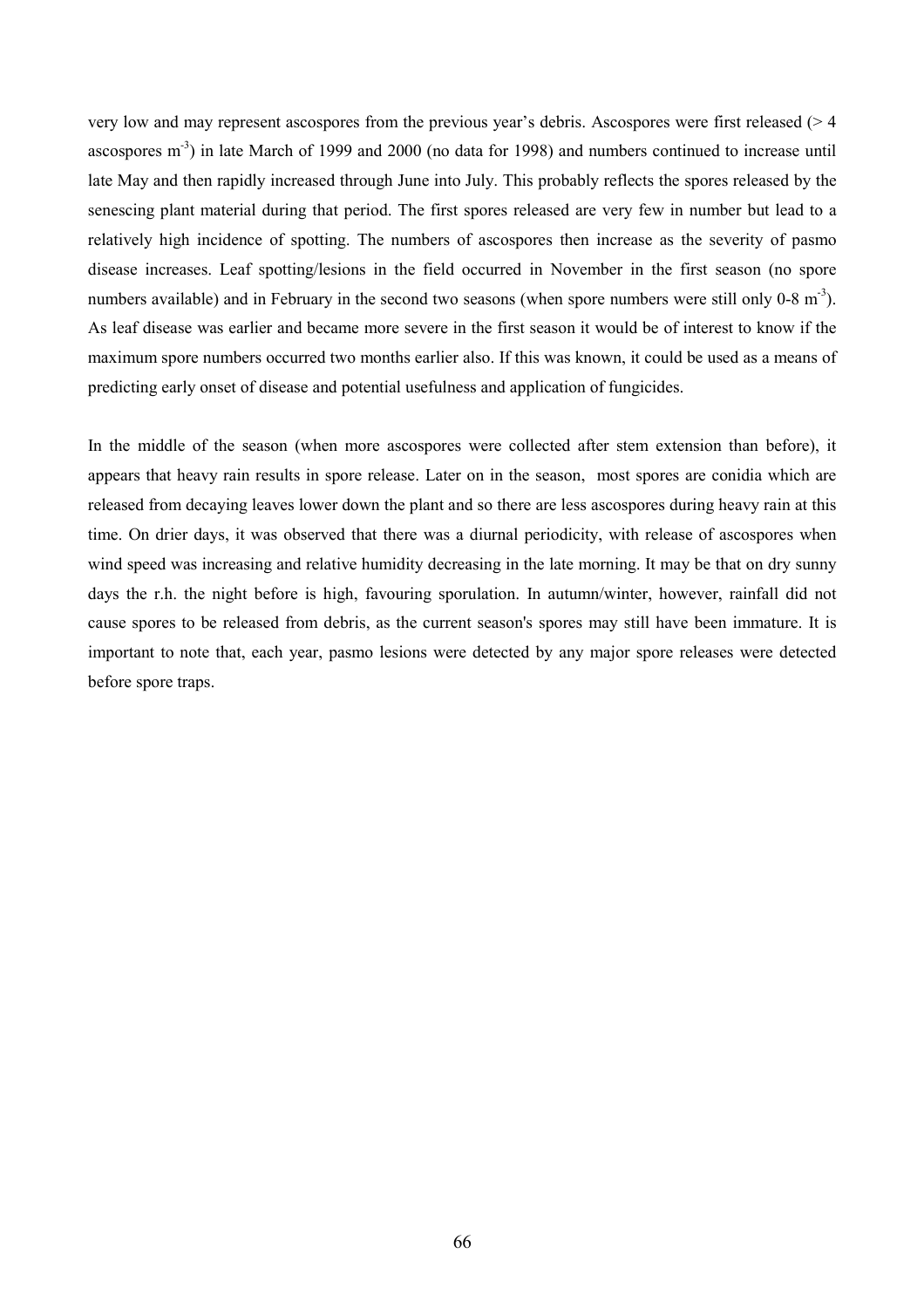very low and may represent ascospores from the previous year's debris. Ascospores were first released (> 4 ascospores $m^{-3}$) in late March of 1999 and 2000 (no data for 1998) and numbers continued to increase until late May and then rapidly increased through June into July. This probably reflects the spores released by the senescing plant material during that period. The first spores released are very few in number but lead to a relatively high incidence of spotting. The numbers of ascospores then increase as the severity of pasmo disease increases. Leaf spotting/lesions in the field occurred in November in the first season (no spore numbers available) and in February in the second two seasons (when spore numbers were still only 0-8 $m^{-3}$). As leaf disease was earlier and became more severe in the first season it would be of interest to know if the maximum spore numbers occurred two months earlier also. If this was known, it could be used as a means of predicting early onset of disease and potential usefulness and application of fungicides.

In the middle of the season (when more ascospores were collected after stem extension than before), it appears that heavy rain results in spore release. Later on in the season, most spores are conidia which are released from decaying leaves lower down the plant and so there are less ascospores during heavy rain at this time. On drier days, it was observed that there was a diurnal periodicity, with release of ascospores when wind speed was increasing and relative humidity decreasing in the late morning. It may be that on dry sunny days the r.h. the night before is high, favouring sporulation. In autumn/winter, however, rainfall did not cause spores to be released from debris, as the current season's spores may still have been immature. It is important to note that, each year, pasmo lesions were detected by any major spore releases were detected before spore traps.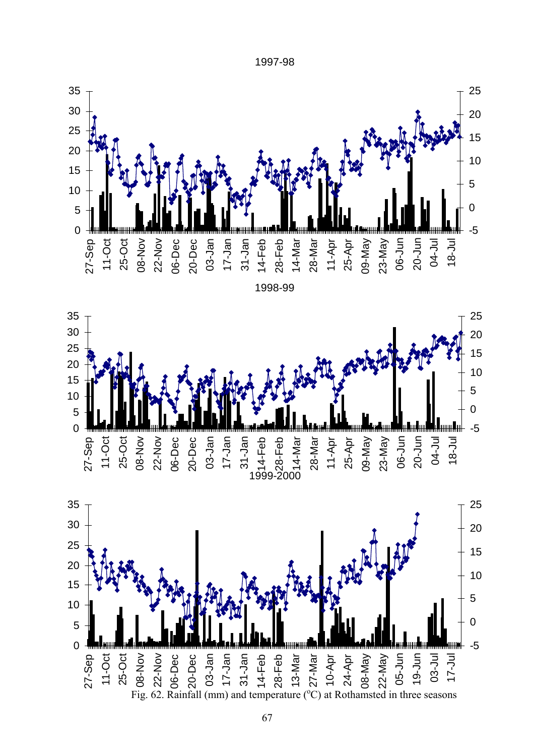1997-98

1998-99

1999-2000

Fig. 62. Rainfall (mm) and temperature ($^{o}C$) at Rothamsted in three seasons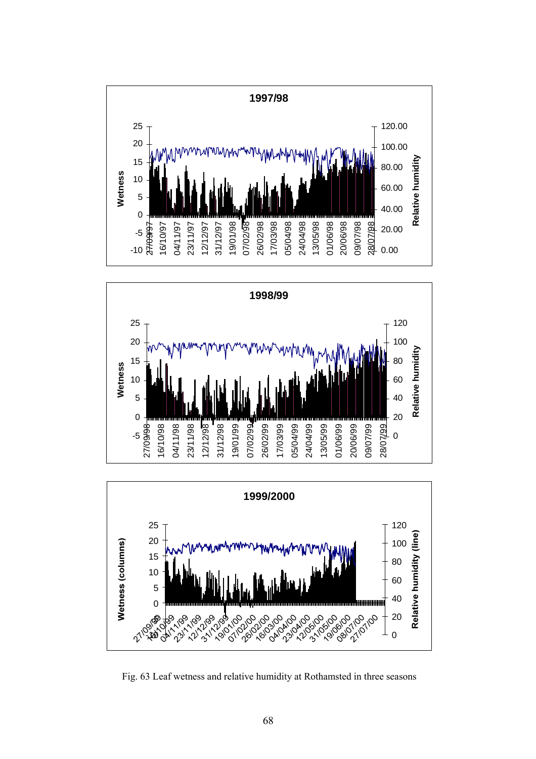Fig. 63 Leaf wetness and relative humidity at Rothamsted in three seasons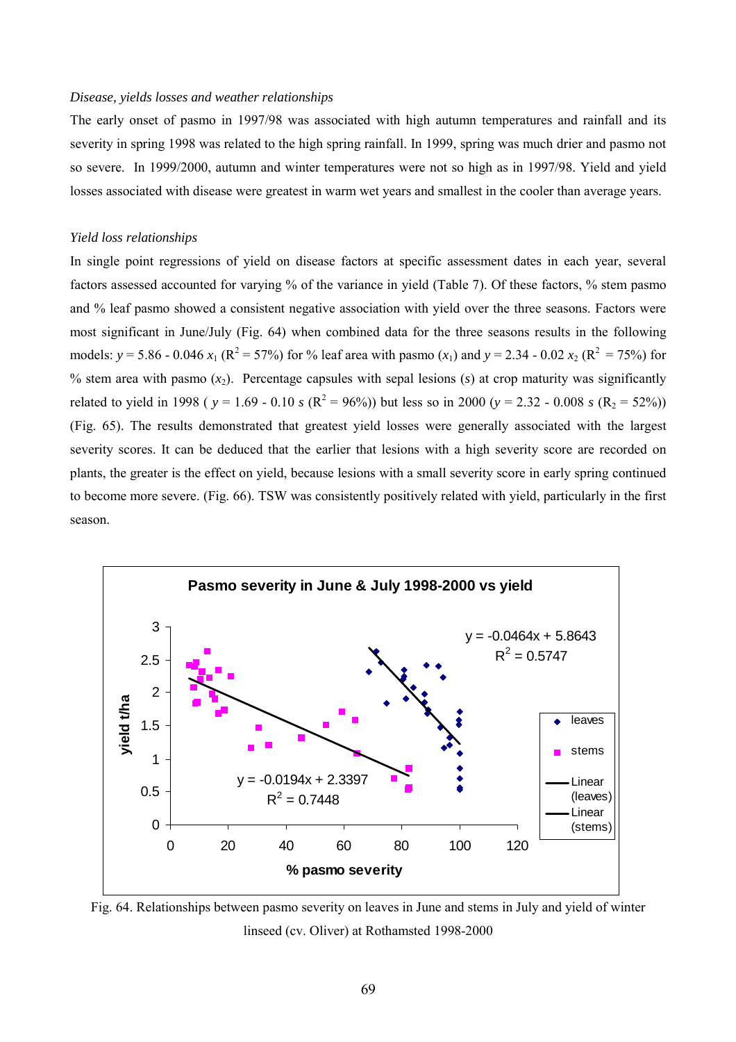*Disease, yields losses and weather relationships*

The early onset of pasmo in 1997/98 was associated with high autumn temperatures and rainfall and its severity in spring 1998 was related to the high spring rainfall. In 1999, spring was much drier and pasmo not so severe. In 1999/2000, autumn and winter temperatures were not so high as in 1997/98. Yield and yield losses associated with disease were greatest in warm wet years and smallest in the cooler than average years.

*Yield loss relationships*

In single point regressions of yield on disease factors at specific assessment dates in each year, several factors assessed accounted for varying % of the variance in yield (Table 7). Of these factors, % stem pasmo and % leaf pasmo showed a consistent negative association with yield over the three seasons. Factors were most significant in June/July (Fig. 64) when combined data for the three seasons results in the following models: $y = 5.86 - 0.046\,x_1$ ($R^2 = 57\%$) for % leaf area with pasmo ($x_1$) and $y = 2.34 - 0.02\,x_2$ ($R^2 = 75\%$) for % stem area with pasmo ($x_2$). Percentage capsules with sepal lesions ($s$) at crop maturity was significantly related to yield in 1998 ( $y = 1.69 - 0.10\,s$ ($R^2 = 96\%$)) but less so in 2000 ($y = 2.32 - 0.008\,s$ ($R_2 = 52\%$)) (Fig. 65). The results demonstrated that greatest yield losses were generally associated with the largest severity scores. It can be deduced that the earlier that lesions with a high severity score are recorded on plants, the greater is the effect on yield, because lesions with a small severity score in early spring continued to become more severe. (Fig. 66). TSW was consistently positively related with yield, particularly in the first season.

**Pasmo severity in June & July 1998-2000 vs yield**

(Chart: y-axis "yield t/ha" 0–3; x-axis "% pasmo severity" 0–120; series: leaves, stems, Linear (leaves), Linear (stems). Leaves: $y = -0.0464x + 5.8643$, $R^2 = 0.5747$. Stems: $y = -0.0194x + 2.3397$, $R^2 = 0.7448$.)

Fig. 64. Relationships between pasmo severity on leaves in June and stems in July and yield of winter linseed (cv. Oliver) at Rothamsted 1998-2000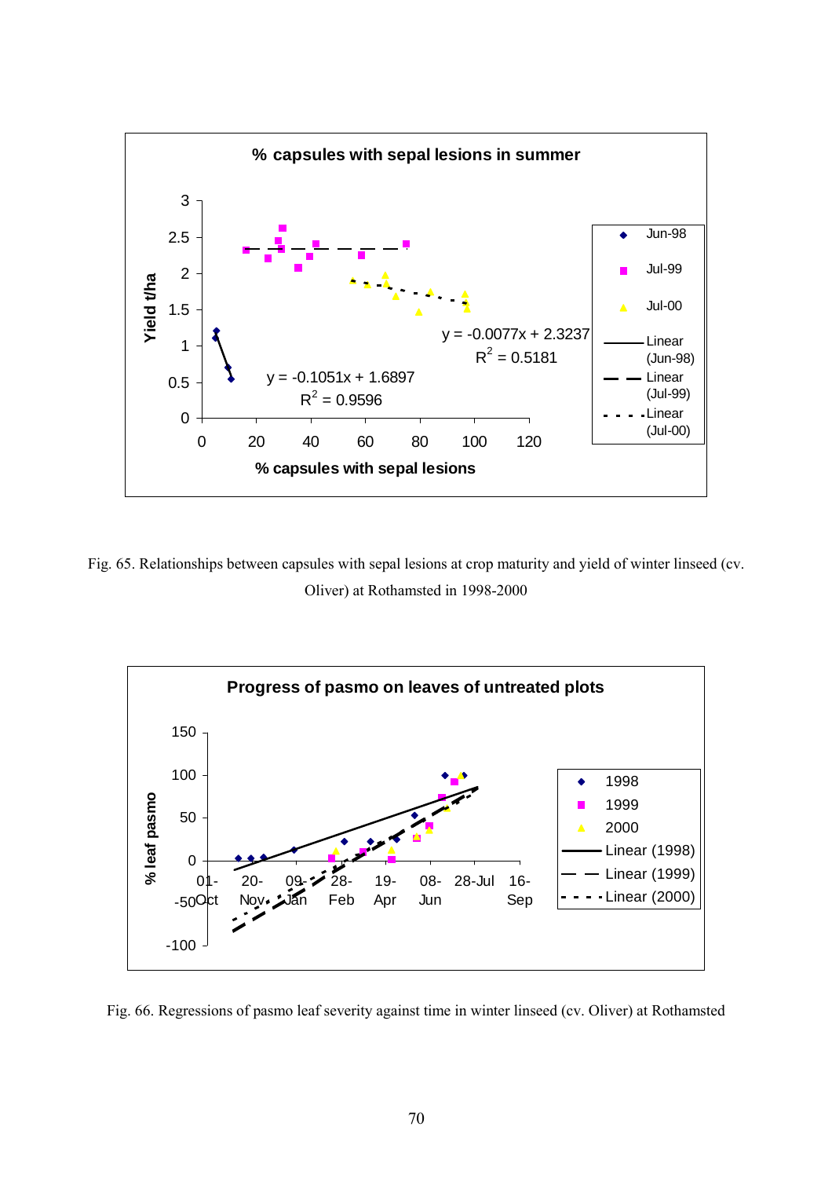Fig. 65. Relationships between capsules with sepal lesions at crop maturity and yield of winter linseed (cv. Oliver) at Rothamsted in 1998-2000

Fig. 66. Regressions of pasmo leaf severity against time in winter linseed (cv. Oliver) at Rothamsted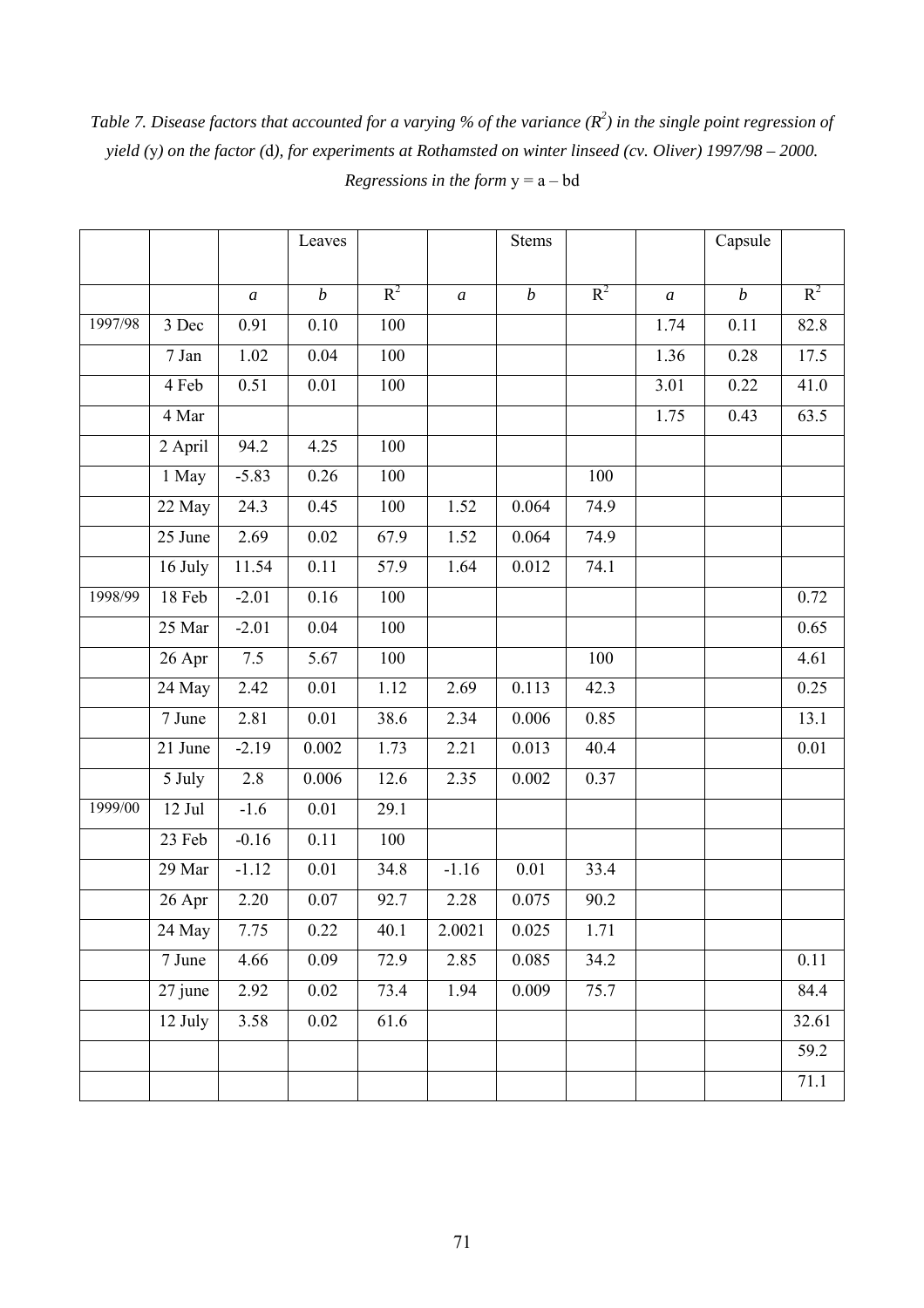*Table 7. Disease factors that accounted for a varying % of the variance ($R^2$) in the single point regression of yield (y) on the factor (d), for experiments at Rothamsted on winter linseed (cv. Oliver) 1997/98 – 2000. Regressions in the form $y = a - bd$*

| | | | Leaves | | | Stems | | | Capsule | |
|---|---|---|---|---|---|---|---|---|---|---|
| | | *a* | *b* | $R^2$ | *a* | *b* | $R^2$ | *a* | *b* | $R^2$ |
| 1997/98 | 3 Dec | 0.91 | 0.10 | 100 | | | | 1.74 | 0.11 | 82.8 |
| | 7 Jan | 1.02 | 0.04 | 100 | | | | 1.36 | 0.28 | 17.5 |
| | 4 Feb | 0.51 | 0.01 | 100 | | | | 3.01 | 0.22 | 41.0 |
| | 4 Mar | | | | | | | 1.75 | 0.43 | 63.5 |
| | 2 April | 94.2 | 4.25 | 100 | | | | | | |
| | 1 May | -5.83 | 0.26 | 100 | | | 100 | | | |
| | 22 May | 24.3 | 0.45 | 100 | 1.52 | 0.064 | 74.9 | | | |
| | 25 June | 2.69 | 0.02 | 67.9 | 1.52 | 0.064 | 74.9 | | | |
| | 16 July | 11.54 | 0.11 | 57.9 | 1.64 | 0.012 | 74.1 | | | |
| 1998/99 | 18 Feb | -2.01 | 0.16 | 100 | | | | | | 0.72 |
| | 25 Mar | -2.01 | 0.04 | 100 | | | | | | 0.65 |
| | 26 Apr | 7.5 | 5.67 | 100 | | | 100 | | | 4.61 |
| | 24 May | 2.42 | 0.01 | 1.12 | 2.69 | 0.113 | 42.3 | | | 0.25 |
| | 7 June | 2.81 | 0.01 | 38.6 | 2.34 | 0.006 | 0.85 | | | 13.1 |
| | 21 June | -2.19 | 0.002 | 1.73 | 2.21 | 0.013 | 40.4 | | | 0.01 |
| | 5 July | 2.8 | 0.006 | 12.6 | 2.35 | 0.002 | 0.37 | | | |
| 1999/00 | 12 Jul | -1.6 | 0.01 | 29.1 | | | | | | |
| | 23 Feb | -0.16 | 0.11 | 100 | | | | | | |
| | 29 Mar | -1.12 | 0.01 | 34.8 | -1.16 | 0.01 | 33.4 | | | |
| | 26 Apr | 2.20 | 0.07 | 92.7 | 2.28 | 0.075 | 90.2 | | | |
| | 24 May | 7.75 | 0.22 | 40.1 | 2.0021 | 0.025 | 1.71 | | | |
| | 7 June | 4.66 | 0.09 | 72.9 | 2.85 | 0.085 | 34.2 | | | 0.11 |
| | 27 june | 2.92 | 0.02 | 73.4 | 1.94 | 0.009 | 75.7 | | | 84.4 |
| | 12 July | 3.58 | 0.02 | 61.6 | | | | | | 32.61 |
| | | | | | | | | | | 59.2 |
| | | | | | | | | | | 71.1 |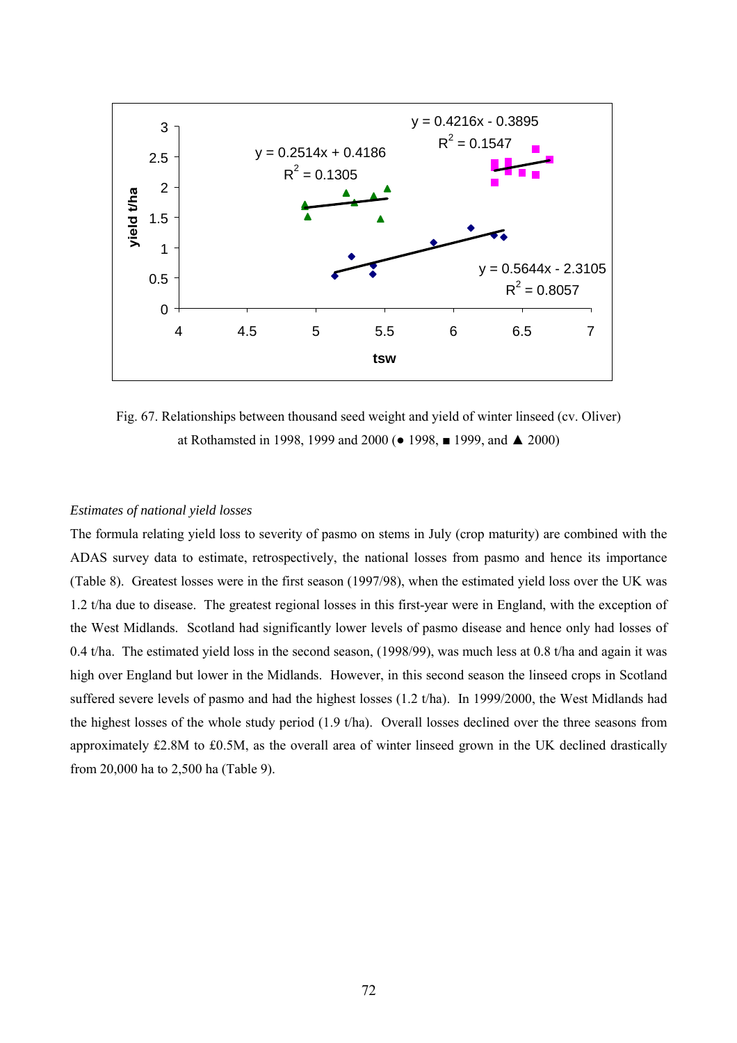Fig. 67. Relationships between thousand seed weight and yield of winter linseed (cv. Oliver) at Rothamsted in 1998, 1999 and 2000 (● 1998, ■ 1999, and ▲ 2000)

*Estimates of national yield losses*

The formula relating yield loss to severity of pasmo on stems in July (crop maturity) are combined with the ADAS survey data to estimate, retrospectively, the national losses from pasmo and hence its importance (Table 8). Greatest losses were in the first season (1997/98), when the estimated yield loss over the UK was 1.2 t/ha due to disease. The greatest regional losses in this first-year were in England, with the exception of the West Midlands. Scotland had significantly lower levels of pasmo disease and hence only had losses of 0.4 t/ha. The estimated yield loss in the second season, (1998/99), was much less at 0.8 t/ha and again it was high over England but lower in the Midlands. However, in this second season the linseed crops in Scotland suffered severe levels of pasmo and had the highest losses (1.2 t/ha). In 1999/2000, the West Midlands had the highest losses of the whole study period (1.9 t/ha). Overall losses declined over the three seasons from approximately £2.8M to £0.5M, as the overall area of winter linseed grown in the UK declined drastically from 20,000 ha to 2,500 ha (Table 9).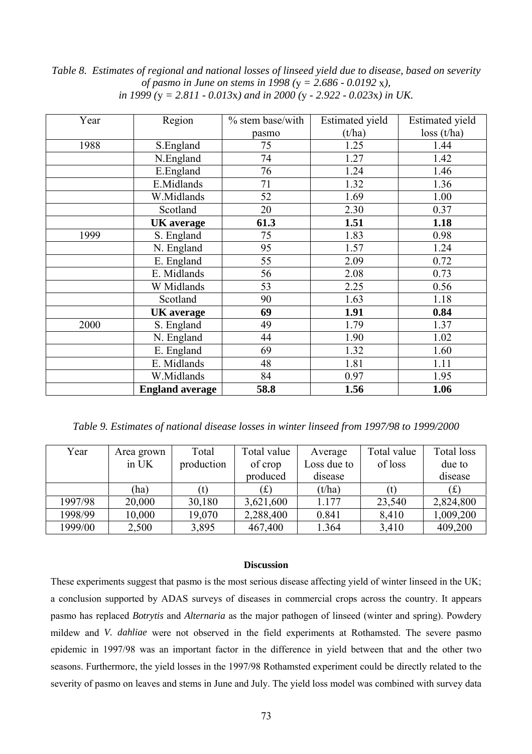*Table 8. Estimates of regional and national losses of linseed yield due to disease, based on severity of pasmo in June on stems in 1998 ($y = 2.686 - 0.0192x$), in 1999 ($y = 2.811 - 0.013x$) and in 2000 ($y - 2.922 - 0.023x$) in UK.*

| Year | Region | % stem base/with pasmo | Estimated yield (t/ha) | Estimated yield loss (t/ha) |
|---|---|---|---|---|
| 1988 | S.England | 75 | 1.25 | 1.44 |
| | N.England | 74 | 1.27 | 1.42 |
| | E.England | 76 | 1.24 | 1.46 |
| | E.Midlands | 71 | 1.32 | 1.36 |
| | W.Midlands | 52 | 1.69 | 1.00 |
| | Scotland | 20 | 2.30 | 0.37 |
| | **UK average** | **61.3** | **1.51** | **1.18** |
| 1999 | S. England | 75 | 1.83 | 0.98 |
| | N. England | 95 | 1.57 | 1.24 |
| | E. England | 55 | 2.09 | 0.72 |
| | E. Midlands | 56 | 2.08 | 0.73 |
| | W Midlands | 53 | 2.25 | 0.56 |
| | Scotland | 90 | 1.63 | 1.18 |
| | **UK average** | **69** | **1.91** | **0.84** |
| 2000 | S. England | 49 | 1.79 | 1.37 |
| | N. England | 44 | 1.90 | 1.02 |
| | E. England | 69 | 1.32 | 1.60 |
| | E. Midlands | 48 | 1.81 | 1.11 |
| | W.Midlands | 84 | 0.97 | 1.95 |
| | **England average** | **58.8** | **1.56** | **1.06** |

*Table 9. Estimates of national disease losses in winter linseed from 1997/98 to 1999/2000*

| Year | Area grown in UK | Total production | Total value of crop produced | Average Loss due to disease | Total value of loss | Total loss due to disease |
|---|---|---|---|---|---|---|
| | (ha) | (t) | (£) | (t/ha) | (t) | (£) |
| 1997/98 | 20,000 | 30,180 | 3,621,600 | 1.177 | 23,540 | 2,824,800 |
| 1998/99 | 10,000 | 19,070 | 2,288,400 | 0.841 | 8,410 | 1,009,200 |
| 1999/00 | 2,500 | 3,895 | 467,400 | 1.364 | 3,410 | 409,200 |

**Discussion**

These experiments suggest that pasmo is the most serious disease affecting yield of winter linseed in the UK; a conclusion supported by ADAS surveys of diseases in commercial crops across the country. It appears pasmo has replaced *Botrytis* and *Alternaria* as the major pathogen of linseed (winter and spring). Powdery mildew and *V. dahliae* were not observed in the field experiments at Rothamsted. The severe pasmo epidemic in 1997/98 was an important factor in the difference in yield between that and the other two seasons. Furthermore, the yield losses in the 1997/98 Rothamsted experiment could be directly related to the severity of pasmo on leaves and stems in June and July. The yield loss model was combined with survey data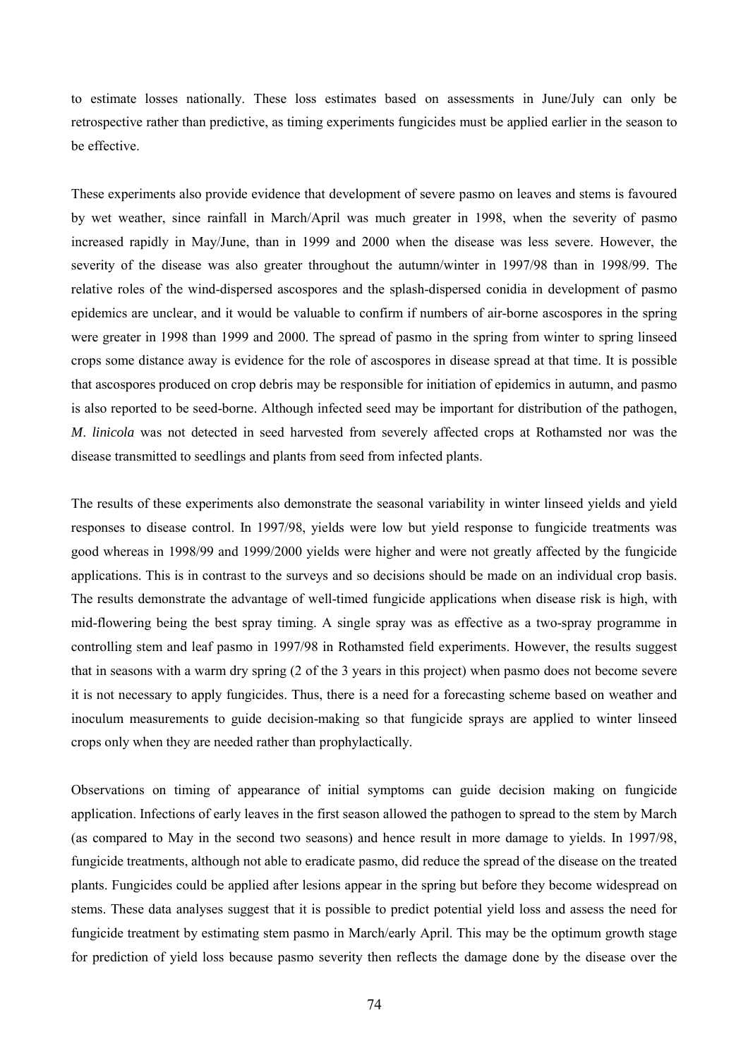to estimate losses nationally. These loss estimates based on assessments in June/July can only be retrospective rather than predictive, as timing experiments fungicides must be applied earlier in the season to be effective.

These experiments also provide evidence that development of severe pasmo on leaves and stems is favoured by wet weather, since rainfall in March/April was much greater in 1998, when the severity of pasmo increased rapidly in May/June, than in 1999 and 2000 when the disease was less severe. However, the severity of the disease was also greater throughout the autumn/winter in 1997/98 than in 1998/99. The relative roles of the wind-dispersed ascospores and the splash-dispersed conidia in development of pasmo epidemics are unclear, and it would be valuable to confirm if numbers of air-borne ascospores in the spring were greater in 1998 than 1999 and 2000. The spread of pasmo in the spring from winter to spring linseed crops some distance away is evidence for the role of ascospores in disease spread at that time. It is possible that ascospores produced on crop debris may be responsible for initiation of epidemics in autumn, and pasmo is also reported to be seed-borne. Although infected seed may be important for distribution of the pathogen, *M. linicola* was not detected in seed harvested from severely affected crops at Rothamsted nor was the disease transmitted to seedlings and plants from seed from infected plants.

The results of these experiments also demonstrate the seasonal variability in winter linseed yields and yield responses to disease control. In 1997/98, yields were low but yield response to fungicide treatments was good whereas in 1998/99 and 1999/2000 yields were higher and were not greatly affected by the fungicide applications. This is in contrast to the surveys and so decisions should be made on an individual crop basis. The results demonstrate the advantage of well-timed fungicide applications when disease risk is high, with mid-flowering being the best spray timing. A single spray was as effective as a two-spray programme in controlling stem and leaf pasmo in 1997/98 in Rothamsted field experiments. However, the results suggest that in seasons with a warm dry spring (2 of the 3 years in this project) when pasmo does not become severe it is not necessary to apply fungicides. Thus, there is a need for a forecasting scheme based on weather and inoculum measurements to guide decision-making so that fungicide sprays are applied to winter linseed crops only when they are needed rather than prophylactically.

Observations on timing of appearance of initial symptoms can guide decision making on fungicide application. Infections of early leaves in the first season allowed the pathogen to spread to the stem by March (as compared to May in the second two seasons) and hence result in more damage to yields. In 1997/98, fungicide treatments, although not able to eradicate pasmo, did reduce the spread of the disease on the treated plants. Fungicides could be applied after lesions appear in the spring but before they become widespread on stems. These data analyses suggest that it is possible to predict potential yield loss and assess the need for fungicide treatment by estimating stem pasmo in March/early April. This may be the optimum growth stage for prediction of yield loss because pasmo severity then reflects the damage done by the disease over the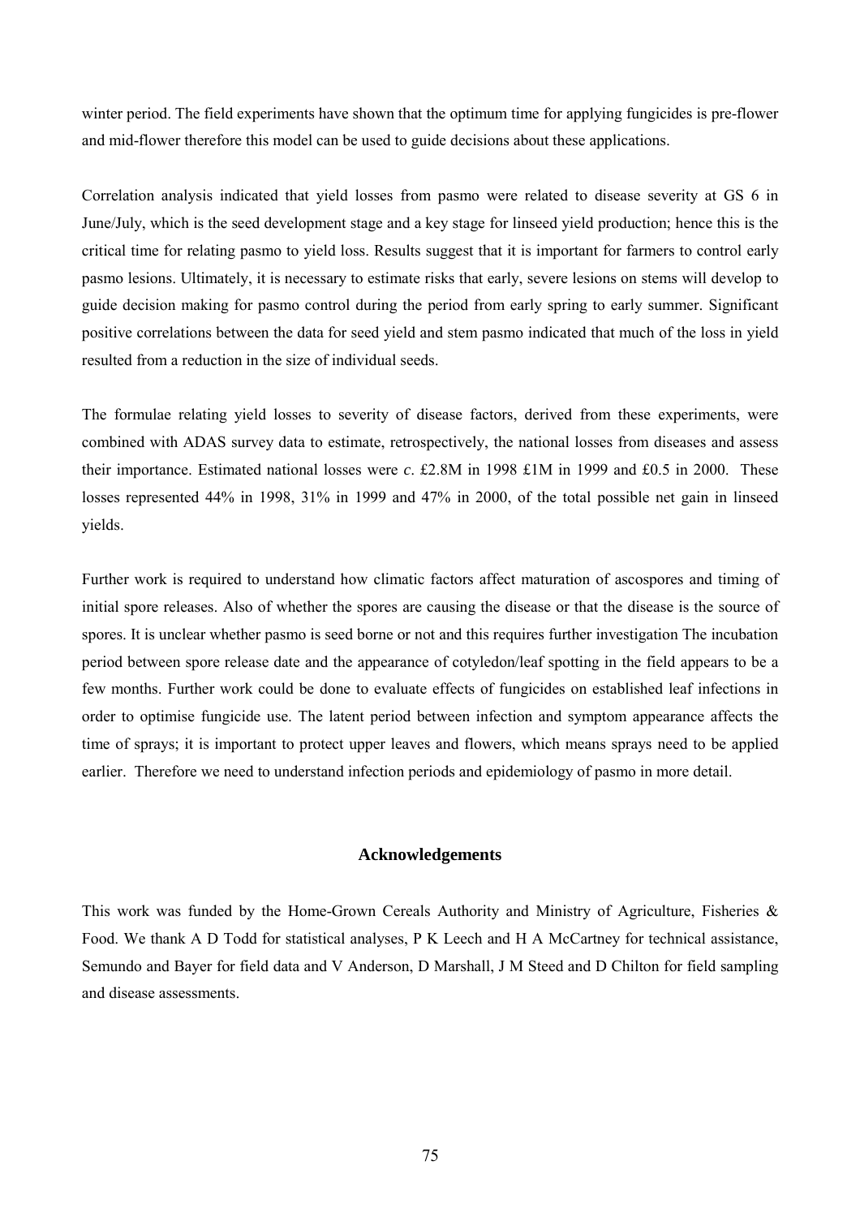winter period. The field experiments have shown that the optimum time for applying fungicides is pre-flower and mid-flower therefore this model can be used to guide decisions about these applications.

Correlation analysis indicated that yield losses from pasmo were related to disease severity at GS 6 in June/July, which is the seed development stage and a key stage for linseed yield production; hence this is the critical time for relating pasmo to yield loss. Results suggest that it is important for farmers to control early pasmo lesions. Ultimately, it is necessary to estimate risks that early, severe lesions on stems will develop to guide decision making for pasmo control during the period from early spring to early summer. Significant positive correlations between the data for seed yield and stem pasmo indicated that much of the loss in yield resulted from a reduction in the size of individual seeds.

The formulae relating yield losses to severity of disease factors, derived from these experiments, were combined with ADAS survey data to estimate, retrospectively, the national losses from diseases and assess their importance. Estimated national losses were *c*. £2.8M in 1998 £1M in 1999 and £0.5 in 2000. These losses represented 44% in 1998, 31% in 1999 and 47% in 2000, of the total possible net gain in linseed yields.

Further work is required to understand how climatic factors affect maturation of ascospores and timing of initial spore releases. Also of whether the spores are causing the disease or that the disease is the source of spores. It is unclear whether pasmo is seed borne or not and this requires further investigation The incubation period between spore release date and the appearance of cotyledon/leaf spotting in the field appears to be a few months. Further work could be done to evaluate effects of fungicides on established leaf infections in order to optimise fungicide use. The latent period between infection and symptom appearance affects the time of sprays; it is important to protect upper leaves and flowers, which means sprays need to be applied earlier. Therefore we need to understand infection periods and epidemiology of pasmo in more detail.

## Acknowledgements

This work was funded by the Home-Grown Cereals Authority and Ministry of Agriculture, Fisheries & Food. We thank A D Todd for statistical analyses, P K Leech and H A McCartney for technical assistance, Semundo and Bayer for field data and V Anderson, D Marshall, J M Steed and D Chilton for field sampling and disease assessments.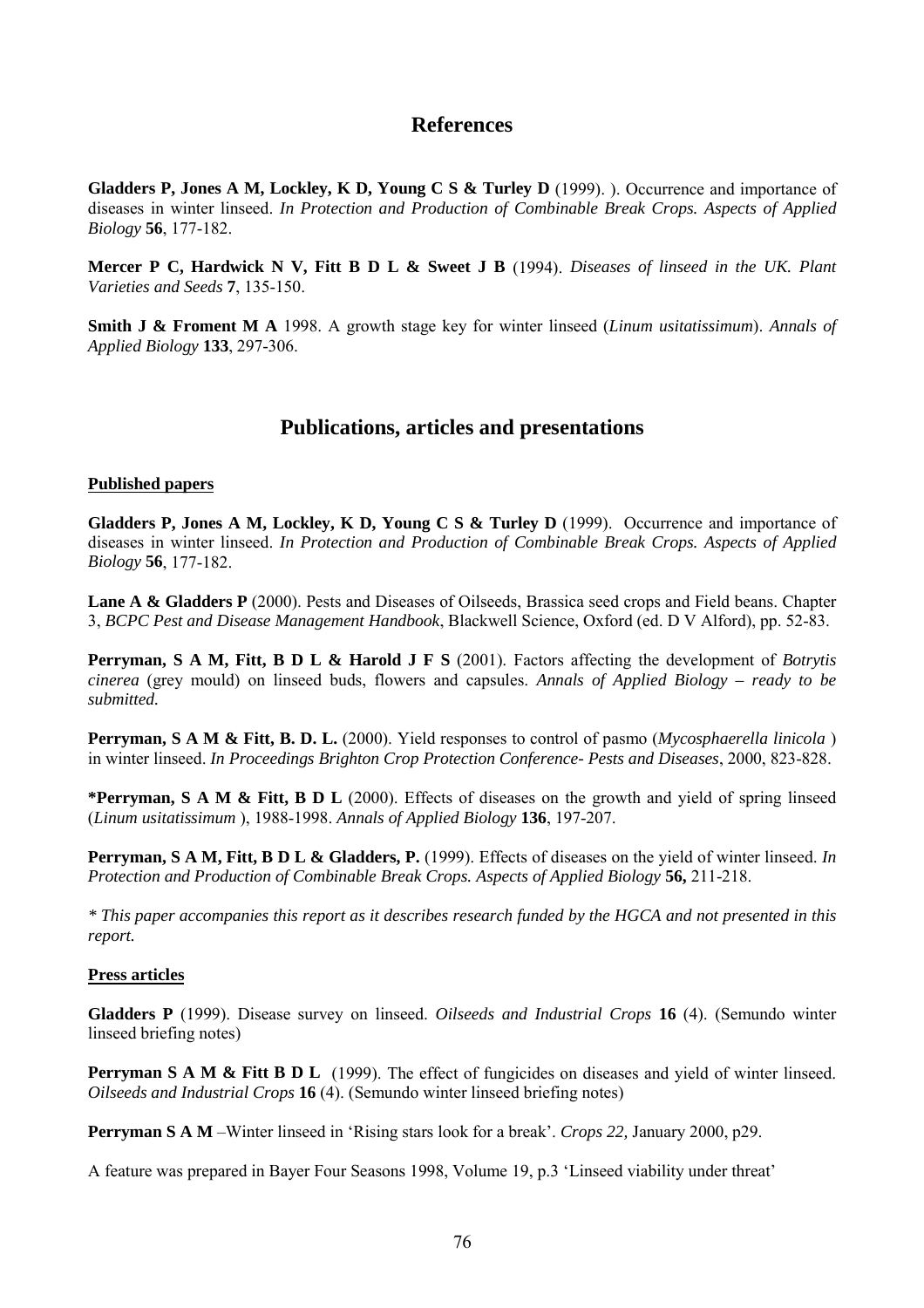# References

**Gladders P, Jones A M, Lockley, K D, Young C S & Turley D** (1999). ). Occurrence and importance of diseases in winter linseed. *In Protection and Production of Combinable Break Crops. Aspects of Applied Biology* **56**, 177-182.

**Mercer P C, Hardwick N V, Fitt B D L & Sweet J B** (1994). *Diseases of linseed in the UK. Plant Varieties and Seeds* **7**, 135-150.

**Smith J & Froment M A** 1998. A growth stage key for winter linseed (*Linum usitatissimum*). *Annals of Applied Biology* **133**, 297-306.

# Publications, articles and presentations

## Published papers

**Gladders P, Jones A M, Lockley, K D, Young C S & Turley D** (1999). Occurrence and importance of diseases in winter linseed. *In Protection and Production of Combinable Break Crops. Aspects of Applied Biology* **56**, 177-182.

**Lane A & Gladders P** (2000). Pests and Diseases of Oilseeds, Brassica seed crops and Field beans. Chapter 3, *BCPC Pest and Disease Management Handbook*, Blackwell Science, Oxford (ed. D V Alford), pp. 52-83.

**Perryman, S A M, Fitt, B D L & Harold J F S** (2001). Factors affecting the development of *Botrytis cinerea* (grey mould) on linseed buds, flowers and capsules. *Annals of Applied Biology – ready to be submitted.*

**Perryman, S A M & Fitt, B. D. L.** (2000). Yield responses to control of pasmo (*Mycosphaerella linicola* ) in winter linseed. *In Proceedings Brighton Crop Protection Conference- Pests and Diseases*, 2000, 823-828.

**\*Perryman, S A M & Fitt, B D L** (2000). Effects of diseases on the growth and yield of spring linseed (*Linum usitatissimum* ), 1988-1998. *Annals of Applied Biology* **136**, 197-207.

**Perryman, S A M, Fitt, B D L & Gladders, P.** (1999). Effects of diseases on the yield of winter linseed. *In Protection and Production of Combinable Break Crops. Aspects of Applied Biology* **56,** 211-218.

*\* This paper accompanies this report as it describes research funded by the HGCA and not presented in this report.*

## Press articles

**Gladders P** (1999). Disease survey on linseed. *Oilseeds and Industrial Crops* **16** (4). (Semundo winter linseed briefing notes)

**Perryman S A M & Fitt B D L** (1999). The effect of fungicides on diseases and yield of winter linseed. *Oilseeds and Industrial Crops* **16** (4). (Semundo winter linseed briefing notes)

**Perryman S A M** –Winter linseed in 'Rising stars look for a break'. *Crops 22,* January 2000, p29.

A feature was prepared in Bayer Four Seasons 1998, Volume 19, p.3 'Linseed viability under threat'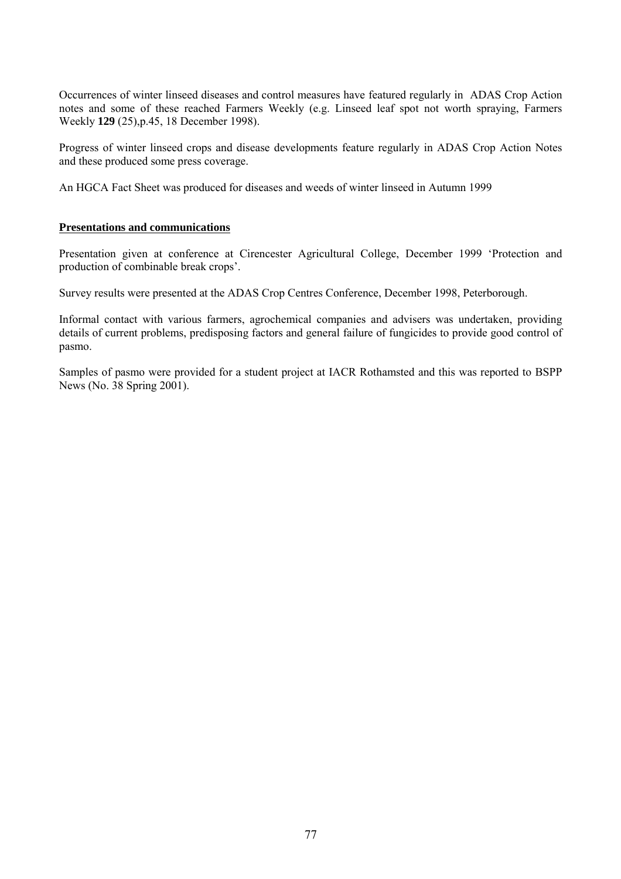Occurrences of winter linseed diseases and control measures have featured regularly in ADAS Crop Action notes and some of these reached Farmers Weekly (e.g. Linseed leaf spot not worth spraying, Farmers Weekly **129** (25),p.45, 18 December 1998).

Progress of winter linseed crops and disease developments feature regularly in ADAS Crop Action Notes and these produced some press coverage.

An HGCA Fact Sheet was produced for diseases and weeds of winter linseed in Autumn 1999

**Presentations and communications**

Presentation given at conference at Cirencester Agricultural College, December 1999 'Protection and production of combinable break crops'.

Survey results were presented at the ADAS Crop Centres Conference, December 1998, Peterborough.

Informal contact with various farmers, agrochemical companies and advisers was undertaken, providing details of current problems, predisposing factors and general failure of fungicides to provide good control of pasmo.

Samples of pasmo were provided for a student project at IACR Rothamsted and this was reported to BSPP News (No. 38 Spring 2001).